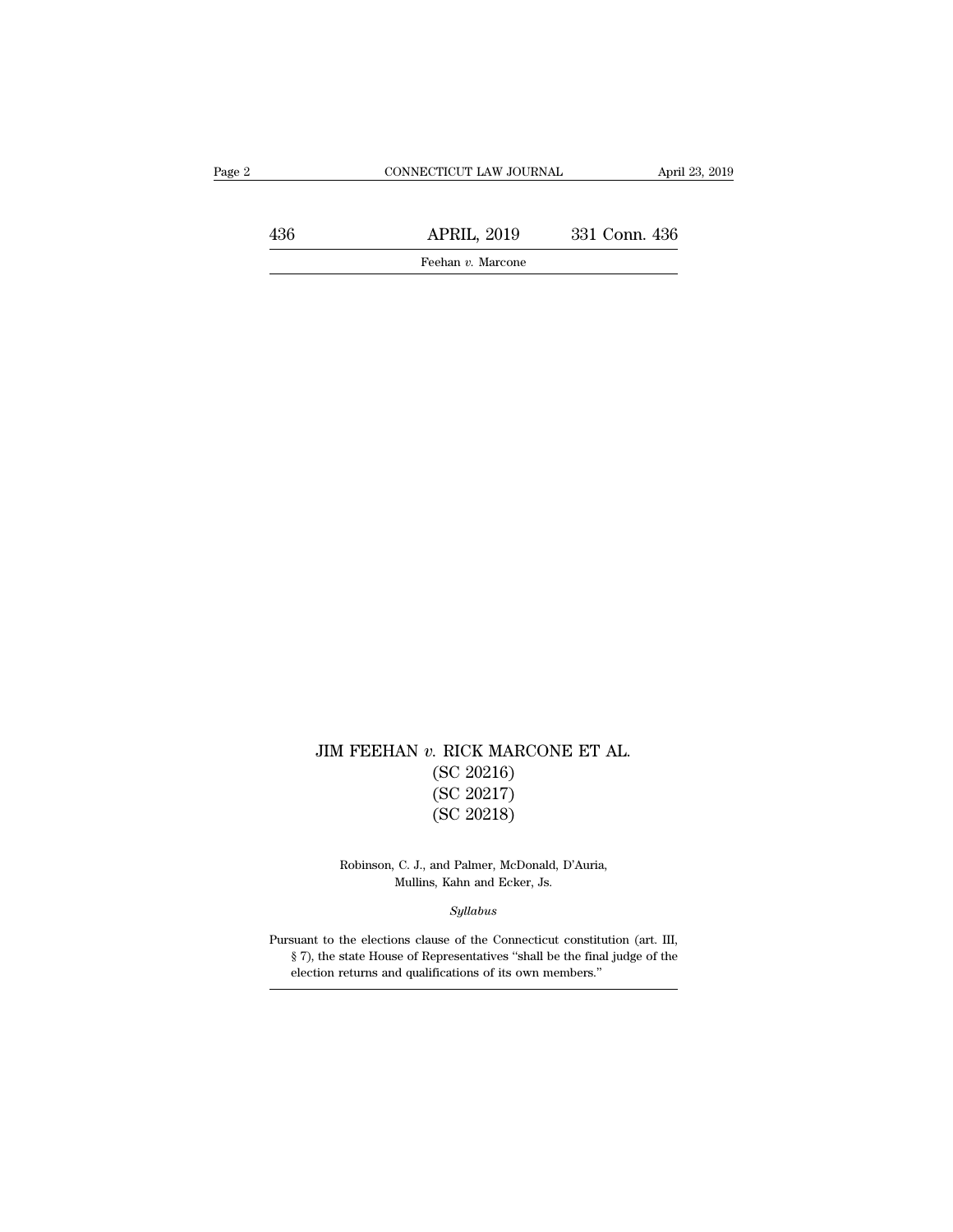# JIM FEEHAN *v.* RICK MARCONE ET AL.
## (SC 20216)
## (SC 20217)
## (SC 20218)

Robinson, C. J., and Palmer, McDonald, D'Auria, Mullins, Kahn and Ecker, Js.

*Syllabus*

Pursuant to the elections clause of the Connecticut constitution (art. III, § 7), the state House of Representatives "shall be the final judge of the election returns and qualifications of its own members."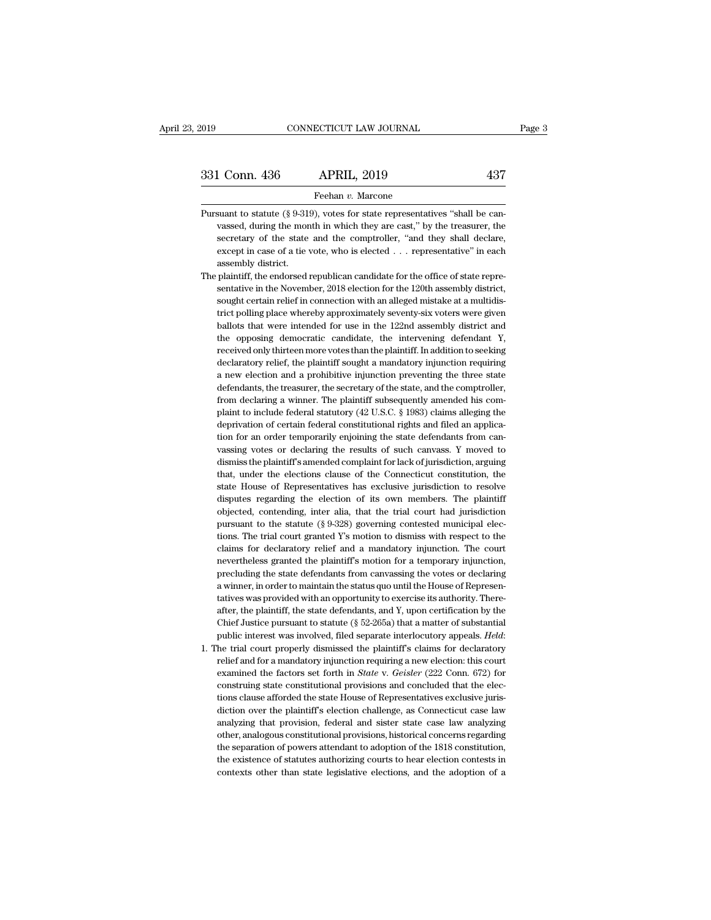Pursuant to statute (§ 9-319), votes for state representatives "shall be canvassed, during the month in which they are cast," by the treasurer, the secretary of the state and the comptroller, "and they shall declare, except in case of a tie vote, who is elected . . . representative" in each assembly district.

The plaintiff, the endorsed republican candidate for the office of state representative in the November, 2018 election for the 120th assembly district, sought certain relief in connection with an alleged mistake at a multidistrict polling place whereby approximately seventy-six voters were given ballots that were intended for use in the 122nd assembly district and the opposing democratic candidate, the intervening defendant Y, received only thirteen more votes than the plaintiff. In addition to seeking declaratory relief, the plaintiff sought a mandatory injunction requiring a new election and a prohibitive injunction preventing the three state defendants, the treasurer, the secretary of the state, and the comptroller, from declaring a winner. The plaintiff subsequently amended his complaint to include federal statutory (42 U.S.C. § 1983) claims alleging the deprivation of certain federal constitutional rights and filed an application for an order temporarily enjoining the state defendants from canvassing votes or declaring the results of such canvass. Y moved to dismiss the plaintiff's amended complaint for lack of jurisdiction, arguing that, under the elections clause of the Connecticut constitution, the state House of Representatives has exclusive jurisdiction to resolve disputes regarding the election of its own members. The plaintiff objected, contending, inter alia, that the trial court had jurisdiction pursuant to the statute (§ 9-328) governing contested municipal elections. The trial court granted Y's motion to dismiss with respect to the claims for declaratory relief and a mandatory injunction. The court nevertheless granted the plaintiff's motion for a temporary injunction, precluding the state defendants from canvassing the votes or declaring a winner, in order to maintain the status quo until the House of Representatives was provided with an opportunity to exercise its authority. Thereafter, the plaintiff, the state defendants, and Y, upon certification by the Chief Justice pursuant to statute (§ 52-265a) that a matter of substantial public interest was involved, filed separate interlocutory appeals. *Held*:

1. The trial court properly dismissed the plaintiff's claims for declaratory relief and for a mandatory injunction requiring a new election: this court examined the factors set forth in *State* v. *Geisler* (222 Conn. 672) for construing state constitutional provisions and concluded that the elections clause afforded the state House of Representatives exclusive jurisdiction over the plaintiff's election challenge, as Connecticut case law analyzing that provision, federal and sister state case law analyzing other, analogous constitutional provisions, historical concerns regarding the separation of powers attendant to adoption of the 1818 constitution, the existence of statutes authorizing courts to hear election contests in contexts other than state legislative elections, and the adoption of a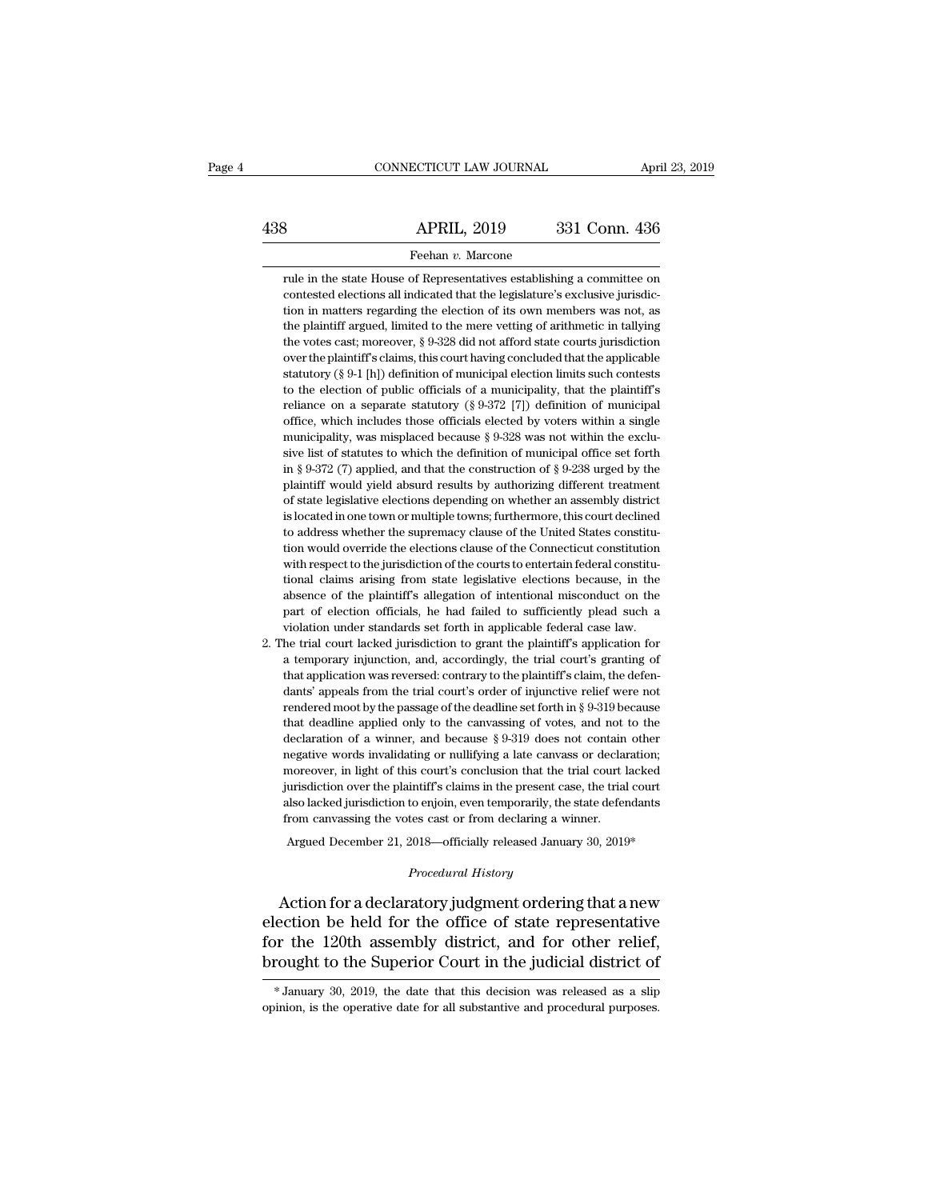rule in the state House of Representatives establishing a committee on contested elections all indicated that the legislature's exclusive jurisdiction in matters regarding the election of its own members was not, as the plaintiff argued, limited to the mere vetting of arithmetic in tallying the votes cast; moreover, § 9-328 did not afford state courts jurisdiction over the plaintiff's claims, this court having concluded that the applicable statutory (§ 9-1 [h]) definition of municipal election limits such contests to the election of public officials of a municipality, that the plaintiff's reliance on a separate statutory (§ 9-372 [7]) definition of municipal office, which includes those officials elected by voters within a single municipality, was misplaced because § 9-328 was not within the exclusive list of statutes to which the definition of municipal office set forth in § 9-372 (7) applied, and that the construction of § 9-238 urged by the plaintiff would yield absurd results by authorizing different treatment of state legislative elections depending on whether an assembly district is located in one town or multiple towns; furthermore, this court declined to address whether the supremacy clause of the United States constitution would override the elections clause of the Connecticut constitution with respect to the jurisdiction of the courts to entertain federal constitutional claims arising from state legislative elections because, in the absence of the plaintiff's allegation of intentional misconduct on the part of election officials, he had failed to sufficiently plead such a violation under standards set forth in applicable federal case law.

2. The trial court lacked jurisdiction to grant the plaintiff's application for a temporary injunction, and, accordingly, the trial court's granting of that application was reversed: contrary to the plaintiff's claim, the defendants' appeals from the trial court's order of injunctive relief were not rendered moot by the passage of the deadline set forth in § 9-319 because that deadline applied only to the canvassing of votes, and not to the declaration of a winner, and because § 9-319 does not contain other negative words invalidating or nullifying a late canvass or declaration; moreover, in light of this court's conclusion that the trial court lacked jurisdiction over the plaintiff's claims in the present case, the trial court also lacked jurisdiction to enjoin, even temporarily, the state defendants from canvassing the votes cast or from declaring a winner.

Argued December 21, 2018—officially released January 30, 2019*

*Procedural History*

Action for a declaratory judgment ordering that a new election be held for the office of state representative for the 120th assembly district, and for other relief, brought to the Superior Court in the judicial district of

* January 30, 2019, the date that this decision was released as a slip opinion, is the operative date for all substantive and procedural purposes.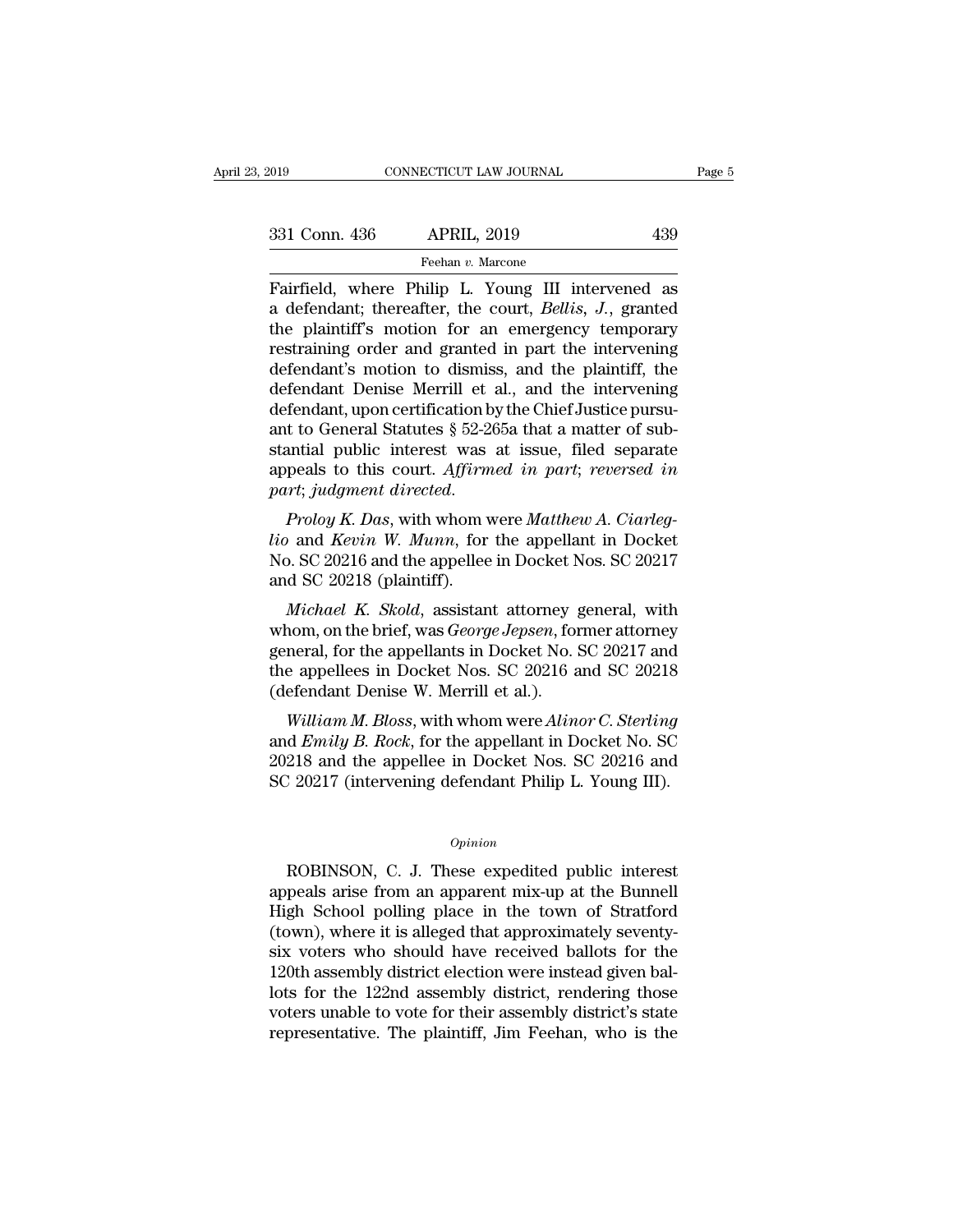Fairfield, where Philip L. Young III intervened as a defendant; thereafter, the court, *Bellis*, *J.*, granted the plaintiff's motion for an emergency temporary restraining order and granted in part the intervening defendant's motion to dismiss, and the plaintiff, the defendant Denise Merrill et al., and the intervening defendant, upon certification by the Chief Justice pursuant to General Statutes § 52-265a that a matter of substantial public interest was at issue, filed separate appeals to this court. *Affirmed in part*; *reversed in part*; *judgment directed*.

*Proloy K. Das*, with whom were *Matthew A. Ciarleglio* and *Kevin W. Munn*, for the appellant in Docket No. SC 20216 and the appellee in Docket Nos. SC 20217 and SC 20218 (plaintiff).

*Michael K. Skold*, assistant attorney general, with whom, on the brief, was *George Jepsen*, former attorney general, for the appellants in Docket No. SC 20217 and the appellees in Docket Nos. SC 20216 and SC 20218 (defendant Denise W. Merrill et al.).

*William M. Bloss*, with whom were *Alinor C. Sterling* and *Emily B. Rock*, for the appellant in Docket No. SC 20218 and the appellee in Docket Nos. SC 20216 and SC 20217 (intervening defendant Philip L. Young III).

*Opinion*

ROBINSON, C. J. These expedited public interest appeals arise from an apparent mix-up at the Bunnell High School polling place in the town of Stratford (town), where it is alleged that approximately seventy-six voters who should have received ballots for the 120th assembly district election were instead given ballots for the 122nd assembly district, rendering those voters unable to vote for their assembly district's state representative. The plaintiff, Jim Feehan, who is the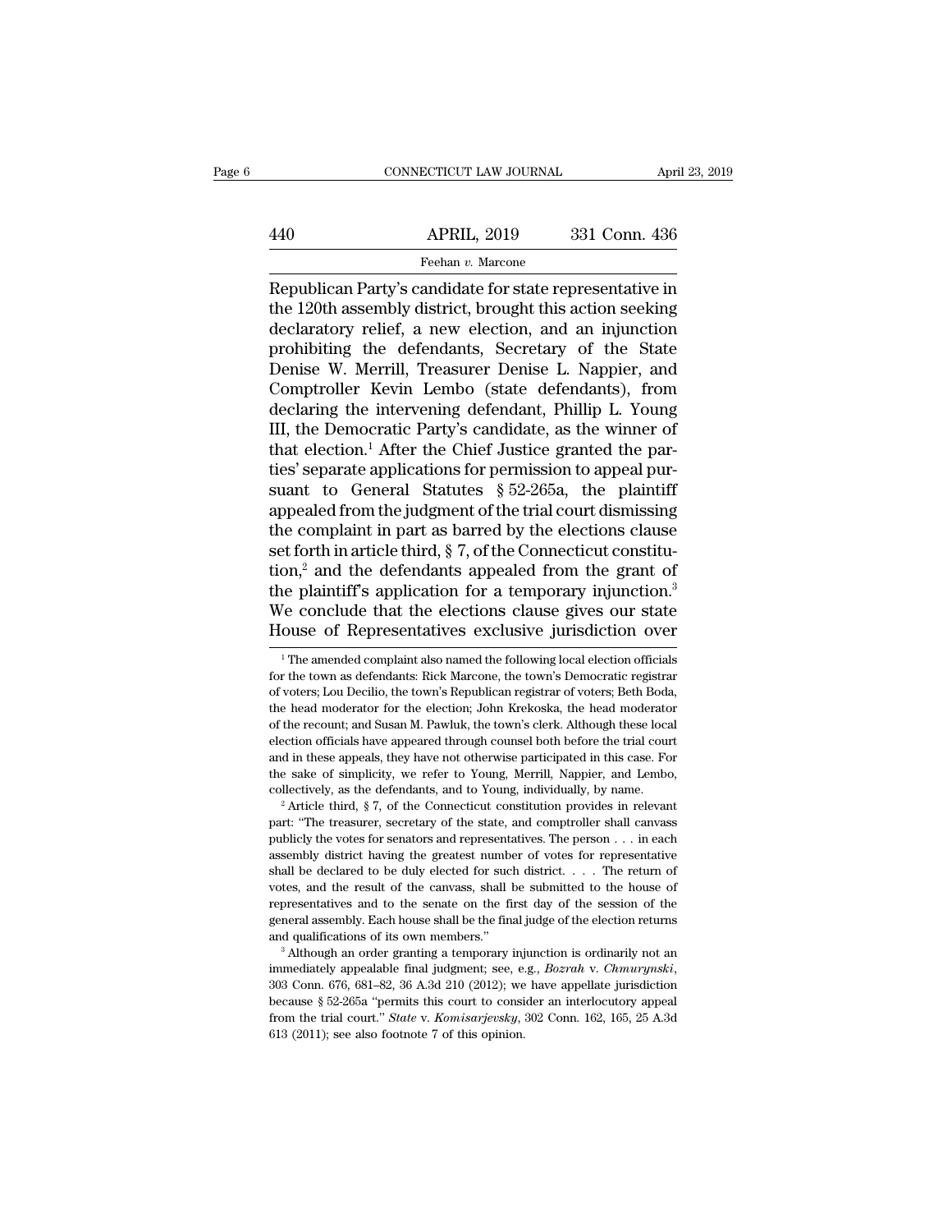Republican Party's candidate for state representative in the 120th assembly district, brought this action seeking declaratory relief, a new election, and an injunction prohibiting the defendants, Secretary of the State Denise W. Merrill, Treasurer Denise L. Nappier, and Comptroller Kevin Lembo (state defendants), from declaring the intervening defendant, Phillip L. Young III, the Democratic Party's candidate, as the winner of that election.[1] After the Chief Justice granted the parties' separate applications for permission to appeal pursuant to General Statutes § 52-265a, the plaintiff appealed from the judgment of the trial court dismissing the complaint in part as barred by the elections clause set forth in article third, § 7, of the Connecticut constitution,[2] and the defendants appealed from the grant of the plaintiff's application for a temporary injunction.[3] We conclude that the elections clause gives our state House of Representatives exclusive jurisdiction over

[1] The amended complaint also named the following local election officials for the town as defendants: Rick Marcone, the town's Democratic registrar of voters; Lou Decilio, the town's Republican registrar of voters; Beth Boda, the head moderator for the election; John Krekoska, the head moderator of the recount; and Susan M. Pawluk, the town's clerk. Although these local election officials have appeared through counsel both before the trial court and in these appeals, they have not otherwise participated in this case. For the sake of simplicity, we refer to Young, Merrill, Nappier, and Lembo, collectively, as the defendants, and to Young, individually, by name.

[2] Article third, § 7, of the Connecticut constitution provides in relevant part: "The treasurer, secretary of the state, and comptroller shall canvass publicly the votes for senators and representatives. The person . . . in each assembly district having the greatest number of votes for representative shall be declared to be duly elected for such district. . . . The return of votes, and the result of the canvass, shall be submitted to the house of representatives and to the senate on the first day of the session of the general assembly. Each house shall be the final judge of the election returns and qualifications of its own members."

[3] Although an order granting a temporary injunction is ordinarily not an immediately appealable final judgment; see, e.g., *Bozrah* v. *Chmurynski*, 303 Conn. 676, 681–82, 36 A.3d 210 (2012); we have appellate jurisdiction because § 52-265a "permits this court to consider an interlocutory appeal from the trial court." *State* v. *Komisarjevsky*, 302 Conn. 162, 165, 25 A.3d 613 (2011); see also footnote 7 of this opinion.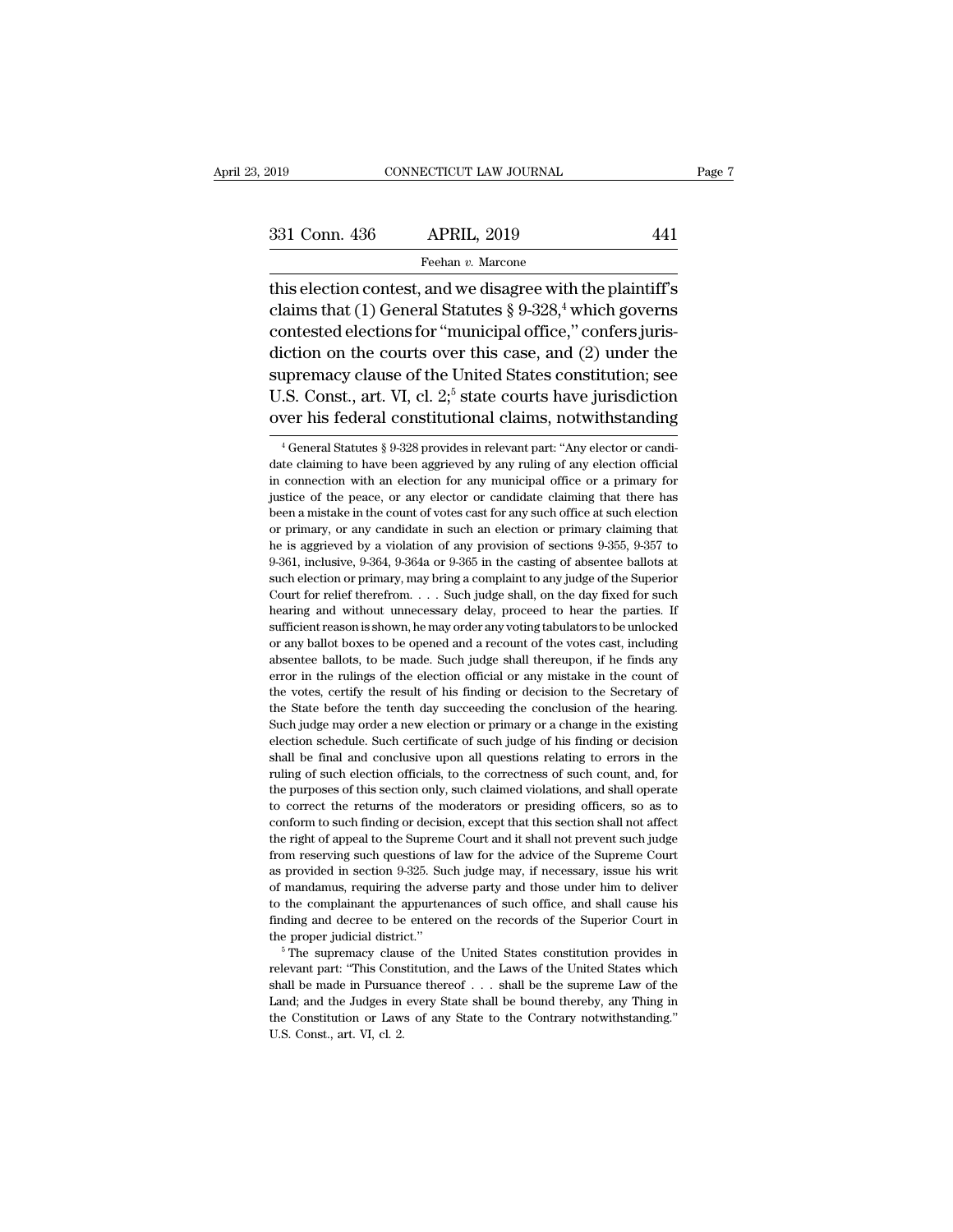this election contest, and we disagree with the plaintiff's claims that (1) General Statutes § 9-328,[4] which governs contested elections for "municipal office," confers jurisdiction on the courts over this case, and (2) under the supremacy clause of the United States constitution; see U.S. Const., art. VI, cl. 2;[5] state courts have jurisdiction over his federal constitutional claims, notwithstanding

[4] General Statutes § 9-328 provides in relevant part: "Any elector or candidate claiming to have been aggrieved by any ruling of any election official in connection with an election for any municipal office or a primary for justice of the peace, or any elector or candidate claiming that there has been a mistake in the count of votes cast for any such office at such election or primary, or any candidate in such an election or primary claiming that he is aggrieved by a violation of any provision of sections 9-355, 9-357 to 9-361, inclusive, 9-364, 9-364a or 9-365 in the casting of absentee ballots at such election or primary, may bring a complaint to any judge of the Superior Court for relief therefrom. . . . Such judge shall, on the day fixed for such hearing and without unnecessary delay, proceed to hear the parties. If sufficient reason is shown, he may order any voting tabulators to be unlocked or any ballot boxes to be opened and a recount of the votes cast, including absentee ballots, to be made. Such judge shall thereupon, if he finds any error in the rulings of the election official or any mistake in the count of the votes, certify the result of his finding or decision to the Secretary of the State before the tenth day succeeding the conclusion of the hearing. Such judge may order a new election or primary or a change in the existing election schedule. Such certificate of such judge of his finding or decision shall be final and conclusive upon all questions relating to errors in the ruling of such election officials, to the correctness of such count, and, for the purposes of this section only, such claimed violations, and shall operate to correct the returns of the moderators or presiding officers, so as to conform to such finding or decision, except that this section shall not affect the right of appeal to the Supreme Court and it shall not prevent such judge from reserving such questions of law for the advice of the Supreme Court as provided in section 9-325. Such judge may, if necessary, issue his writ of mandamus, requiring the adverse party and those under him to deliver to the complainant the appurtenances of such office, and shall cause his finding and decree to be entered on the records of the Superior Court in the proper judicial district."

[5] The supremacy clause of the United States constitution provides in relevant part: "This Constitution, and the Laws of the United States which shall be made in Pursuance thereof . . . shall be the supreme Law of the Land; and the Judges in every State shall be bound thereby, any Thing in the Constitution or Laws of any State to the Contrary notwithstanding." U.S. Const., art. VI, cl. 2.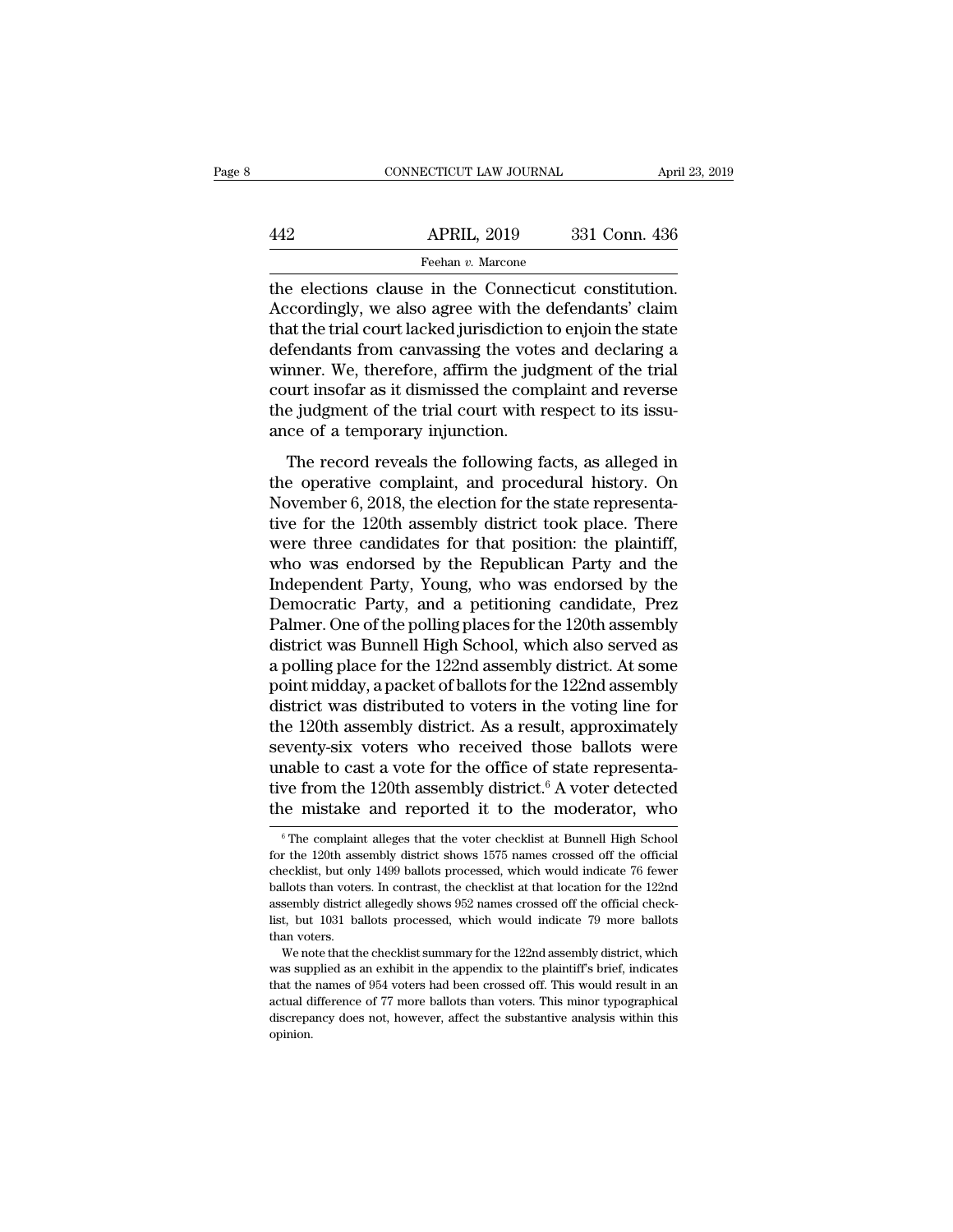the elections clause in the Connecticut constitution. Accordingly, we also agree with the defendants' claim that the trial court lacked jurisdiction to enjoin the state defendants from canvassing the votes and declaring a winner. We, therefore, affirm the judgment of the trial court insofar as it dismissed the complaint and reverse the judgment of the trial court with respect to its issuance of a temporary injunction.

The record reveals the following facts, as alleged in the operative complaint, and procedural history. On November 6, 2018, the election for the state representative for the 120th assembly district took place. There were three candidates for that position: the plaintiff, who was endorsed by the Republican Party and the Independent Party, Young, who was endorsed by the Democratic Party, and a petitioning candidate, Prez Palmer. One of the polling places for the 120th assembly district was Bunnell High School, which also served as a polling place for the 122nd assembly district. At some point midday, a packet of ballots for the 122nd assembly district was distributed to voters in the voting line for the 120th assembly district. As a result, approximately seventy-six voters who received those ballots were unable to cast a vote for the office of state representative from the 120th assembly district.[6] A voter detected the mistake and reported it to the moderator, who

[6] The complaint alleges that the voter checklist at Bunnell High School for the 120th assembly district shows 1575 names crossed off the official checklist, but only 1499 ballots processed, which would indicate 76 fewer ballots than voters. In contrast, the checklist at that location for the 122nd assembly district allegedly shows 952 names crossed off the official checklist, but 1031 ballots processed, which would indicate 79 more ballots than voters.

We note that the checklist summary for the 122nd assembly district, which was supplied as an exhibit in the appendix to the plaintiff's brief, indicates that the names of 954 voters had been crossed off. This would result in an actual difference of 77 more ballots than voters. This minor typographical discrepancy does not, however, affect the substantive analysis within this opinion.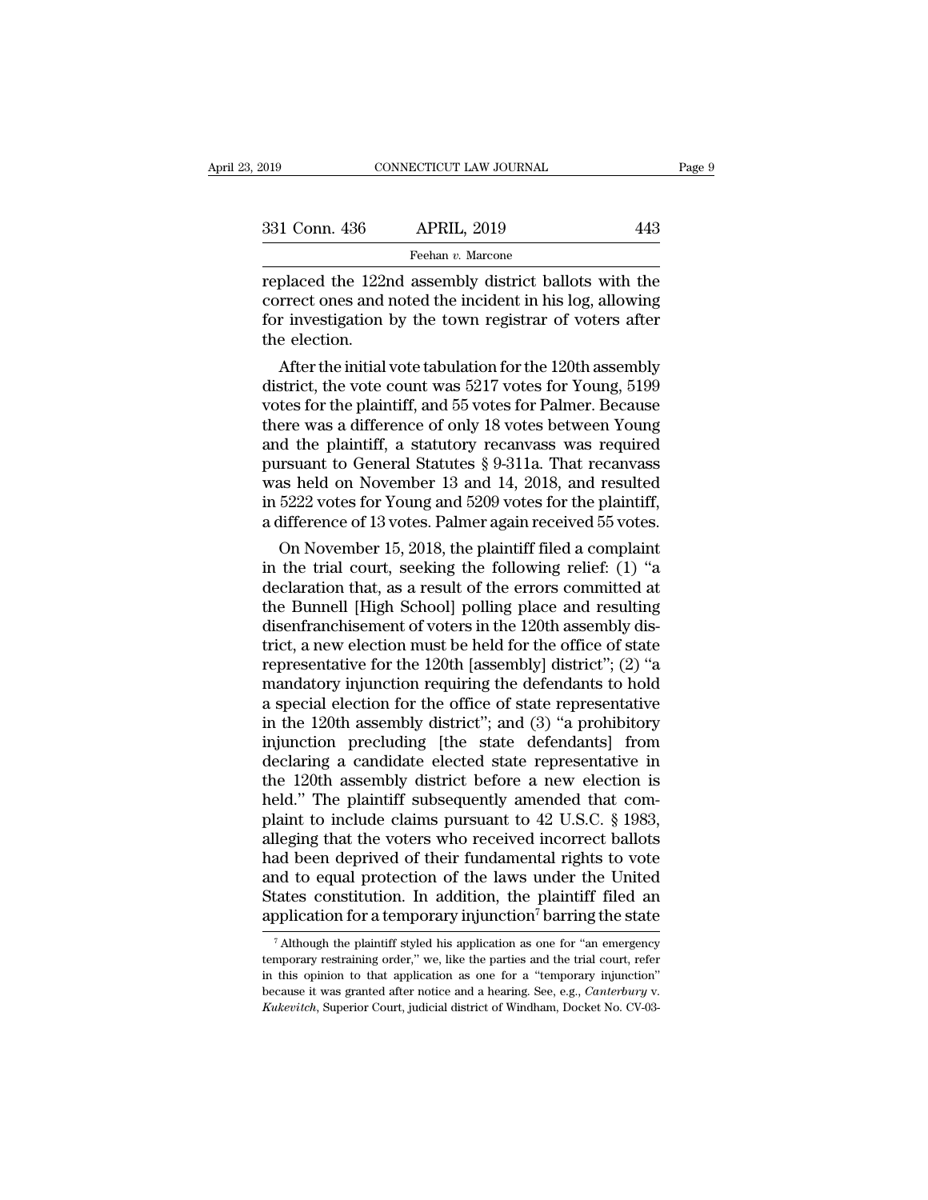replaced the 122nd assembly district ballots with the correct ones and noted the incident in his log, allowing for investigation by the town registrar of voters after the election.

After the initial vote tabulation for the 120th assembly district, the vote count was 5217 votes for Young, 5199 votes for the plaintiff, and 55 votes for Palmer. Because there was a difference of only 18 votes between Young and the plaintiff, a statutory recanvass was required pursuant to General Statutes § 9-311a. That recanvass was held on November 13 and 14, 2018, and resulted in 5222 votes for Young and 5209 votes for the plaintiff, a difference of 13 votes. Palmer again received 55 votes.

On November 15, 2018, the plaintiff filed a complaint in the trial court, seeking the following relief: (1) "a declaration that, as a result of the errors committed at the Bunnell [High School] polling place and resulting disenfranchisement of voters in the 120th assembly district, a new election must be held for the office of state representative for the 120th [assembly] district"; (2) "a mandatory injunction requiring the defendants to hold a special election for the office of state representative in the 120th assembly district"; and (3) "a prohibitory injunction precluding [the state defendants] from declaring a candidate elected state representative in the 120th assembly district before a new election is held." The plaintiff subsequently amended that complaint to include claims pursuant to 42 U.S.C. § 1983, alleging that the voters who received incorrect ballots had been deprived of their fundamental rights to vote and to equal protection of the laws under the United States constitution. In addition, the plaintiff filed an application for a temporary injunction[7] barring the state

[7] Although the plaintiff styled his application as one for "an emergency temporary restraining order," we, like the parties and the trial court, refer in this opinion to that application as one for a "temporary injunction" because it was granted after notice and a hearing. See, e.g., *Canterbury* v. *Kukevitch*, Superior Court, judicial district of Windham, Docket No. CV-03-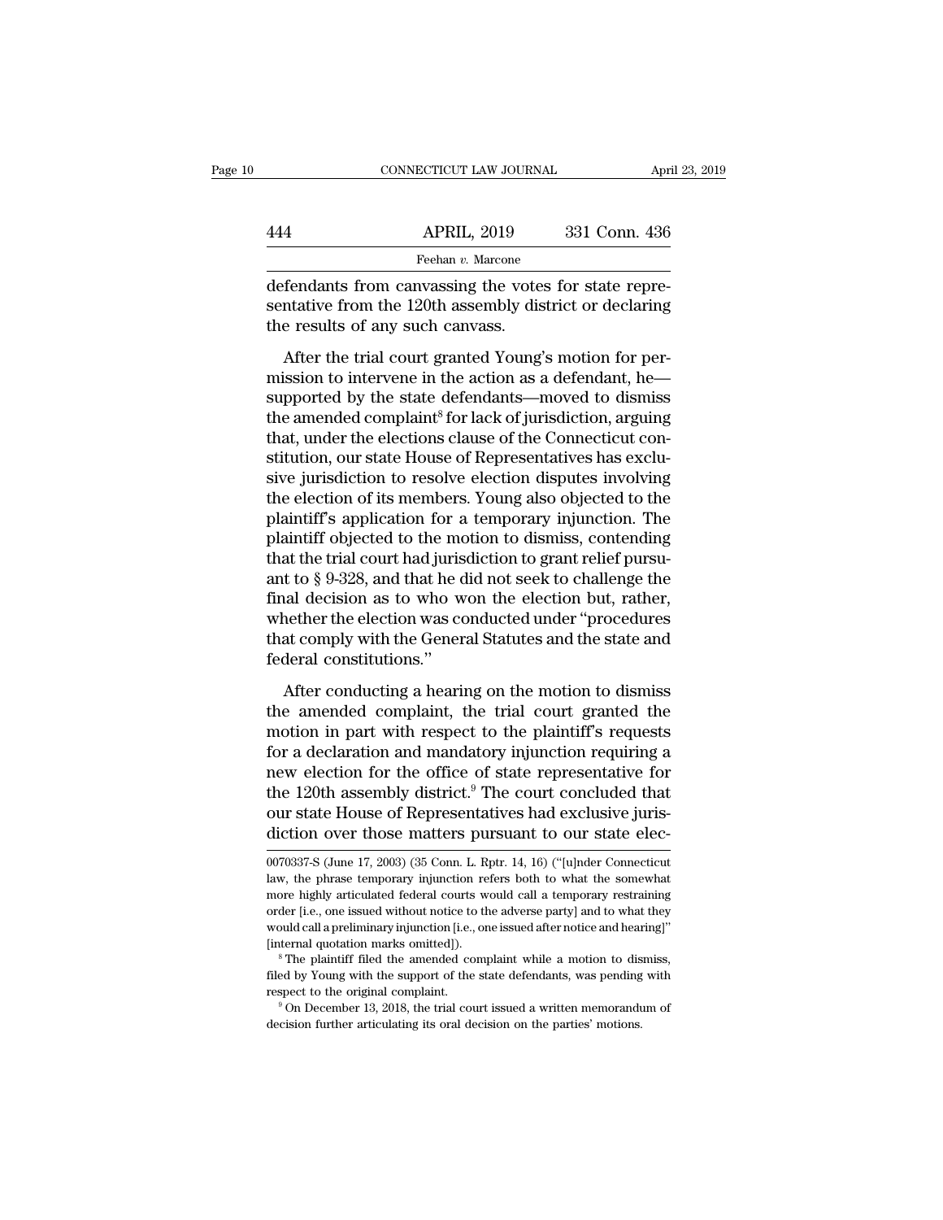defendants from canvassing the votes for state representative from the 120th assembly district or declaring the results of any such canvass.

After the trial court granted Young's motion for permission to intervene in the action as a defendant, he—supported by the state defendants—moved to dismiss the amended complaint[8] for lack of jurisdiction, arguing that, under the elections clause of the Connecticut constitution, our state House of Representatives has exclusive jurisdiction to resolve election disputes involving the election of its members. Young also objected to the plaintiff's application for a temporary injunction. The plaintiff objected to the motion to dismiss, contending that the trial court had jurisdiction to grant relief pursuant to § 9-328, and that he did not seek to challenge the final decision as to who won the election but, rather, whether the election was conducted under "procedures that comply with the General Statutes and the state and federal constitutions."

After conducting a hearing on the motion to dismiss the amended complaint, the trial court granted the motion in part with respect to the plaintiff's requests for a declaration and mandatory injunction requiring a new election for the office of state representative for the 120th assembly district.[9] The court concluded that our state House of Representatives had exclusive jurisdiction over those matters pursuant to our state elec-

---

0070337-S (June 17, 2003) (35 Conn. L. Rptr. 14, 16) ("[u]nder Connecticut law, the phrase temporary injunction refers both to what the somewhat more highly articulated federal courts would call a temporary restraining order [i.e., one issued without notice to the adverse party] and to what they would call a preliminary injunction [i.e., one issued after notice and hearing]" [internal quotation marks omitted]).

[8] The plaintiff filed the amended complaint while a motion to dismiss, filed by Young with the support of the state defendants, was pending with respect to the original complaint.

[9] On December 13, 2018, the trial court issued a written memorandum of decision further articulating its oral decision on the parties' motions.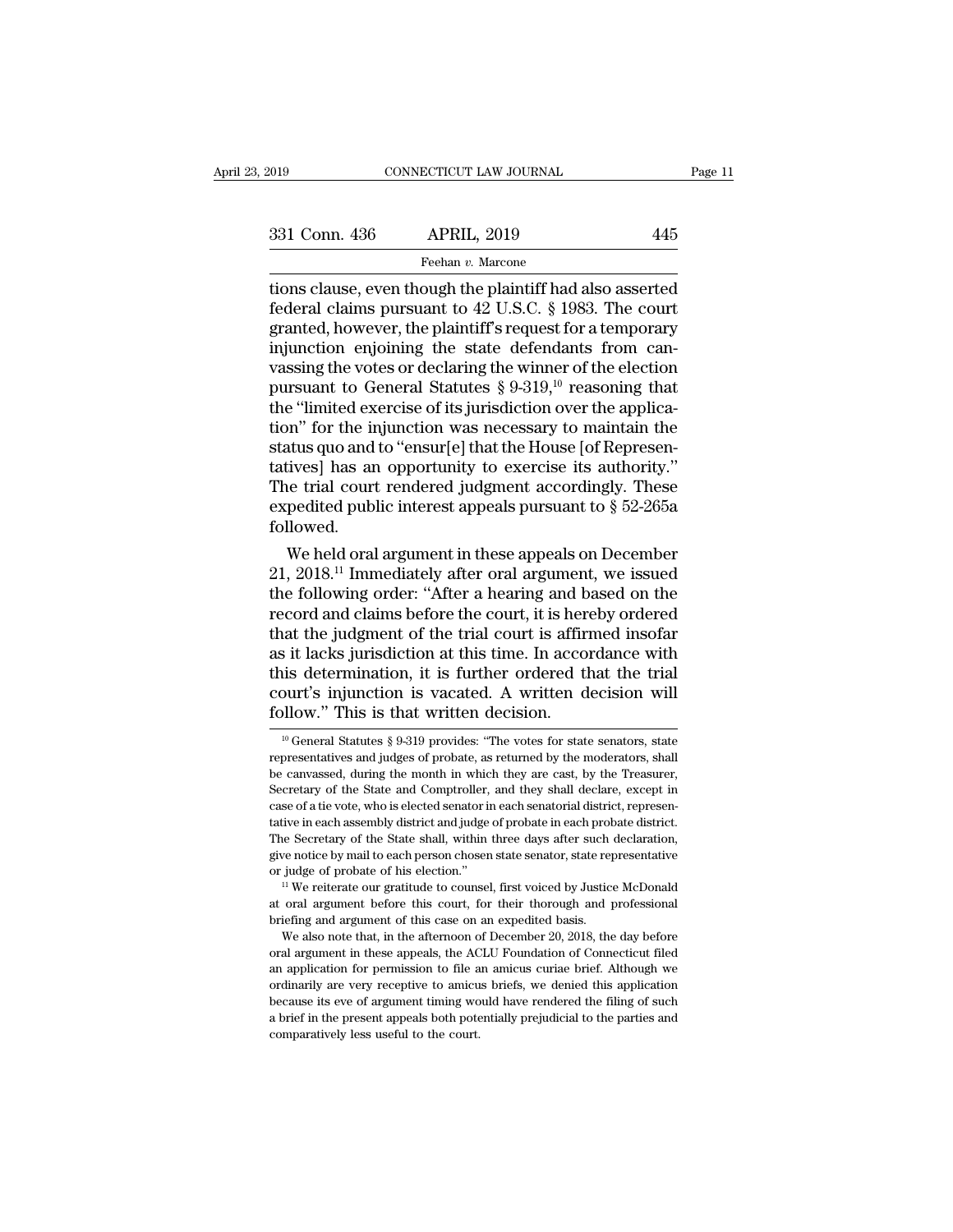tions clause, even though the plaintiff had also asserted federal claims pursuant to 42 U.S.C. § 1983. The court granted, however, the plaintiff's request for a temporary injunction enjoining the state defendants from canvassing the votes or declaring the winner of the election pursuant to General Statutes § 9-319,[10] reasoning that the "limited exercise of its jurisdiction over the application" for the injunction was necessary to maintain the status quo and to "ensur[e] that the House [of Representatives] has an opportunity to exercise its authority." The trial court rendered judgment accordingly. These expedited public interest appeals pursuant to § 52-265a followed.

We held oral argument in these appeals on December 21, 2018.[11] Immediately after oral argument, we issued the following order: "After a hearing and based on the record and claims before the court, it is hereby ordered that the judgment of the trial court is affirmed insofar as it lacks jurisdiction at this time. In accordance with this determination, it is further ordered that the trial court's injunction is vacated. A written decision will follow." This is that written decision.

[10] General Statutes § 9-319 provides: "The votes for state senators, state representatives and judges of probate, as returned by the moderators, shall be canvassed, during the month in which they are cast, by the Treasurer, Secretary of the State and Comptroller, and they shall declare, except in case of a tie vote, who is elected senator in each senatorial district, representative in each assembly district and judge of probate in each probate district. The Secretary of the State shall, within three days after such declaration, give notice by mail to each person chosen state senator, state representative or judge of probate of his election."

[11] We reiterate our gratitude to counsel, first voiced by Justice McDonald at oral argument before this court, for their thorough and professional briefing and argument of this case on an expedited basis.

We also note that, in the afternoon of December 20, 2018, the day before oral argument in these appeals, the ACLU Foundation of Connecticut filed an application for permission to file an amicus curiae brief. Although we ordinarily are very receptive to amicus briefs, we denied this application because its eve of argument timing would have rendered the filing of such a brief in the present appeals both potentially prejudicial to the parties and comparatively less useful to the court.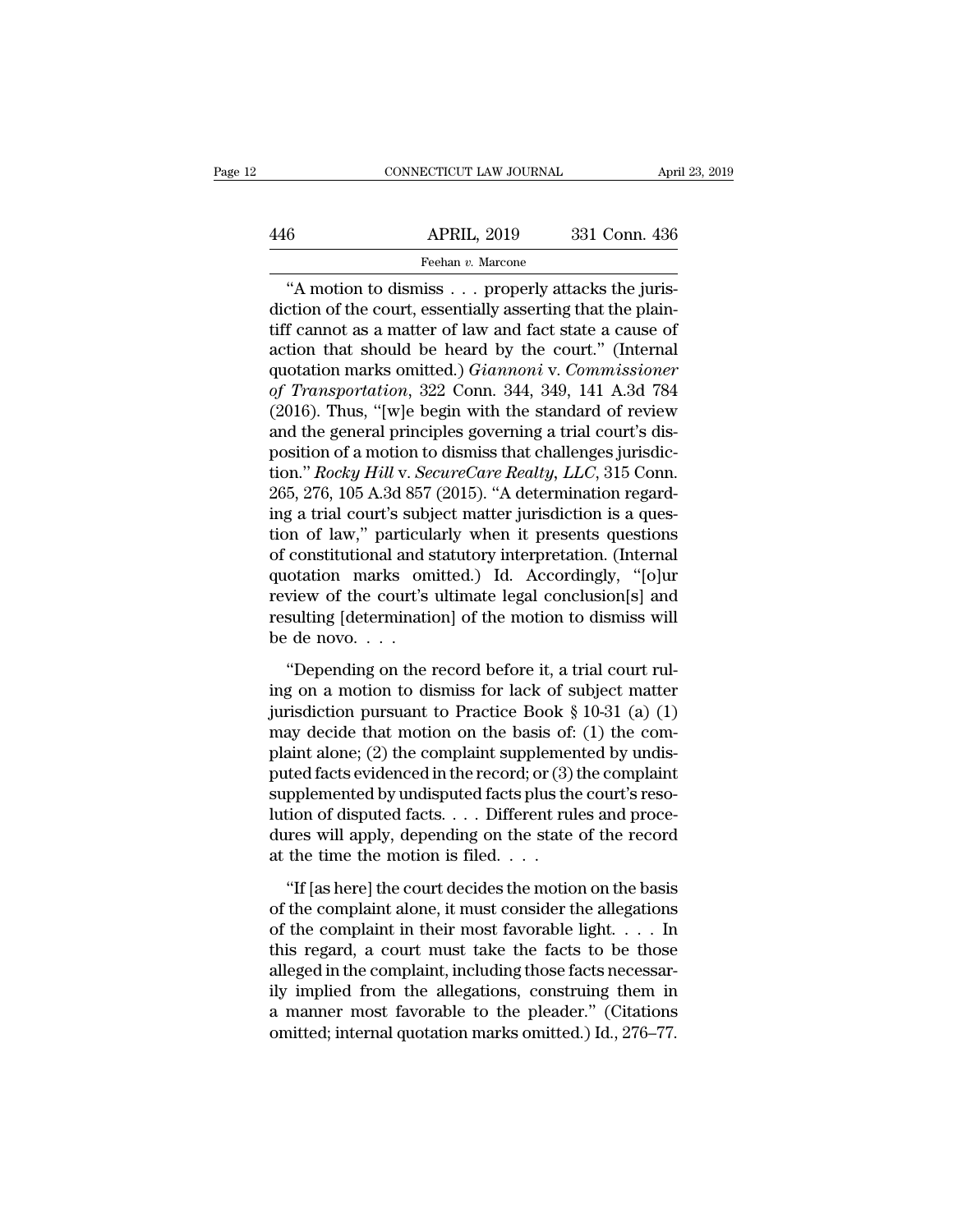"A motion to dismiss . . . properly attacks the jurisdiction of the court, essentially asserting that the plaintiff cannot as a matter of law and fact state a cause of action that should be heard by the court." (Internal quotation marks omitted.) *Giannoni* v. *Commissioner of Transportation*, 322 Conn. 344, 349, 141 A.3d 784 (2016). Thus, "[w]e begin with the standard of review and the general principles governing a trial court's disposition of a motion to dismiss that challenges jurisdiction." *Rocky Hill* v. *SecureCare Realty, LLC*, 315 Conn. 265, 276, 105 A.3d 857 (2015). "A determination regarding a trial court's subject matter jurisdiction is a question of law," particularly when it presents questions of constitutional and statutory interpretation. (Internal quotation marks omitted.) Id. Accordingly, "[o]ur review of the court's ultimate legal conclusion[s] and resulting [determination] of the motion to dismiss will be de novo. . . .

"Depending on the record before it, a trial court ruling on a motion to dismiss for lack of subject matter jurisdiction pursuant to Practice Book § 10-31 (a) (1) may decide that motion on the basis of: (1) the complaint alone; (2) the complaint supplemented by undisputed facts evidenced in the record; or (3) the complaint supplemented by undisputed facts plus the court's resolution of disputed facts. . . . Different rules and procedures will apply, depending on the state of the record at the time the motion is filed. . . .

"If [as here] the court decides the motion on the basis of the complaint alone, it must consider the allegations of the complaint in their most favorable light. . . . In this regard, a court must take the facts to be those alleged in the complaint, including those facts necessarily implied from the allegations, construing them in a manner most favorable to the pleader." (Citations omitted; internal quotation marks omitted.) Id., 276–77.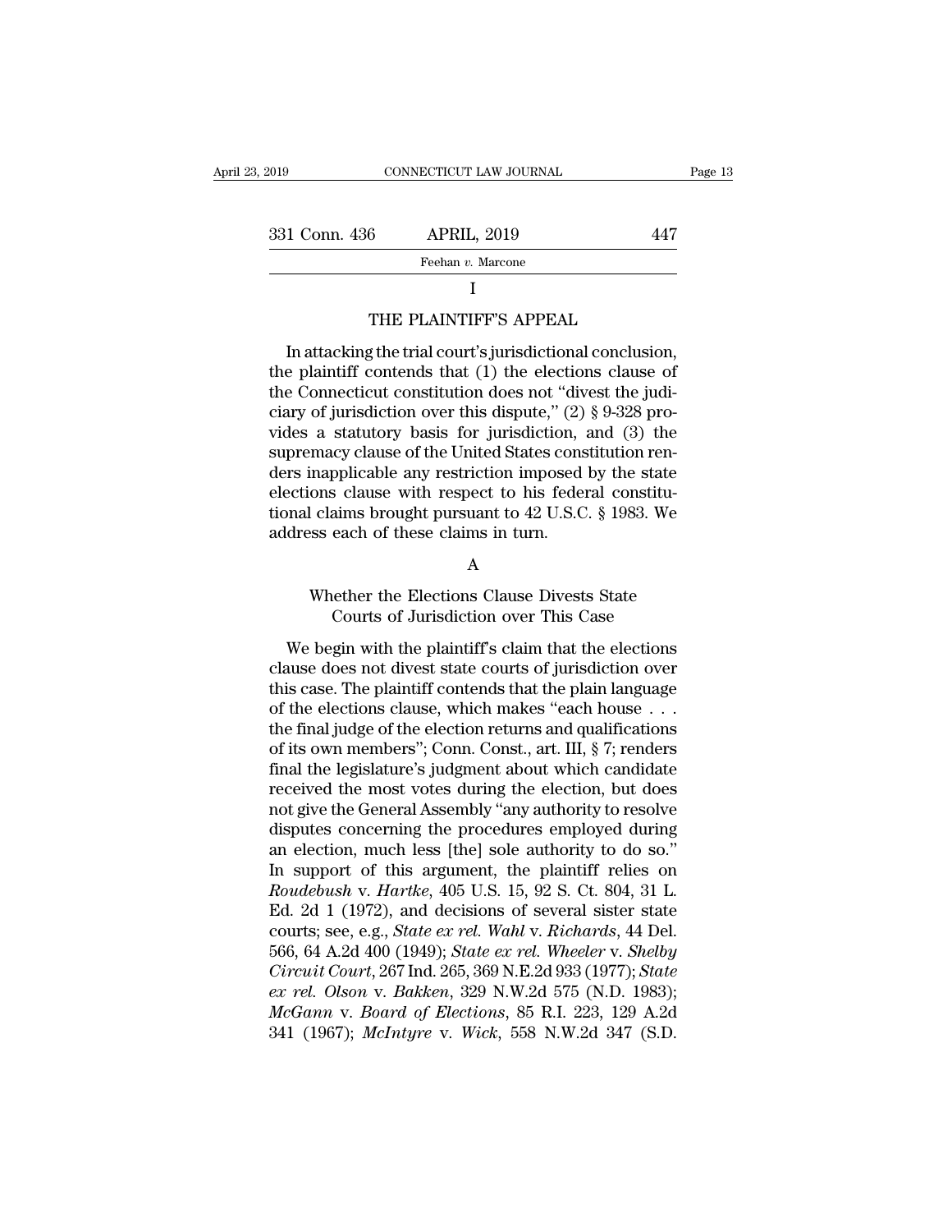# I

## THE PLAINTIFF'S APPEAL

In attacking the trial court's jurisdictional conclusion, the plaintiff contends that (1) the elections clause of the Connecticut constitution does not "divest the judiciary of jurisdiction over this dispute," (2) § 9-328 provides a statutory basis for jurisdiction, and (3) the supremacy clause of the United States constitution renders inapplicable any restriction imposed by the state elections clause with respect to his federal constitutional claims brought pursuant to 42 U.S.C. § 1983. We address each of these claims in turn.

### A

### Whether the Elections Clause Divests State Courts of Jurisdiction over This Case

We begin with the plaintiff's claim that the elections clause does not divest state courts of jurisdiction over this case. The plaintiff contends that the plain language of the elections clause, which makes "each house . . . the final judge of the election returns and qualifications of its own members"; Conn. Const., art. III, § 7; renders final the legislature's judgment about which candidate received the most votes during the election, but does not give the General Assembly "any authority to resolve disputes concerning the procedures employed during an election, much less [the] sole authority to do so." In support of this argument, the plaintiff relies on *Roudebush* v. *Hartke*, 405 U.S. 15, 92 S. Ct. 804, 31 L. Ed. 2d 1 (1972), and decisions of several sister state courts; see, e.g., *State ex rel. Wahl* v. *Richards*, 44 Del. 566, 64 A.2d 400 (1949); *State ex rel. Wheeler* v. *Shelby Circuit Court*, 267 Ind. 265, 369 N.E.2d 933 (1977); *State ex rel. Olson* v. *Bakken*, 329 N.W.2d 575 (N.D. 1983); *McGann* v. *Board of Elections*, 85 R.I. 223, 129 A.2d 341 (1967); *McIntyre* v. *Wick*, 558 N.W.2d 347 (S.D.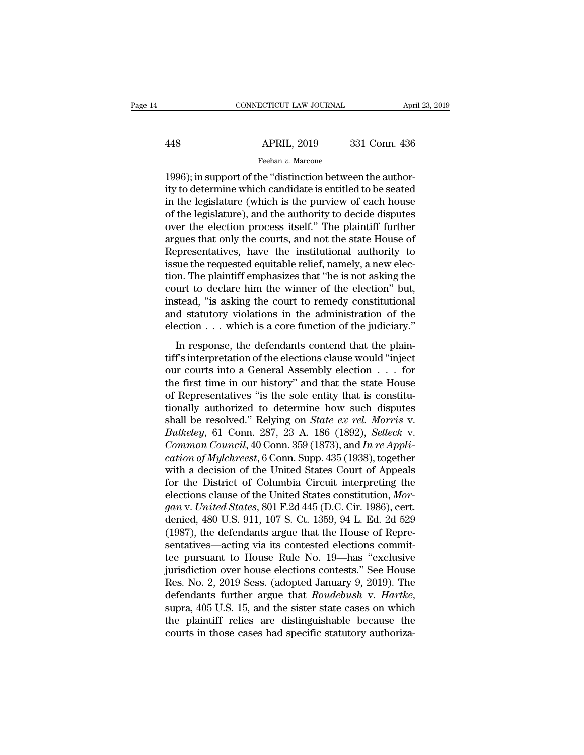1996); in support of the "distinction between the authority to determine which candidate is entitled to be seated in the legislature (which is the purview of each house of the legislature), and the authority to decide disputes over the election process itself." The plaintiff further argues that only the courts, and not the state House of Representatives, have the institutional authority to issue the requested equitable relief, namely, a new election. The plaintiff emphasizes that "he is not asking the court to declare him the winner of the election" but, instead, "is asking the court to remedy constitutional and statutory violations in the administration of the election . . . which is a core function of the judiciary."

In response, the defendants contend that the plaintiff's interpretation of the elections clause would "inject our courts into a General Assembly election . . . for the first time in our history" and that the state House of Representatives "is the sole entity that is constitutionally authorized to determine how such disputes shall be resolved." Relying on *State ex rel. Morris* v. *Bulkeley*, 61 Conn. 287, 23 A. 186 (1892), *Selleck* v. *Common Council*, 40 Conn. 359 (1873), and *In re Application of Mylchreest*, 6 Conn. Supp. 435 (1938), together with a decision of the United States Court of Appeals for the District of Columbia Circuit interpreting the elections clause of the United States constitution, *Morgan* v. *United States*, 801 F.2d 445 (D.C. Cir. 1986), cert. denied, 480 U.S. 911, 107 S. Ct. 1359, 94 L. Ed. 2d 529 (1987), the defendants argue that the House of Representatives—acting via its contested elections committee pursuant to House Rule No. 19—has "exclusive jurisdiction over house elections contests." See House Res. No. 2, 2019 Sess. (adopted January 9, 2019). The defendants further argue that *Roudebush* v. *Hartke*, supra, 405 U.S. 15, and the sister state cases on which the plaintiff relies are distinguishable because the courts in those cases had specific statutory authoriza-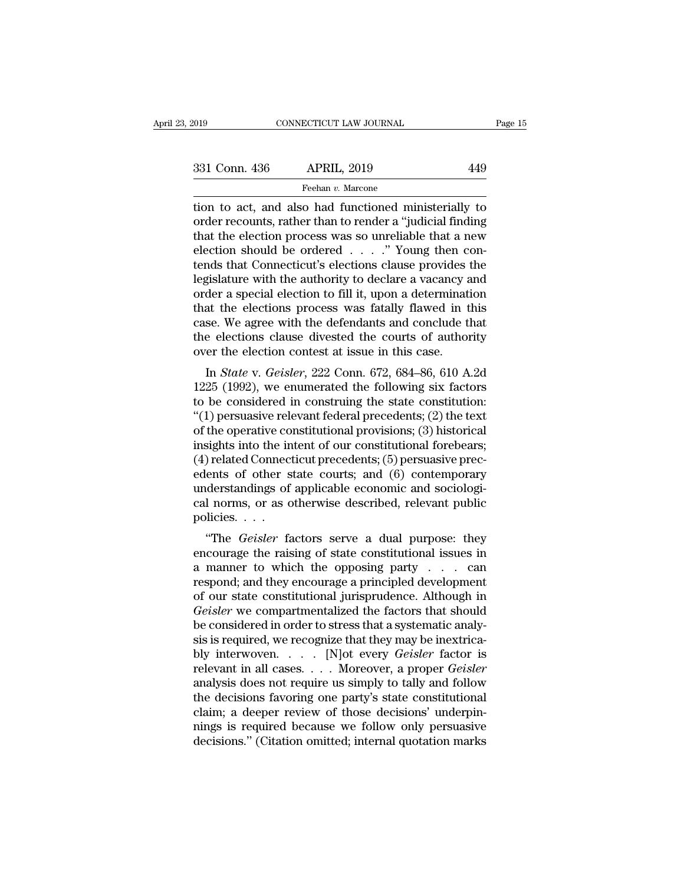tion to act, and also had functioned ministerially to order recounts, rather than to render a "judicial finding that the election process was so unreliable that a new election should be ordered . . . ." Young then contends that Connecticut's elections clause provides the legislature with the authority to declare a vacancy and order a special election to fill it, upon a determination that the elections process was fatally flawed in this case. We agree with the defendants and conclude that the elections clause divested the courts of authority over the election contest at issue in this case.

In *State* v. *Geisler*, 222 Conn. 672, 684–86, 610 A.2d 1225 (1992), we enumerated the following six factors to be considered in construing the state constitution: "(1) persuasive relevant federal precedents; (2) the text of the operative constitutional provisions; (3) historical insights into the intent of our constitutional forebears; (4) related Connecticut precedents; (5) persuasive precedents of other state courts; and (6) contemporary understandings of applicable economic and sociological norms, or as otherwise described, relevant public policies. . . .

"The *Geisler* factors serve a dual purpose: they encourage the raising of state constitutional issues in a manner to which the opposing party . . . can respond; and they encourage a principled development of our state constitutional jurisprudence. Although in *Geisler* we compartmentalized the factors that should be considered in order to stress that a systematic analysis is required, we recognize that they may be inextricably interwoven. . . . [N]ot every *Geisler* factor is relevant in all cases. . . . Moreover, a proper *Geisler* analysis does not require us simply to tally and follow the decisions favoring one party's state constitutional claim; a deeper review of those decisions' underpinnings is required because we follow only persuasive decisions." (Citation omitted; internal quotation marks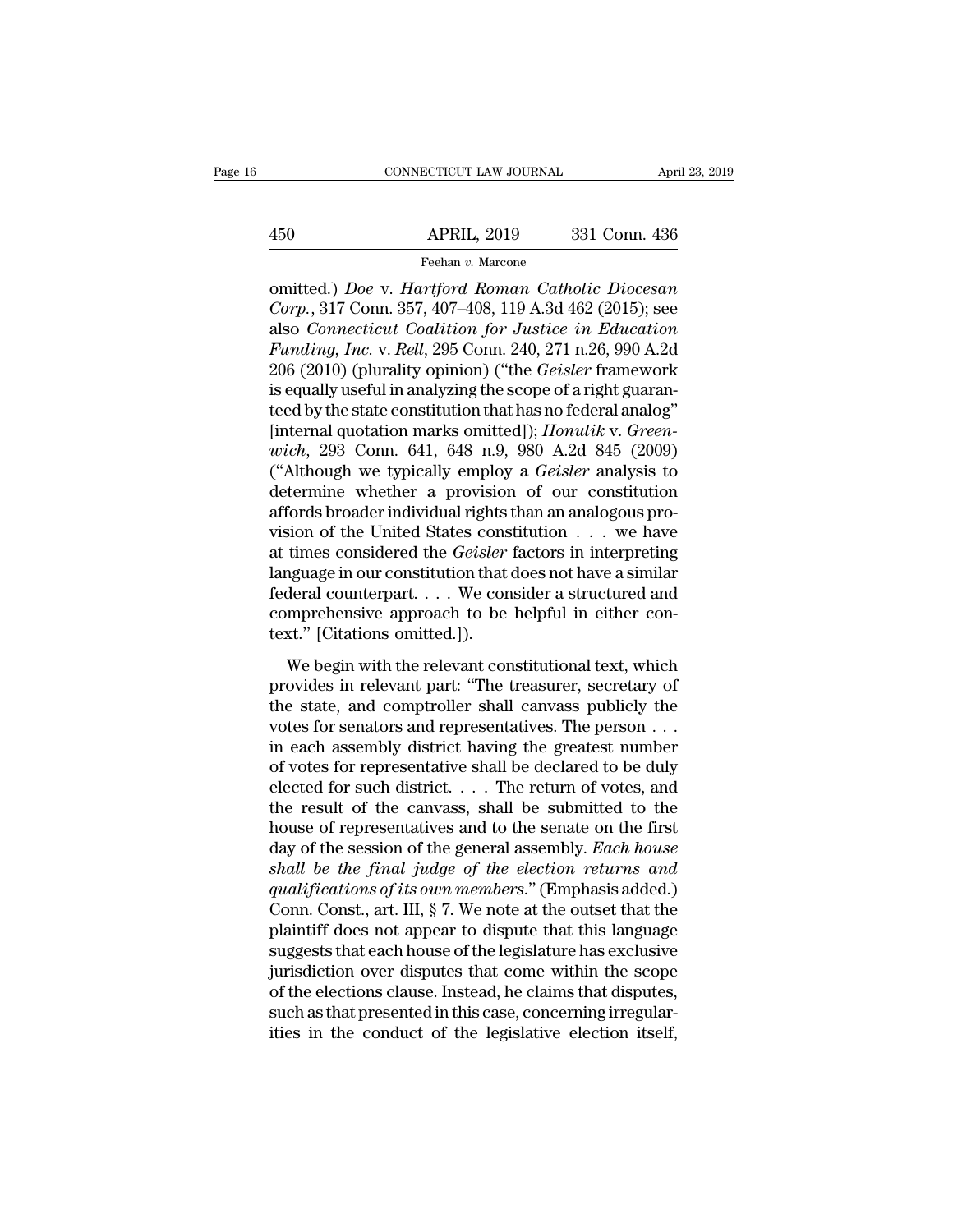omitted.) *Doe* v. *Hartford Roman Catholic Diocesan Corp.*, 317 Conn. 357, 407–408, 119 A.3d 462 (2015); see also *Connecticut Coalition for Justice in Education Funding, Inc.* v. *Rell*, 295 Conn. 240, 271 n.26, 990 A.2d 206 (2010) (plurality opinion) ("the *Geisler* framework is equally useful in analyzing the scope of a right guaranteed by the state constitution that has no federal analog" [internal quotation marks omitted]); *Honulik* v. *Greenwich*, 293 Conn. 641, 648 n.9, 980 A.2d 845 (2009) ("Although we typically employ a *Geisler* analysis to determine whether a provision of our constitution affords broader individual rights than an analogous provision of the United States constitution . . . we have at times considered the *Geisler* factors in interpreting language in our constitution that does not have a similar federal counterpart. . . . We consider a structured and comprehensive approach to be helpful in either context." [Citations omitted.]).

We begin with the relevant constitutional text, which provides in relevant part: "The treasurer, secretary of the state, and comptroller shall canvass publicly the votes for senators and representatives. The person . . . in each assembly district having the greatest number of votes for representative shall be declared to be duly elected for such district. . . . The return of votes, and the result of the canvass, shall be submitted to the house of representatives and to the senate on the first day of the session of the general assembly. *Each house shall be the final judge of the election returns and qualifications of its own members*." (Emphasis added.) Conn. Const., art. III, § 7. We note at the outset that the plaintiff does not appear to dispute that this language suggests that each house of the legislature has exclusive jurisdiction over disputes that come within the scope of the elections clause. Instead, he claims that disputes, such as that presented in this case, concerning irregularities in the conduct of the legislative election itself,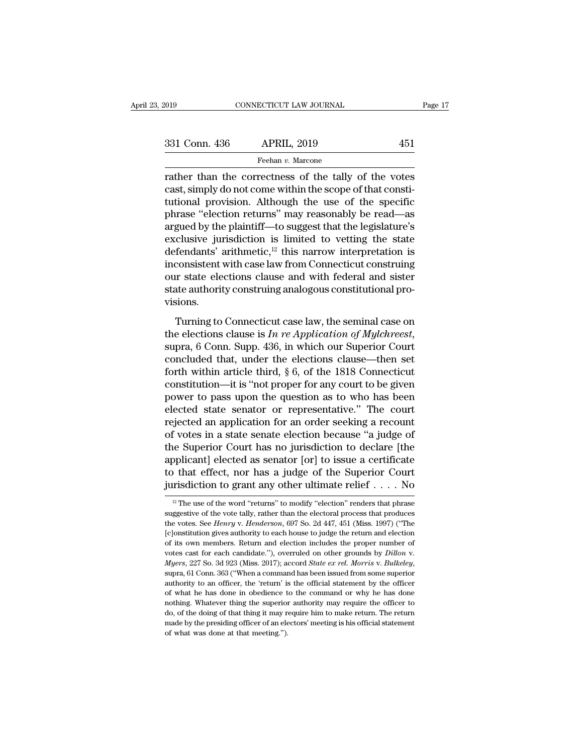rather than the correctness of the tally of the votes cast, simply do not come within the scope of that constitutional provision. Although the use of the specific phrase "election returns" may reasonably be read—as argued by the plaintiff—to suggest that the legislature's exclusive jurisdiction is limited to vetting the state defendants' arithmetic,[12] this narrow interpretation is inconsistent with case law from Connecticut construing our state elections clause and with federal and sister state authority construing analogous constitutional provisions.

Turning to Connecticut case law, the seminal case on the elections clause is *In re Application of Mylchreest*, supra, 6 Conn. Supp. 436, in which our Superior Court concluded that, under the elections clause—then set forth within article third, § 6, of the 1818 Connecticut constitution—it is "not proper for any court to be given power to pass upon the question as to who has been elected state senator or representative." The court rejected an application for an order seeking a recount of votes in a state senate election because "a judge of the Superior Court has no jurisdiction to declare [the applicant] elected as senator [or] to issue a certificate to that effect, nor has a judge of the Superior Court jurisdiction to grant any other ultimate relief . . . . No

[12] The use of the word "returns" to modify "election" renders that phrase suggestive of the vote tally, rather than the electoral process that produces the votes. See *Henry* v. *Henderson*, 697 So. 2d 447, 451 (Miss. 1997) ("The [c]onstitution gives authority to each house to judge the return and election of its own members. Return and election includes the proper number of votes cast for each candidate."), overruled on other grounds by *Dillon* v. *Myers*, 227 So. 3d 923 (Miss. 2017); accord *State ex rel. Morris* v. *Bulkeley*, supra, 61 Conn. 363 ("When a command has been issued from some superior authority to an officer, the 'return' is the official statement by the officer of what he has done in obedience to the command or why he has done nothing. Whatever thing the superior authority may require the officer to do, of the doing of that thing it may require him to make return. The return made by the presiding officer of an electors' meeting is his official statement of what was done at that meeting.").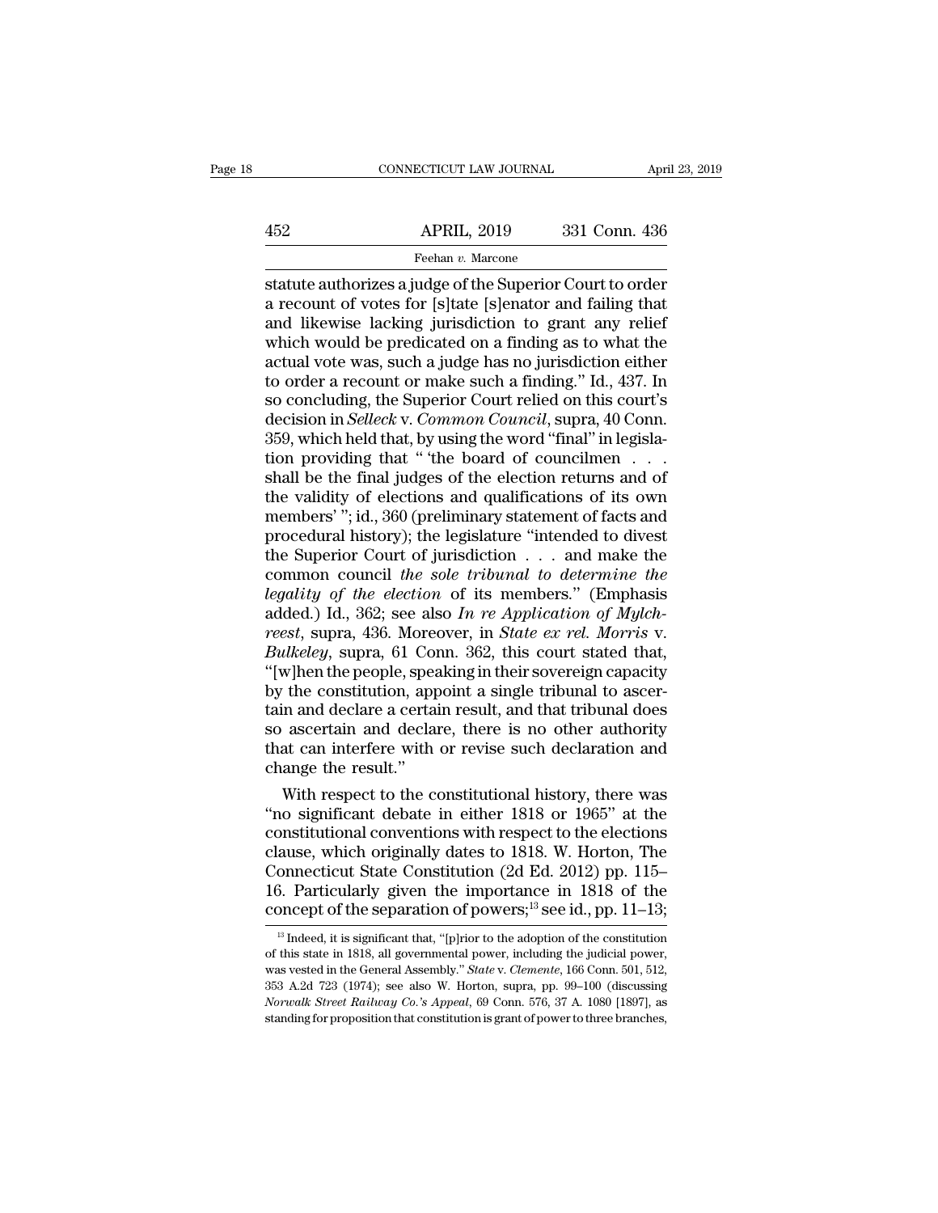statute authorizes a judge of the Superior Court to order a recount of votes for [s]tate [s]enator and failing that and likewise lacking jurisdiction to grant any relief which would be predicated on a finding as to what the actual vote was, such a judge has no jurisdiction either to order a recount or make such a finding." Id., 437. In so concluding, the Superior Court relied on this court's decision in *Selleck* v. *Common Council*, supra, 40 Conn. 359, which held that, by using the word "final" in legislation providing that " 'the board of councilmen . . . shall be the final judges of the election returns and of the validity of elections and qualifications of its own members' "; id., 360 (preliminary statement of facts and procedural history); the legislature "intended to divest the Superior Court of jurisdiction . . . and make the common council *the sole tribunal to determine the legality of the election* of its members." (Emphasis added.) Id., 362; see also *In re Application of Mylchreest*, supra, 436. Moreover, in *State ex rel. Morris* v. *Bulkeley*, supra, 61 Conn. 362, this court stated that, "[w]hen the people, speaking in their sovereign capacity by the constitution, appoint a single tribunal to ascertain and declare a certain result, and that tribunal does so ascertain and declare, there is no other authority that can interfere with or revise such declaration and change the result."

With respect to the constitutional history, there was "no significant debate in either 1818 or 1965" at the constitutional conventions with respect to the elections clause, which originally dates to 1818. W. Horton, The Connecticut State Constitution (2d Ed. 2012) pp. 115–16. Particularly given the importance in 1818 of the concept of the separation of powers;[13] see id., pp. 11–13;

[13] Indeed, it is significant that, "[p]rior to the adoption of the constitution of this state in 1818, all governmental power, including the judicial power, was vested in the General Assembly." *State* v. *Clemente*, 166 Conn. 501, 512, 353 A.2d 723 (1974); see also W. Horton, supra, pp. 99–100 (discussing *Norwalk Street Railway Co.'s Appeal*, 69 Conn. 576, 37 A. 1080 [1897], as standing for proposition that constitution is grant of power to three branches,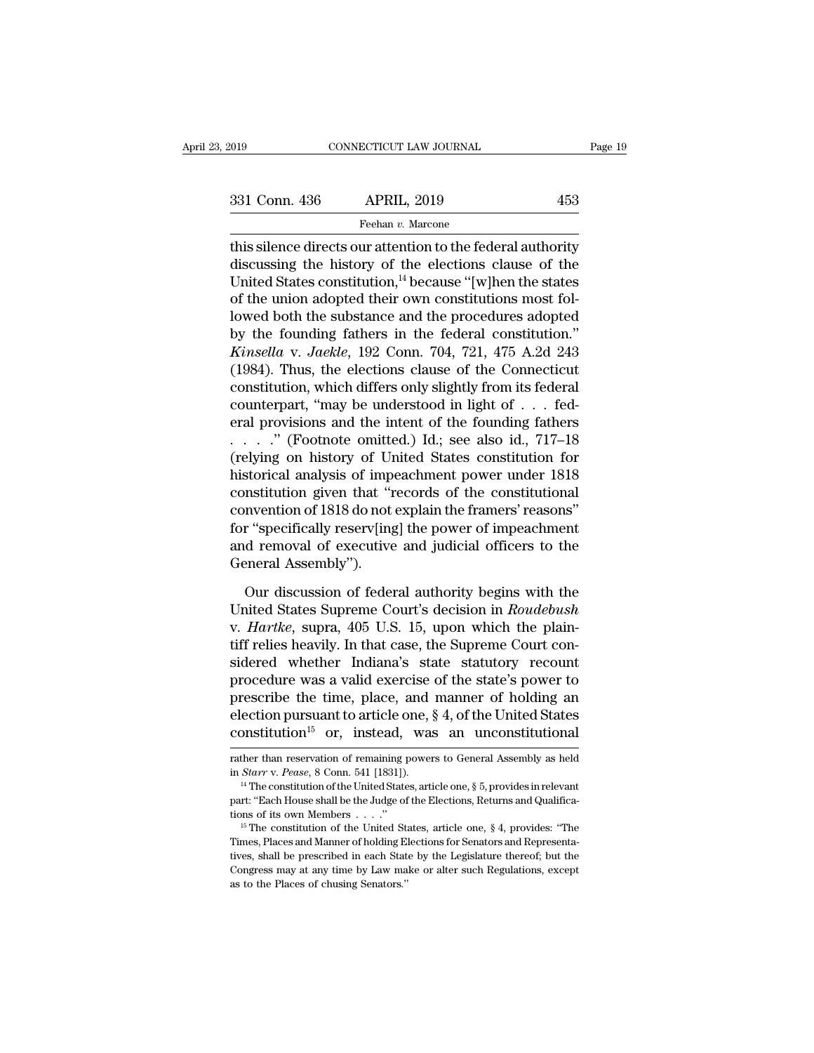this silence directs our attention to the federal authority discussing the history of the elections clause of the United States constitution,[14] because "[w]hen the states of the union adopted their own constitutions most followed both the substance and the procedures adopted by the founding fathers in the federal constitution." *Kinsella* v. *Jaekle*, 192 Conn. 704, 721, 475 A.2d 243 (1984). Thus, the elections clause of the Connecticut constitution, which differs only slightly from its federal counterpart, "may be understood in light of . . . federal provisions and the intent of the founding fathers . . . ." (Footnote omitted.) Id.; see also id., 717–18 (relying on history of United States constitution for historical analysis of impeachment power under 1818 constitution given that "records of the constitutional convention of 1818 do not explain the framers' reasons" for "specifically reserv[ing] the power of impeachment and removal of executive and judicial officers to the General Assembly").

Our discussion of federal authority begins with the United States Supreme Court's decision in *Roudebush* v. *Hartke*, supra, 405 U.S. 15, upon which the plaintiff relies heavily. In that case, the Supreme Court considered whether Indiana's state statutory recount procedure was a valid exercise of the state's power to prescribe the time, place, and manner of holding an election pursuant to article one, § 4, of the United States constitution[15] or, instead, was an unconstitutional

---

rather than reservation of remaining powers to General Assembly as held in *Starr* v. *Pease*, 8 Conn. 541 [1831]).

[14] The constitution of the United States, article one, § 5, provides in relevant part: "Each House shall be the Judge of the Elections, Returns and Qualifications of its own Members . . . ."

[15] The constitution of the United States, article one, § 4, provides: "The Times, Places and Manner of holding Elections for Senators and Representatives, shall be prescribed in each State by the Legislature thereof; but the Congress may at any time by Law make or alter such Regulations, except as to the Places of chusing Senators."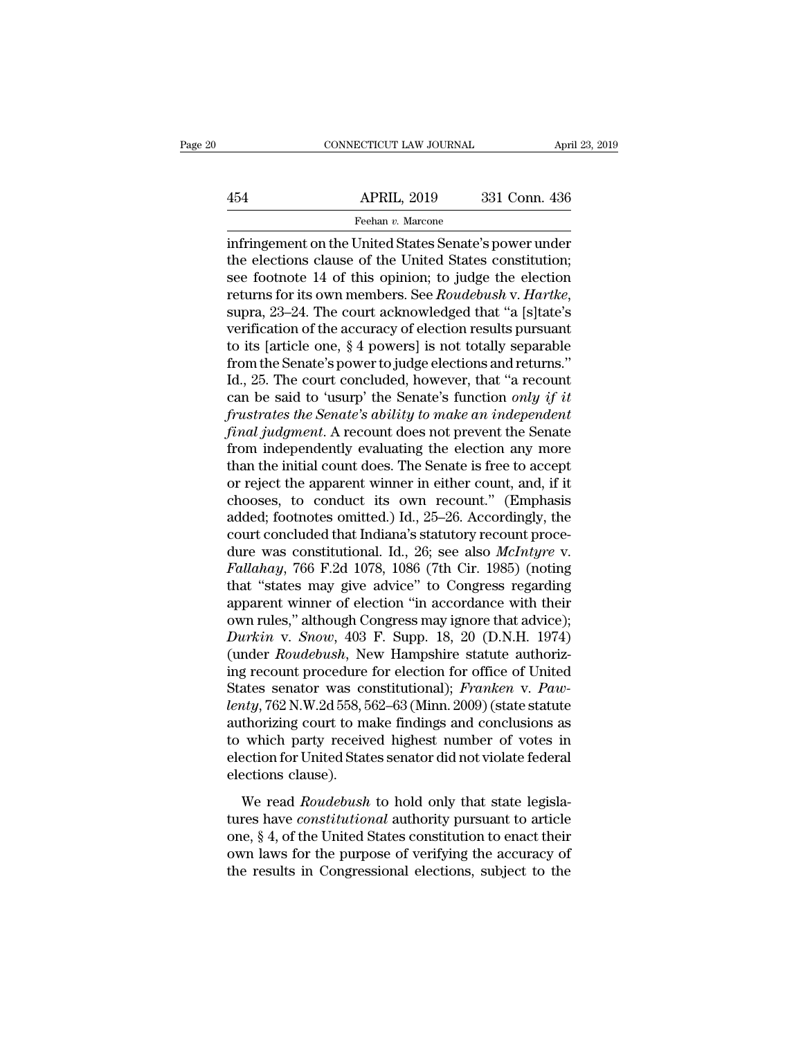infringement on the United States Senate's power under the elections clause of the United States constitution; see footnote 14 of this opinion; to judge the election returns for its own members. See *Roudebush* v. *Hartke*, supra, 23–24. The court acknowledged that "a [s]tate's verification of the accuracy of election results pursuant to its [article one, § 4 powers] is not totally separable from the Senate's power to judge elections and returns." Id., 25. The court concluded, however, that "a recount can be said to 'usurp' the Senate's function *only if it frustrates the Senate's ability to make an independent final judgment*. A recount does not prevent the Senate from independently evaluating the election any more than the initial count does. The Senate is free to accept or reject the apparent winner in either count, and, if it chooses, to conduct its own recount." (Emphasis added; footnotes omitted.) Id., 25–26. Accordingly, the court concluded that Indiana's statutory recount procedure was constitutional. Id., 26; see also *McIntyre* v. *Fallahay*, 766 F.2d 1078, 1086 (7th Cir. 1985) (noting that "states may give advice" to Congress regarding apparent winner of election "in accordance with their own rules," although Congress may ignore that advice); *Durkin* v. *Snow*, 403 F. Supp. 18, 20 (D.N.H. 1974) (under *Roudebush*, New Hampshire statute authorizing recount procedure for election for office of United States senator was constitutional); *Franken* v. *Pawlenty*, 762 N.W.2d 558, 562–63 (Minn. 2009) (state statute authorizing court to make findings and conclusions as to which party received highest number of votes in election for United States senator did not violate federal elections clause).

We read *Roudebush* to hold only that state legislatures have *constitutional* authority pursuant to article one, § 4, of the United States constitution to enact their own laws for the purpose of verifying the accuracy of the results in Congressional elections, subject to the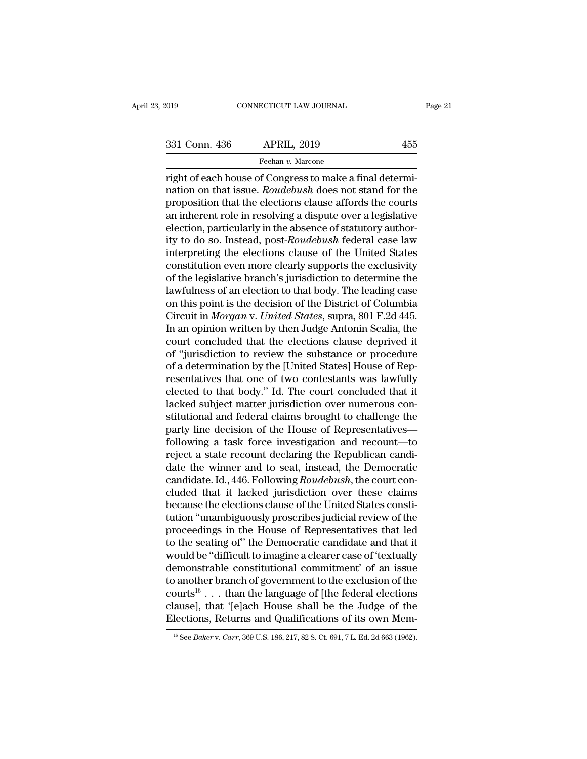right of each house of Congress to make a final determination on that issue. *Roudebush* does not stand for the proposition that the elections clause affords the courts an inherent role in resolving a dispute over a legislative election, particularly in the absence of statutory authority to do so. Instead, post-*Roudebush* federal case law interpreting the elections clause of the United States constitution even more clearly supports the exclusivity of the legislative branch's jurisdiction to determine the lawfulness of an election to that body. The leading case on this point is the decision of the District of Columbia Circuit in *Morgan* v. *United States*, supra, 801 F.2d 445. In an opinion written by then Judge Antonin Scalia, the court concluded that the elections clause deprived it of "jurisdiction to review the substance or procedure of a determination by the [United States] House of Representatives that one of two contestants was lawfully elected to that body." Id. The court concluded that it lacked subject matter jurisdiction over numerous constitutional and federal claims brought to challenge the party line decision of the House of Representatives—following a task force investigation and recount—to reject a state recount declaring the Republican candidate the winner and to seat, instead, the Democratic candidate. Id., 446. Following *Roudebush*, the court concluded that it lacked jurisdiction over these claims because the elections clause of the United States constitution "unambiguously proscribes judicial review of the proceedings in the House of Representatives that led to the seating of" the Democratic candidate and that it would be "difficult to imagine a clearer case of 'textually demonstrable constitutional commitment' of an issue to another branch of government to the exclusion of the courts[16] . . . than the language of [the federal elections clause], that '[e]ach House shall be the Judge of the Elections, Returns and Qualifications of its own Mem-

[16] See *Baker* v. *Carr*, 369 U.S. 186, 217, 82 S. Ct. 691, 7 L. Ed. 2d 663 (1962).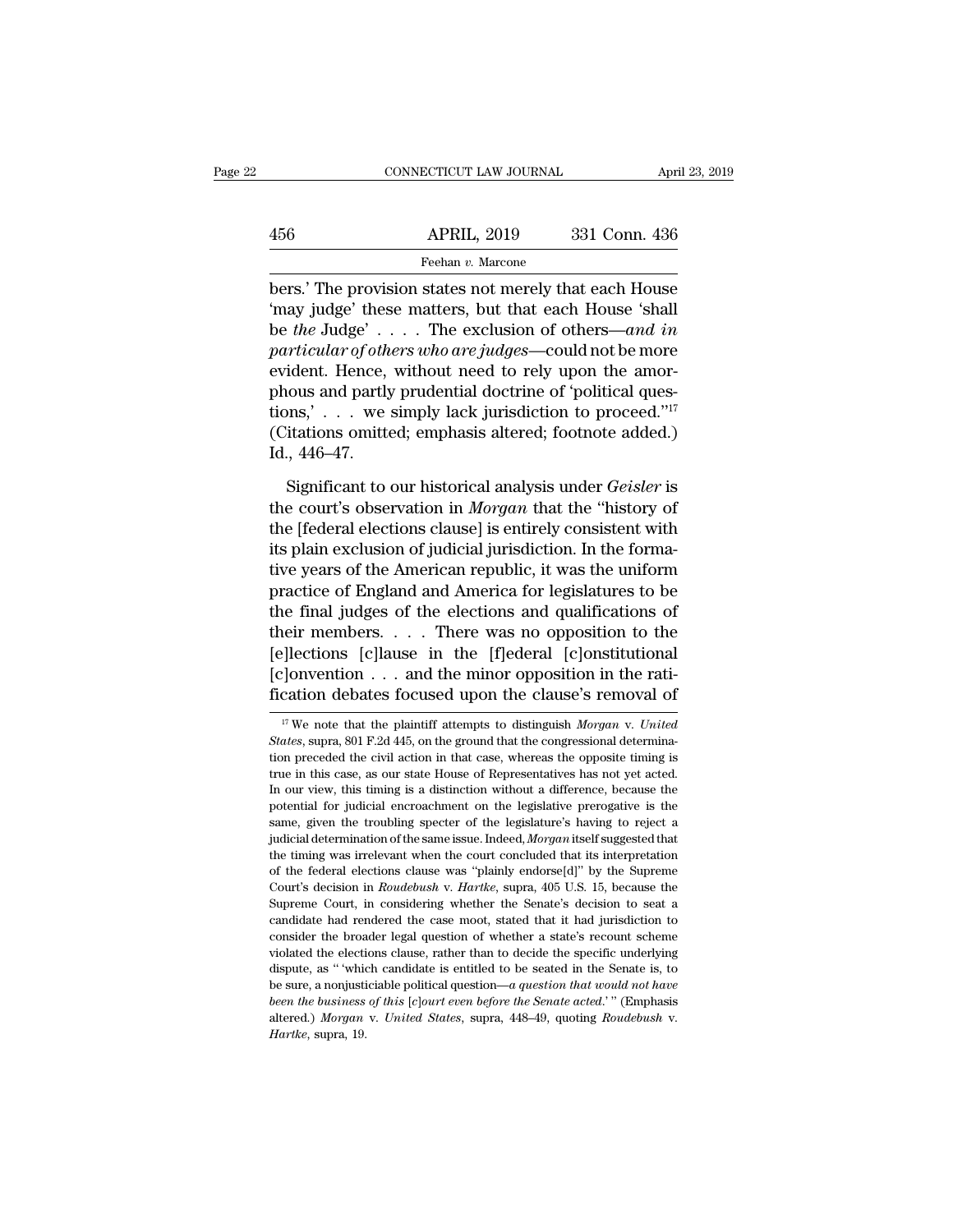bers.' The provision states not merely that each House 'may judge' these matters, but that each House 'shall be *the* Judge' . . . . The exclusion of others—*and in particular of others who are judges*—could not be more evident. Hence, without need to rely upon the amorphous and partly prudential doctrine of 'political questions,' . . . we simply lack jurisdiction to proceed."[17] (Citations omitted; emphasis altered; footnote added.) Id., 446–47.

Significant to our historical analysis under *Geisler* is the court's observation in *Morgan* that the "history of the [federal elections clause] is entirely consistent with its plain exclusion of judicial jurisdiction. In the formative years of the American republic, it was the uniform practice of England and America for legislatures to be the final judges of the elections and qualifications of their members. . . . There was no opposition to the [e]lections [c]lause in the [f]ederal [c]onstitutional [c]onvention . . . and the minor opposition in the ratification debates focused upon the clause's removal of

---

[17] We note that the plaintiff attempts to distinguish *Morgan* v. *United States*, supra, 801 F.2d 445, on the ground that the congressional determination preceded the civil action in that case, whereas the opposite timing is true in this case, as our state House of Representatives has not yet acted. In our view, this timing is a distinction without a difference, because the potential for judicial encroachment on the legislative prerogative is the same, given the troubling specter of the legislature's having to reject a judicial determination of the same issue. Indeed, *Morgan* itself suggested that the timing was irrelevant when the court concluded that its interpretation of the federal elections clause was "plainly endorse[d]" by the Supreme Court's decision in *Roudebush* v. *Hartke*, supra, 405 U.S. 15, because the Supreme Court, in considering whether the Senate's decision to seat a candidate had rendered the case moot, stated that it had jurisdiction to consider the broader legal question of whether a state's recount scheme violated the elections clause, rather than to decide the specific underlying dispute, as " 'which candidate is entitled to be seated in the Senate is, to be sure, a nonjusticiable political question—*a question that would not have been the business of this* [*c*]*ourt even before the Senate acted*.' " (Emphasis altered.) *Morgan* v. *United States*, supra, 448–49, quoting *Roudebush* v. *Hartke*, supra, 19.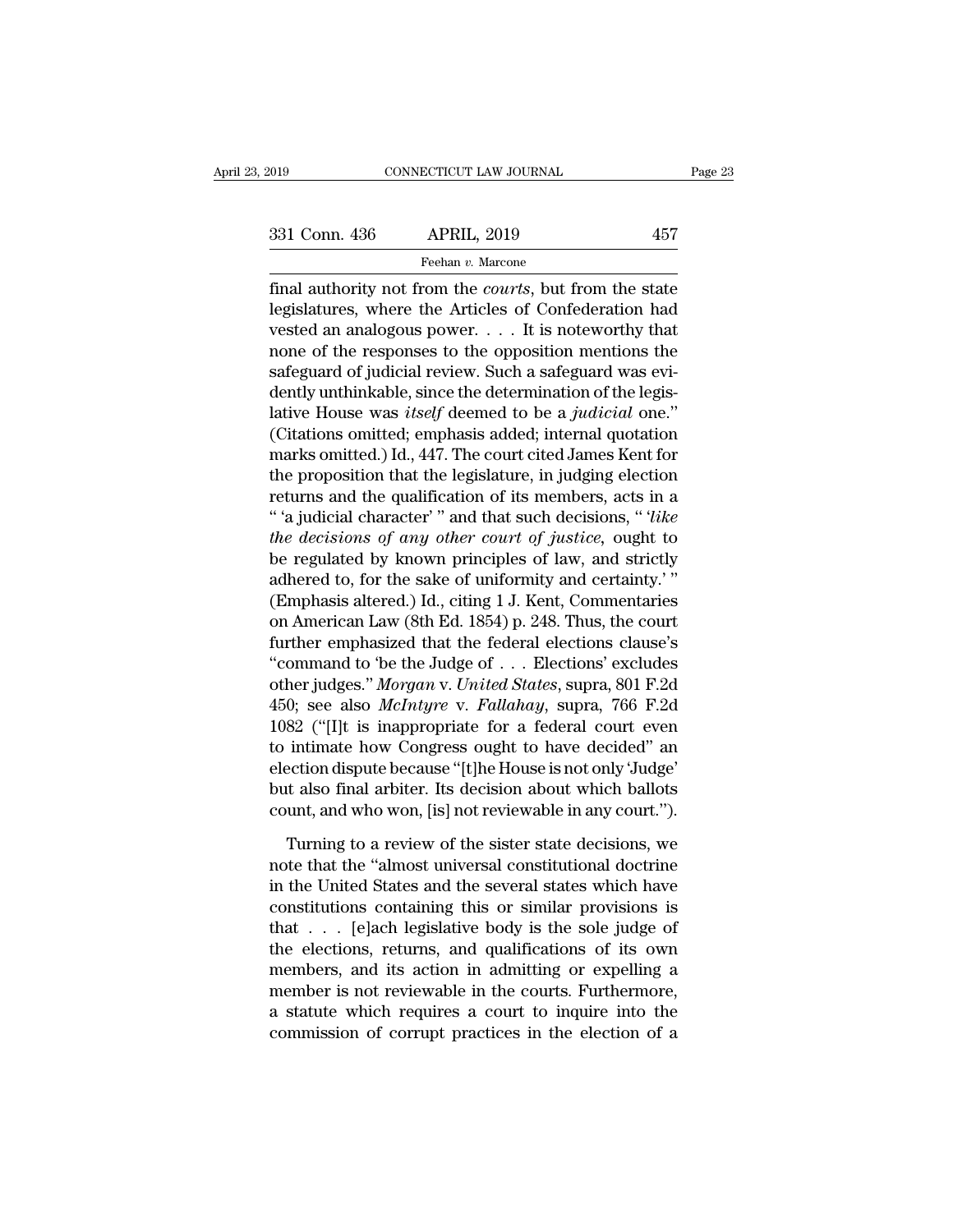final authority not from the *courts*, but from the state legislatures, where the Articles of Confederation had vested an analogous power. . . . It is noteworthy that none of the responses to the opposition mentions the safeguard of judicial review. Such a safeguard was evidently unthinkable, since the determination of the legislative House was *itself* deemed to be a *judicial* one." (Citations omitted; emphasis added; internal quotation marks omitted.) Id., 447. The court cited James Kent for the proposition that the legislature, in judging election returns and the qualification of its members, acts in a " 'a judicial character' " and that such decisions, " '*like the decisions of any other court of justice*, ought to be regulated by known principles of law, and strictly adhered to, for the sake of uniformity and certainty.' " (Emphasis altered.) Id., citing 1 J. Kent, Commentaries on American Law (8th Ed. 1854) p. 248. Thus, the court further emphasized that the federal elections clause's "command to 'be the Judge of . . . Elections' excludes other judges." *Morgan* v. *United States*, supra, 801 F.2d 450; see also *McIntyre* v. *Fallahay*, supra, 766 F.2d 1082 ("[I]t is inappropriate for a federal court even to intimate how Congress ought to have decided" an election dispute because "[t]he House is not only 'Judge' but also final arbiter. Its decision about which ballots count, and who won, [is] not reviewable in any court.").

Turning to a review of the sister state decisions, we note that the "almost universal constitutional doctrine in the United States and the several states which have constitutions containing this or similar provisions is that . . . [e]ach legislative body is the sole judge of the elections, returns, and qualifications of its own members, and its action in admitting or expelling a member is not reviewable in the courts. Furthermore, a statute which requires a court to inquire into the commission of corrupt practices in the election of a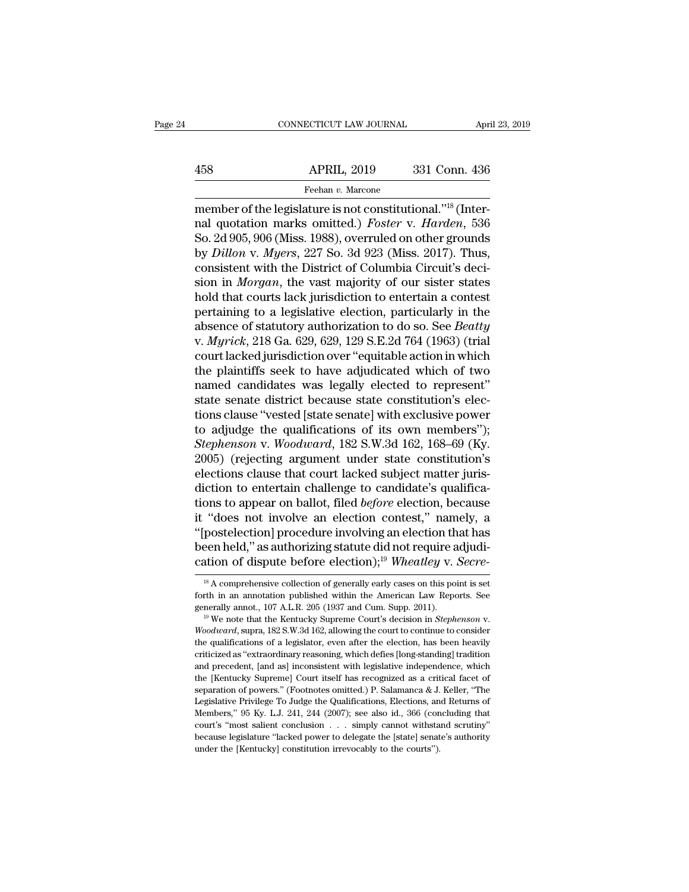member of the legislature is not constitutional."[18] (Internal quotation marks omitted.) *Foster* v. *Harden*, 536 So. 2d 905, 906 (Miss. 1988), overruled on other grounds by *Dillon* v. *Myers*, 227 So. 3d 923 (Miss. 2017). Thus, consistent with the District of Columbia Circuit's decision in *Morgan*, the vast majority of our sister states hold that courts lack jurisdiction to entertain a contest pertaining to a legislative election, particularly in the absence of statutory authorization to do so. See *Beatty* v. *Myrick*, 218 Ga. 629, 629, 129 S.E.2d 764 (1963) (trial court lacked jurisdiction over "equitable action in which the plaintiffs seek to have adjudicated which of two named candidates was legally elected to represent" state senate district because state constitution's elections clause "vested [state senate] with exclusive power to adjudge the qualifications of its own members"); *Stephenson* v. *Woodward*, 182 S.W.3d 162, 168–69 (Ky. 2005) (rejecting argument under state constitution's elections clause that court lacked subject matter jurisdiction to entertain challenge to candidate's qualifications to appear on ballot, filed *before* election, because it "does not involve an election contest," namely, a "[postelection] procedure involving an election that has been held," as authorizing statute did not require adjudication of dispute before election);[19] *Wheatley* v. *Secre-*

[18] A comprehensive collection of generally early cases on this point is set forth in an annotation published within the American Law Reports. See generally annot., 107 A.L.R. 205 (1937 and Cum. Supp. 2011).

[19] We note that the Kentucky Supreme Court's decision in *Stephenson* v. *Woodward*, supra, 182 S.W.3d 162, allowing the court to continue to consider the qualifications of a legislator, even after the election, has been heavily criticized as "extraordinary reasoning, which defies [long-standing] tradition and precedent, [and as] inconsistent with legislative independence, which the [Kentucky Supreme] Court itself has recognized as a critical facet of separation of powers." (Footnotes omitted.) P. Salamanca & J. Keller, "The Legislative Privilege To Judge the Qualifications, Elections, and Returns of Members," 95 Ky. L.J. 241, 244 (2007); see also id., 366 (concluding that court's "most salient conclusion . . . simply cannot withstand scrutiny" because legislature "lacked power to delegate the [state] senate's authority under the [Kentucky] constitution irrevocably to the courts").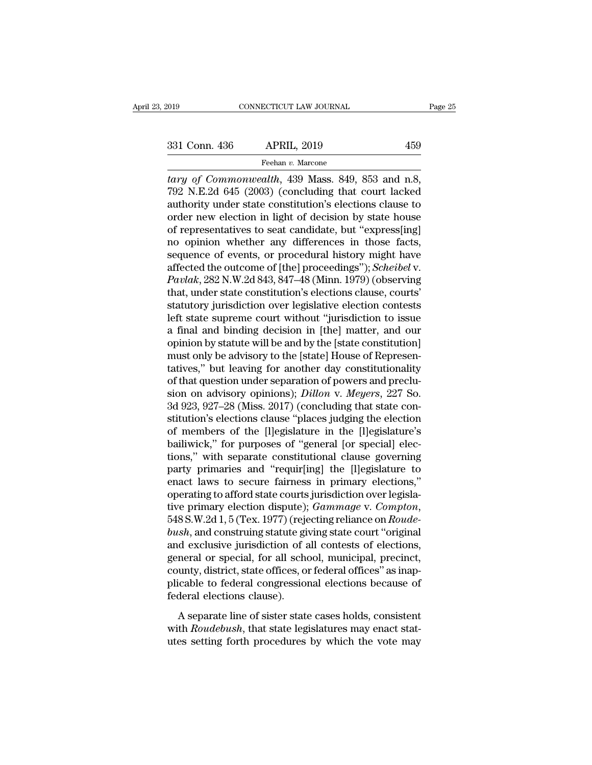*tary of Commonwealth*, 439 Mass. 849, 853 and n.8, 792 N.E.2d 645 (2003) (concluding that court lacked authority under state constitution's elections clause to order new election in light of decision by state house of representatives to seat candidate, but "express[ing] no opinion whether any differences in those facts, sequence of events, or procedural history might have affected the outcome of [the] proceedings"); *Scheibel* v. *Pavlak*, 282 N.W.2d 843, 847–48 (Minn. 1979) (observing that, under state constitution's elections clause, courts' statutory jurisdiction over legislative election contests left state supreme court without "jurisdiction to issue a final and binding decision in [the] matter, and our opinion by statute will be and by the [state constitution] must only be advisory to the [state] House of Representatives," but leaving for another day constitutionality of that question under separation of powers and preclusion on advisory opinions); *Dillon* v. *Meyers*, 227 So. 3d 923, 927–28 (Miss. 2017) (concluding that state constitution's elections clause "places judging the election of members of the [l]egislature in the [l]egislature's bailiwick," for purposes of "general [or special] elections," with separate constitutional clause governing party primaries and "requir[ing] the [l]egislature to enact laws to secure fairness in primary elections," operating to afford state courts jurisdiction over legislative primary election dispute); *Gammage* v. *Compton*, 548 S.W.2d 1, 5 (Tex. 1977) (rejecting reliance on *Roudebush*, and construing statute giving state court "original and exclusive jurisdiction of all contests of elections, general or special, for all school, municipal, precinct, county, district, state offices, or federal offices" as inapplicable to federal congressional elections because of federal elections clause).

A separate line of sister state cases holds, consistent with *Roudebush*, that state legislatures may enact statutes setting forth procedures by which the vote may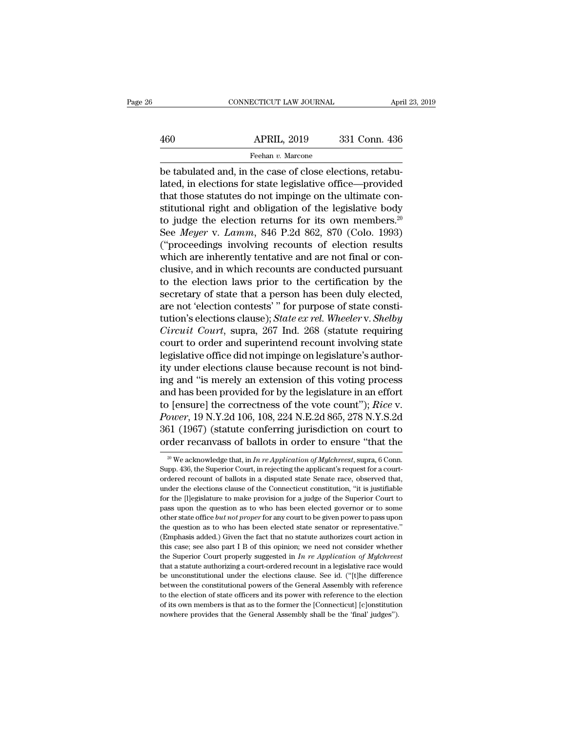be tabulated and, in the case of close elections, retabulated, in elections for state legislative office—provided that those statutes do not impinge on the ultimate constitutional right and obligation of the legislative body to judge the election returns for its own members.[20] See *Meyer* v. *Lamm*, 846 P.2d 862, 870 (Colo. 1993) ("proceedings involving recounts of election results which are inherently tentative and are not final or conclusive, and in which recounts are conducted pursuant to the election laws prior to the certification by the secretary of state that a person has been duly elected, are not 'election contests' " for purpose of state constitution's elections clause); *State ex rel. Wheeler* v. *Shelby Circuit Court*, supra, 267 Ind. 268 (statute requiring court to order and superintend recount involving state legislative office did not impinge on legislature's authority under elections clause because recount is not binding and "is merely an extension of this voting process and has been provided for by the legislature in an effort to [ensure] the correctness of the vote count"); *Rice* v. *Power*, 19 N.Y.2d 106, 108, 224 N.E.2d 865, 278 N.Y.S.2d 361 (1967) (statute conferring jurisdiction on court to order recanvass of ballots in order to ensure "that the

[20] We acknowledge that, in *In re Application of Mylchreest*, supra, 6 Conn. Supp. 436, the Superior Court, in rejecting the applicant's request for a court-ordered recount of ballots in a disputed state Senate race, observed that, under the elections clause of the Connecticut constitution, "it is justifiable for the [l]egislature to make provision for a judge of the Superior Court to pass upon the question as to who has been elected governor or to some other state office *but not proper* for any court to be given power to pass upon the question as to who has been elected state senator or representative." (Emphasis added.) Given the fact that no statute authorizes court action in this case; see also part I B of this opinion; we need not consider whether the Superior Court properly suggested in *In re Application of Mylchreest* that a statute authorizing a court-ordered recount in a legislative race would be unconstitutional under the elections clause. See id. ("[t]he difference between the constitutional powers of the General Assembly with reference to the election of state officers and its power with reference to the election of its own members is that as to the former the [Connecticut] [c]onstitution nowhere provides that the General Assembly shall be the 'final' judges").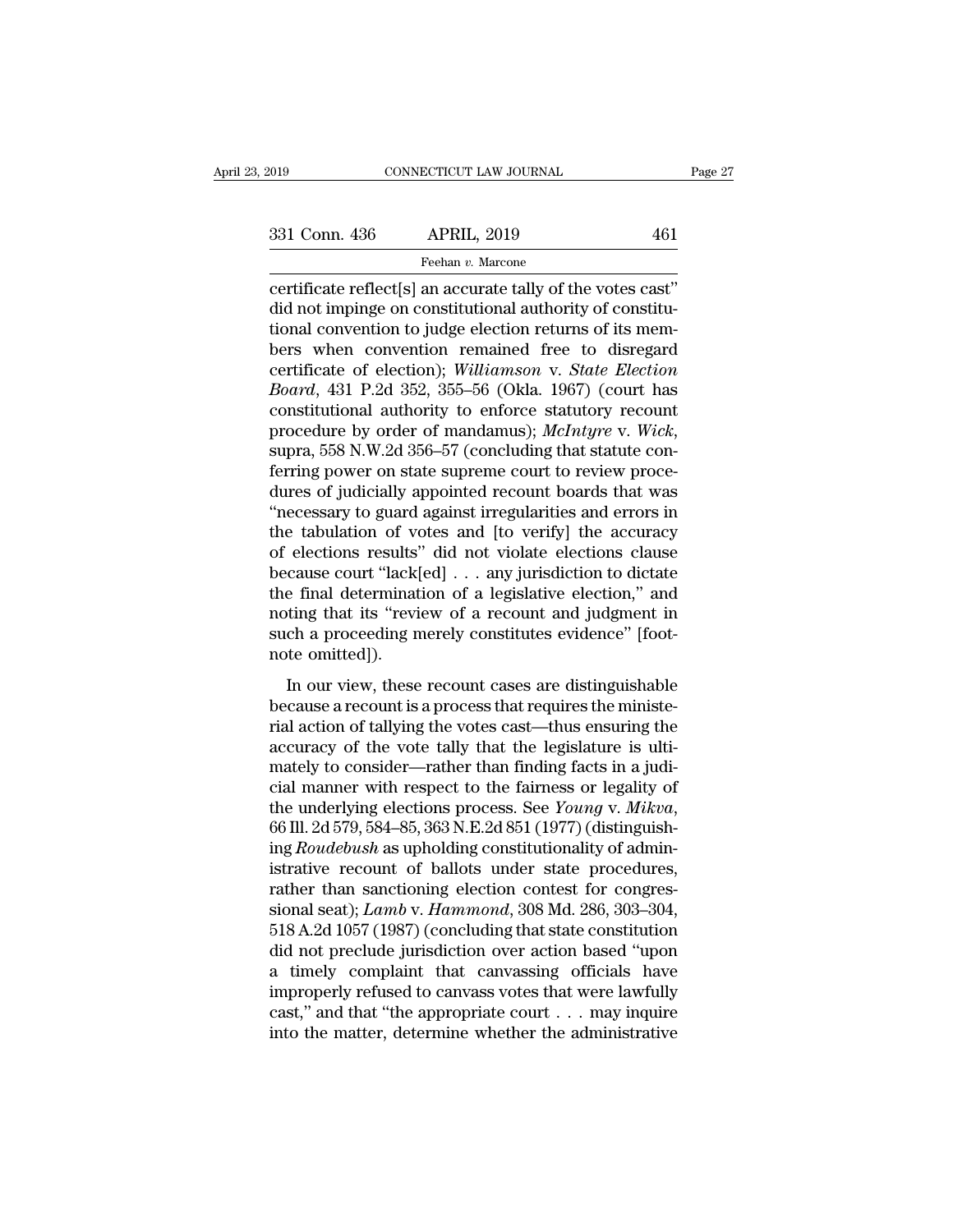certificate reflect[s] an accurate tally of the votes cast" did not impinge on constitutional authority of constitutional convention to judge election returns of its members when convention remained free to disregard certificate of election); *Williamson* v. *State Election Board*, 431 P.2d 352, 355–56 (Okla. 1967) (court has constitutional authority to enforce statutory recount procedure by order of mandamus); *McIntyre* v. *Wick*, supra, 558 N.W.2d 356–57 (concluding that statute conferring power on state supreme court to review procedures of judicially appointed recount boards that was "necessary to guard against irregularities and errors in the tabulation of votes and [to verify] the accuracy of elections results" did not violate elections clause because court "lack[ed] . . . any jurisdiction to dictate the final determination of a legislative election," and noting that its "review of a recount and judgment in such a proceeding merely constitutes evidence" [footnote omitted]).

In our view, these recount cases are distinguishable because a recount is a process that requires the ministerial action of tallying the votes cast—thus ensuring the accuracy of the vote tally that the legislature is ultimately to consider—rather than finding facts in a judicial manner with respect to the fairness or legality of the underlying elections process. See *Young* v. *Mikva*, 66 Ill. 2d 579, 584–85, 363 N.E.2d 851 (1977) (distinguishing *Roudebush* as upholding constitutionality of administrative recount of ballots under state procedures, rather than sanctioning election contest for congressional seat); *Lamb* v. *Hammond*, 308 Md. 286, 303–304, 518 A.2d 1057 (1987) (concluding that state constitution did not preclude jurisdiction over action based "upon a timely complaint that canvassing officials have improperly refused to canvass votes that were lawfully cast," and that "the appropriate court . . . may inquire into the matter, determine whether the administrative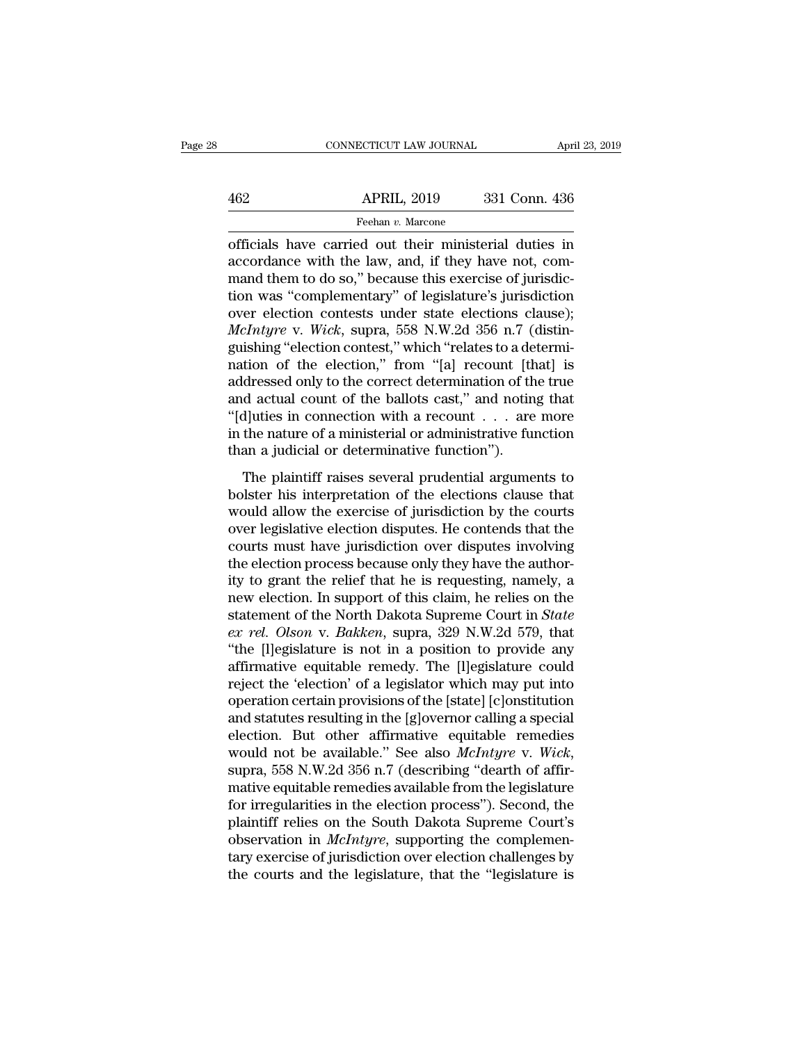officials have carried out their ministerial duties in accordance with the law, and, if they have not, command them to do so," because this exercise of jurisdiction was "complementary" of legislature's jurisdiction over election contests under state elections clause); *McIntyre* v. *Wick*, supra, 558 N.W.2d 356 n.7 (distinguishing "election contest," which "relates to a determination of the election," from "[a] recount [that] is addressed only to the correct determination of the true and actual count of the ballots cast," and noting that "[d]uties in connection with a recount . . . are more in the nature of a ministerial or administrative function than a judicial or determinative function").

The plaintiff raises several prudential arguments to bolster his interpretation of the elections clause that would allow the exercise of jurisdiction by the courts over legislative election disputes. He contends that the courts must have jurisdiction over disputes involving the election process because only they have the authority to grant the relief that he is requesting, namely, a new election. In support of this claim, he relies on the statement of the North Dakota Supreme Court in *State ex rel. Olson* v. *Bakken*, supra, 329 N.W.2d 579, that "the [l]egislature is not in a position to provide any affirmative equitable remedy. The [l]egislature could reject the 'election' of a legislator which may put into operation certain provisions of the [state] [c]onstitution and statutes resulting in the [g]overnor calling a special election. But other affirmative equitable remedies would not be available." See also *McIntyre* v. *Wick*, supra, 558 N.W.2d 356 n.7 (describing "dearth of affirmative equitable remedies available from the legislature for irregularities in the election process"). Second, the plaintiff relies on the South Dakota Supreme Court's observation in *McIntyre*, supporting the complementary exercise of jurisdiction over election challenges by the courts and the legislature, that the "legislature is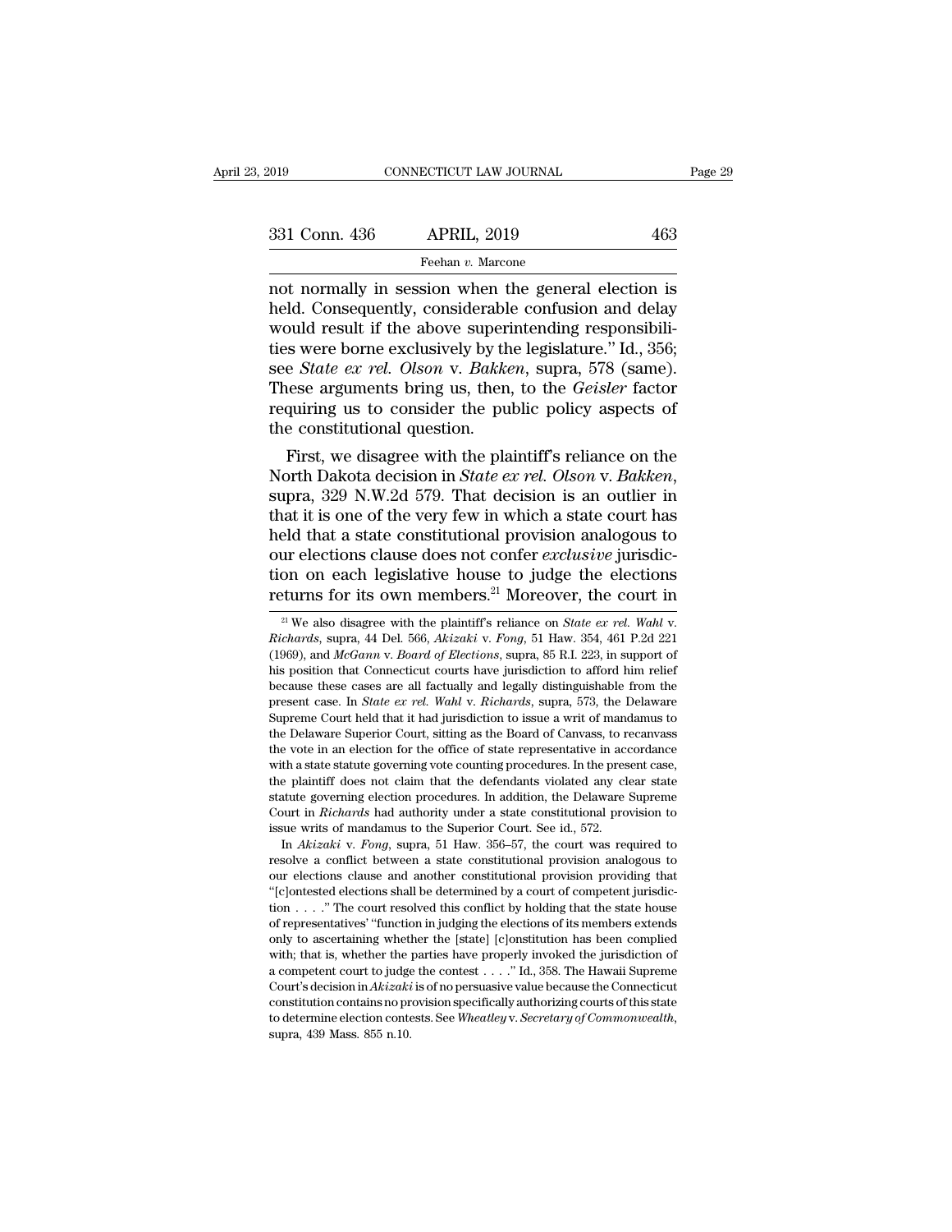not normally in session when the general election is held. Consequently, considerable confusion and delay would result if the above superintending responsibilities were borne exclusively by the legislature." Id., 356; see *State ex rel. Olson* v. *Bakken*, supra, 578 (same). These arguments bring us, then, to the *Geisler* factor requiring us to consider the public policy aspects of the constitutional question.

First, we disagree with the plaintiff's reliance on the North Dakota decision in *State ex rel. Olson* v. *Bakken*, supra, 329 N.W.2d 579. That decision is an outlier in that it is one of the very few in which a state court has held that a state constitutional provision analogous to our elections clause does not confer *exclusive* jurisdiction on each legislative house to judge the elections returns for its own members.[21] Moreover, the court in

[21] We also disagree with the plaintiff's reliance on *State ex rel. Wahl* v. *Richards*, supra, 44 Del. 566, *Akizaki* v. *Fong*, 51 Haw. 354, 461 P.2d 221 (1969), and *McGann* v. *Board of Elections*, supra, 85 R.I. 223, in support of his position that Connecticut courts have jurisdiction to afford him relief because these cases are all factually and legally distinguishable from the present case. In *State ex rel. Wahl* v. *Richards*, supra, 573, the Delaware Supreme Court held that it had jurisdiction to issue a writ of mandamus to the Delaware Superior Court, sitting as the Board of Canvass, to recanvass the vote in an election for the office of state representative in accordance with a state statute governing vote counting procedures. In the present case, the plaintiff does not claim that the defendants violated any clear state statute governing election procedures. In addition, the Delaware Supreme Court in *Richards* had authority under a state constitutional provision to issue writs of mandamus to the Superior Court. See id., 572.

In *Akizaki* v. *Fong*, supra, 51 Haw. 356–57, the court was required to resolve a conflict between a state constitutional provision analogous to our elections clause and another constitutional provision providing that "[c]ontested elections shall be determined by a court of competent jurisdiction . . . ." The court resolved this conflict by holding that the state house of representatives' "function in judging the elections of its members extends only to ascertaining whether the [state] [c]onstitution has been complied with; that is, whether the parties have properly invoked the jurisdiction of a competent court to judge the contest . . . ." Id., 358. The Hawaii Supreme Court's decision in *Akizaki* is of no persuasive value because the Connecticut constitution contains no provision specifically authorizing courts of this state to determine election contests. See *Wheatley* v. *Secretary of Commonwealth*, supra, 439 Mass. 855 n.10.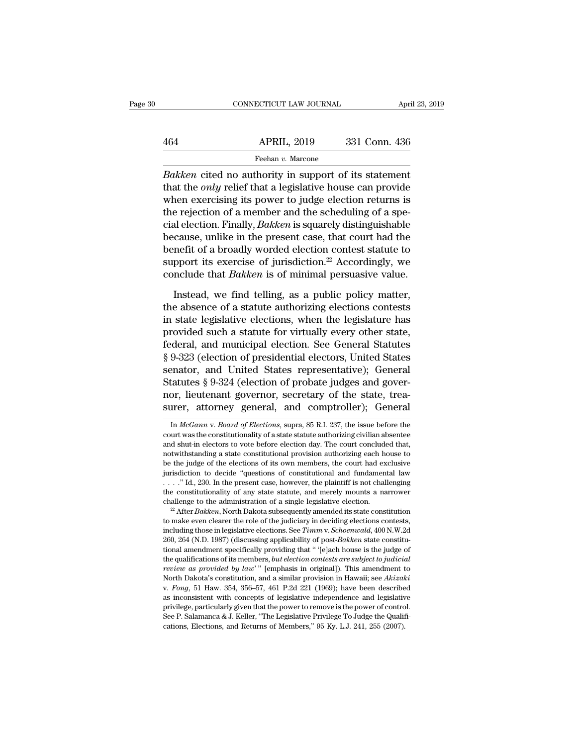*Bakken* cited no authority in support of its statement that the *only* relief that a legislative house can provide when exercising its power to judge election returns is the rejection of a member and the scheduling of a special election. Finally, *Bakken* is squarely distinguishable because, unlike in the present case, that court had the benefit of a broadly worded election contest statute to support its exercise of jurisdiction.[22] Accordingly, we conclude that *Bakken* is of minimal persuasive value.

Instead, we find telling, as a public policy matter, the absence of a statute authorizing elections contests in state legislative elections, when the legislature has provided such a statute for virtually every other state, federal, and municipal election. See General Statutes § 9-323 (election of presidential electors, United States senator, and United States representative); General Statutes § 9-324 (election of probate judges and governor, lieutenant governor, secretary of the state, treasurer, attorney general, and comptroller); General

In *McGann* v. *Board of Elections*, supra, 85 R.I. 237, the issue before the court was the constitutionality of a state statute authorizing civilian absentee and shut-in electors to vote before election day. The court concluded that, notwithstanding a state constitutional provision authorizing each house to be the judge of the elections of its own members, the court had exclusive jurisdiction to decide "questions of constitutional and fundamental law . . . ." Id., 230. In the present case, however, the plaintiff is not challenging the constitutionality of any state statute, and merely mounts a narrower challenge to the administration of a single legislative election.

[22] After *Bakken*, North Dakota subsequently amended its state constitution to make even clearer the role of the judiciary in deciding elections contests, including those in legislative elections. See *Timm* v. *Schoenwald*, 400 N.W.2d 260, 264 (N.D. 1987) (discussing applicability of post-*Bakken* state constitutional amendment specifically providing that " '[e]ach house is the judge of the qualifications of its members, *but election contests are subject to judicial review as provided by law*' " [emphasis in original]). This amendment to North Dakota's constitution, and a similar provision in Hawaii; see *Akizaki* v. *Fong*, 51 Haw. 354, 356–57, 461 P.2d 221 (1969); have been described as inconsistent with concepts of legislative independence and legislative privilege, particularly given that the power to remove is the power of control. See P. Salamanca & J. Keller, "The Legislative Privilege To Judge the Qualifications, Elections, and Returns of Members," 95 Ky. L.J. 241, 255 (2007).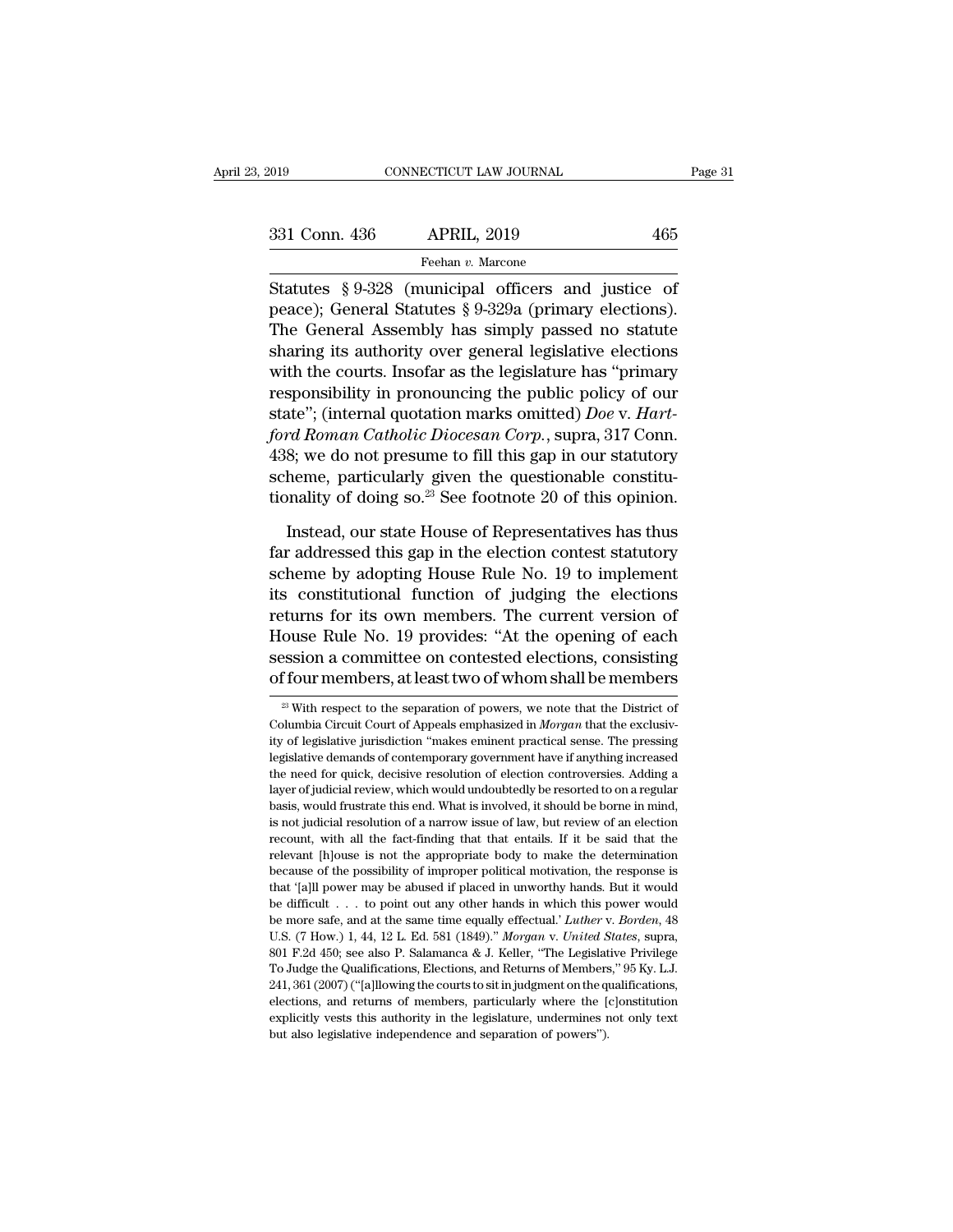Statutes § 9-328 (municipal officers and justice of peace); General Statutes § 9-329a (primary elections). The General Assembly has simply passed no statute sharing its authority over general legislative elections with the courts. Insofar as the legislature has "primary responsibility in pronouncing the public policy of our state"; (internal quotation marks omitted) *Doe* v. *Hartford Roman Catholic Diocesan Corp.*, supra, 317 Conn. 438; we do not presume to fill this gap in our statutory scheme, particularly given the questionable constitutionality of doing so.[23] See footnote 20 of this opinion.

Instead, our state House of Representatives has thus far addressed this gap in the election contest statutory scheme by adopting House Rule No. 19 to implement its constitutional function of judging the elections returns for its own members. The current version of House Rule No. 19 provides: "At the opening of each session a committee on contested elections, consisting of four members, at least two of whom shall be members

[23] With respect to the separation of powers, we note that the District of Columbia Circuit Court of Appeals emphasized in *Morgan* that the exclusivity of legislative jurisdiction "makes eminent practical sense. The pressing legislative demands of contemporary government have if anything increased the need for quick, decisive resolution of election controversies. Adding a layer of judicial review, which would undoubtedly be resorted to on a regular basis, would frustrate this end. What is involved, it should be borne in mind, is not judicial resolution of a narrow issue of law, but review of an election recount, with all the fact-finding that that entails. If it be said that the relevant [h]ouse is not the appropriate body to make the determination because of the possibility of improper political motivation, the response is that '[a]ll power may be abused if placed in unworthy hands. But it would be difficult . . . to point out any other hands in which this power would be more safe, and at the same time equally effectual.' *Luther* v. *Borden*, 48 U.S. (7 How.) 1, 44, 12 L. Ed. 581 (1849)." *Morgan* v. *United States*, supra, 801 F.2d 450; see also P. Salamanca & J. Keller, "The Legislative Privilege To Judge the Qualifications, Elections, and Returns of Members," 95 Ky. L.J. 241, 361 (2007) ("[a]llowing the courts to sit in judgment on the qualifications, elections, and returns of members, particularly where the [c]onstitution explicitly vests this authority in the legislature, undermines not only text but also legislative independence and separation of powers").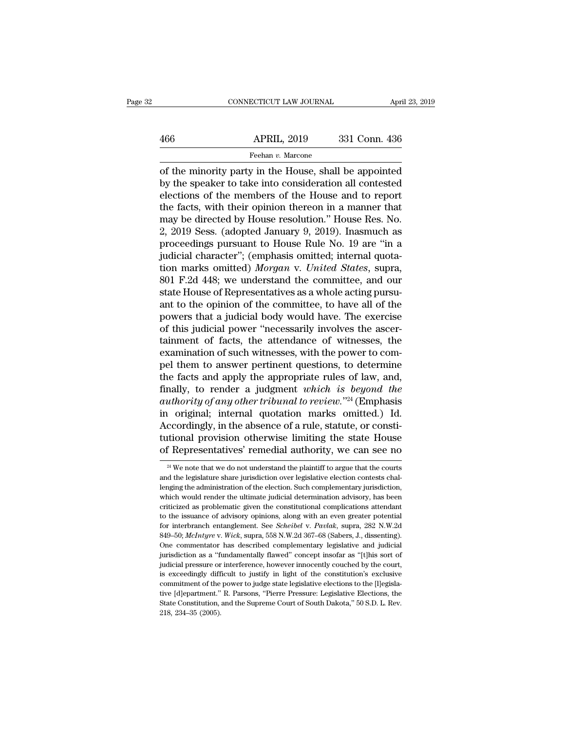of the minority party in the House, shall be appointed by the speaker to take into consideration all contested elections of the members of the House and to report the facts, with their opinion thereon in a manner that may be directed by House resolution." House Res. No. 2, 2019 Sess. (adopted January 9, 2019). Inasmuch as proceedings pursuant to House Rule No. 19 are "in a judicial character"; (emphasis omitted; internal quotation marks omitted) *Morgan* v. *United States*, supra, 801 F.2d 448; we understand the committee, and our state House of Representatives as a whole acting pursuant to the opinion of the committee, to have all of the powers that a judicial body would have. The exercise of this judicial power "necessarily involves the ascertainment of facts, the attendance of witnesses, the examination of such witnesses, with the power to compel them to answer pertinent questions, to determine the facts and apply the appropriate rules of law, and, finally, to render a judgment *which is beyond the authority of any other tribunal to review*."[24] (Emphasis in original; internal quotation marks omitted.) Id. Accordingly, in the absence of a rule, statute, or constitutional provision otherwise limiting the state House of Representatives' remedial authority, we can see no

---

[24] We note that we do not understand the plaintiff to argue that the courts and the legislature share jurisdiction over legislative election contests challenging the administration of the election. Such complementary jurisdiction, which would render the ultimate judicial determination advisory, has been criticized as problematic given the constitutional complications attendant to the issuance of advisory opinions, along with an even greater potential for interbranch entanglement. See *Scheibel* v. *Pavlak*, supra, 282 N.W.2d 849–50; *McIntyre* v. *Wick*, supra, 558 N.W.2d 367–68 (Sabers, J., dissenting). One commentator has described complementary legislative and judicial jurisdiction as a "fundamentally flawed" concept insofar as "[t]his sort of judicial pressure or interference, however innocently couched by the court, is exceedingly difficult to justify in light of the constitution's exclusive commitment of the power to judge state legislative elections to the [l]egislative [d]epartment." R. Parsons, "Pierre Pressure: Legislative Elections, the State Constitution, and the Supreme Court of South Dakota," 50 S.D. L. Rev. 218, 234–35 (2005).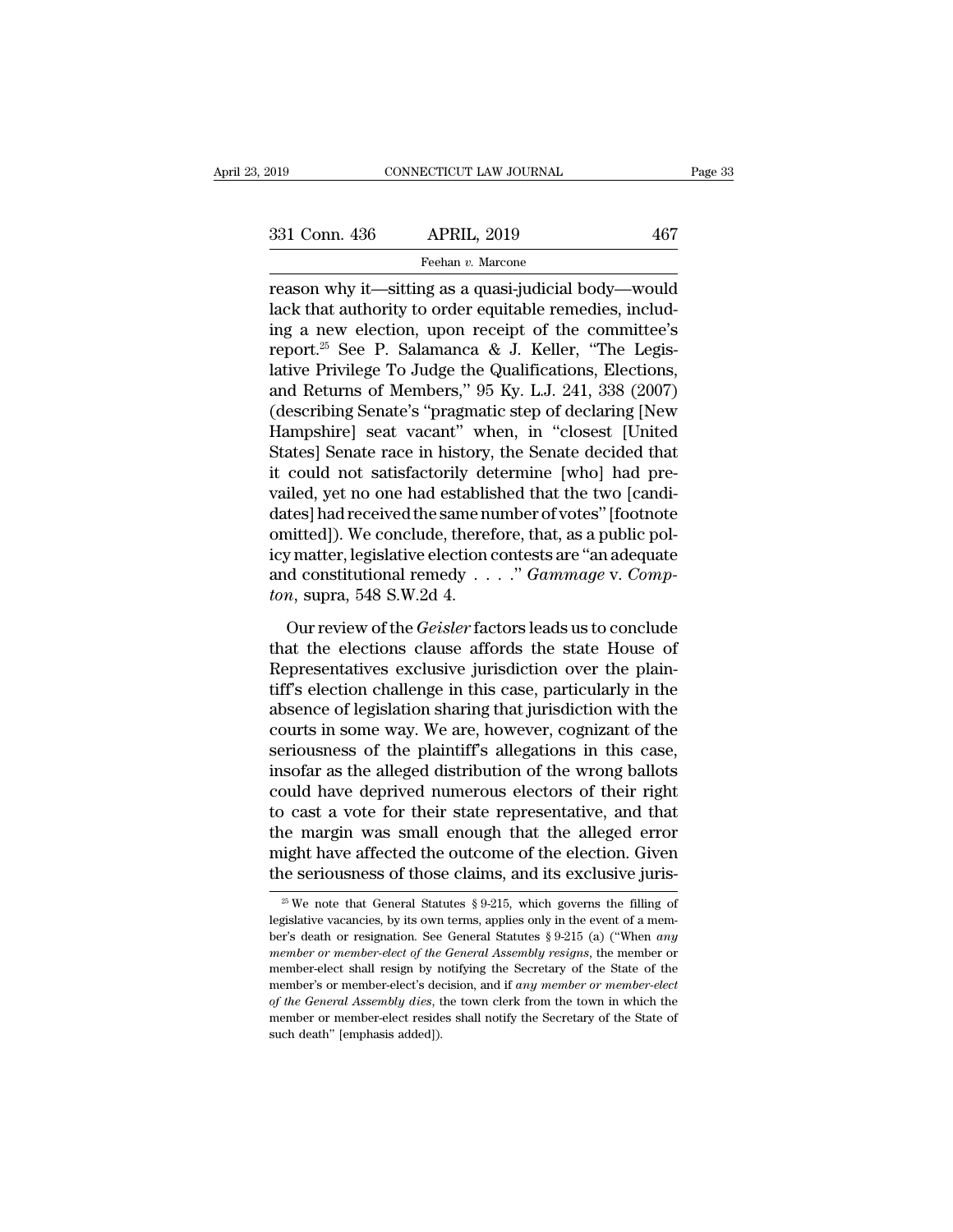reason why it—sitting as a quasi-judicial body—would lack that authority to order equitable remedies, including a new election, upon receipt of the committee's report.[25] See P. Salamanca & J. Keller, "The Legislative Privilege To Judge the Qualifications, Elections, and Returns of Members," 95 Ky. L.J. 241, 338 (2007) (describing Senate's "pragmatic step of declaring [New Hampshire] seat vacant" when, in "closest [United States] Senate race in history, the Senate decided that it could not satisfactorily determine [who] had prevailed, yet no one had established that the two [candidates] had received the same number of votes" [footnote omitted]). We conclude, therefore, that, as a public policy matter, legislative election contests are "an adequate and constitutional remedy . . . ." *Gammage* v. *Compton*, supra, 548 S.W.2d 4.

Our review of the *Geisler* factors leads us to conclude that the elections clause affords the state House of Representatives exclusive jurisdiction over the plaintiff's election challenge in this case, particularly in the absence of legislation sharing that jurisdiction with the courts in some way. We are, however, cognizant of the seriousness of the plaintiff's allegations in this case, insofar as the alleged distribution of the wrong ballots could have deprived numerous electors of their right to cast a vote for their state representative, and that the margin was small enough that the alleged error might have affected the outcome of the election. Given the seriousness of those claims, and its exclusive juris-

[25] We note that General Statutes § 9-215, which governs the filling of legislative vacancies, by its own terms, applies only in the event of a member's death or resignation. See General Statutes § 9-215 (a) ("When *any member or member-elect of the General Assembly resigns*, the member or member-elect shall resign by notifying the Secretary of the State of the member's or member-elect's decision, and if *any member or member-elect of the General Assembly dies*, the town clerk from the town in which the member or member-elect resides shall notify the Secretary of the State of such death" [emphasis added]).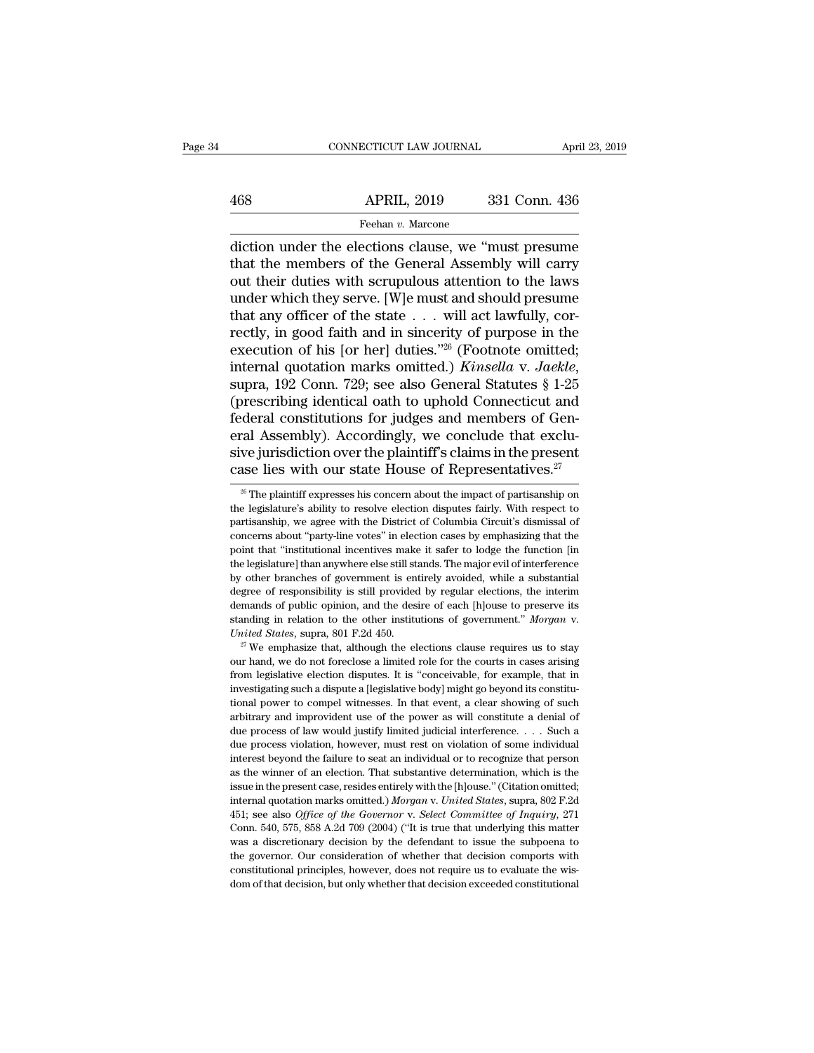diction under the elections clause, we "must presume that the members of the General Assembly will carry out their duties with scrupulous attention to the laws under which they serve. [W]e must and should presume that any officer of the state . . . will act lawfully, correctly, in good faith and in sincerity of purpose in the execution of his [or her] duties."[26] (Footnote omitted; internal quotation marks omitted.) *Kinsella* v. *Jaekle*, supra, 192 Conn. 729; see also General Statutes § 1-25 (prescribing identical oath to uphold Connecticut and federal constitutions for judges and members of General Assembly). Accordingly, we conclude that exclusive jurisdiction over the plaintiff's claims in the present case lies with our state House of Representatives.[27]

[26] The plaintiff expresses his concern about the impact of partisanship on the legislature's ability to resolve election disputes fairly. With respect to partisanship, we agree with the District of Columbia Circuit's dismissal of concerns about "party-line votes" in election cases by emphasizing that the point that "institutional incentives make it safer to lodge the function [in the legislature] than anywhere else still stands. The major evil of interference by other branches of government is entirely avoided, while a substantial degree of responsibility is still provided by regular elections, the interim demands of public opinion, and the desire of each [h]ouse to preserve its standing in relation to the other institutions of government." *Morgan* v. *United States*, supra, 801 F.2d 450.

[27] We emphasize that, although the elections clause requires us to stay our hand, we do not foreclose a limited role for the courts in cases arising from legislative election disputes. It is "conceivable, for example, that in investigating such a dispute a [legislative body] might go beyond its constitutional power to compel witnesses. In that event, a clear showing of such arbitrary and improvident use of the power as will constitute a denial of due process of law would justify limited judicial interference. . . . Such a due process violation, however, must rest on violation of some individual interest beyond the failure to seat an individual or to recognize that person as the winner of an election. That substantive determination, which is the issue in the present case, resides entirely with the [h]ouse." (Citation omitted; internal quotation marks omitted.) *Morgan* v. *United States*, supra, 802 F.2d 451; see also *Office of the Governor* v. *Select Committee of Inquiry*, 271 Conn. 540, 575, 858 A.2d 709 (2004) ("It is true that underlying this matter was a discretionary decision by the defendant to issue the subpoena to the governor. Our consideration of whether that decision comports with constitutional principles, however, does not require us to evaluate the wisdom of that decision, but only whether that decision exceeded constitutional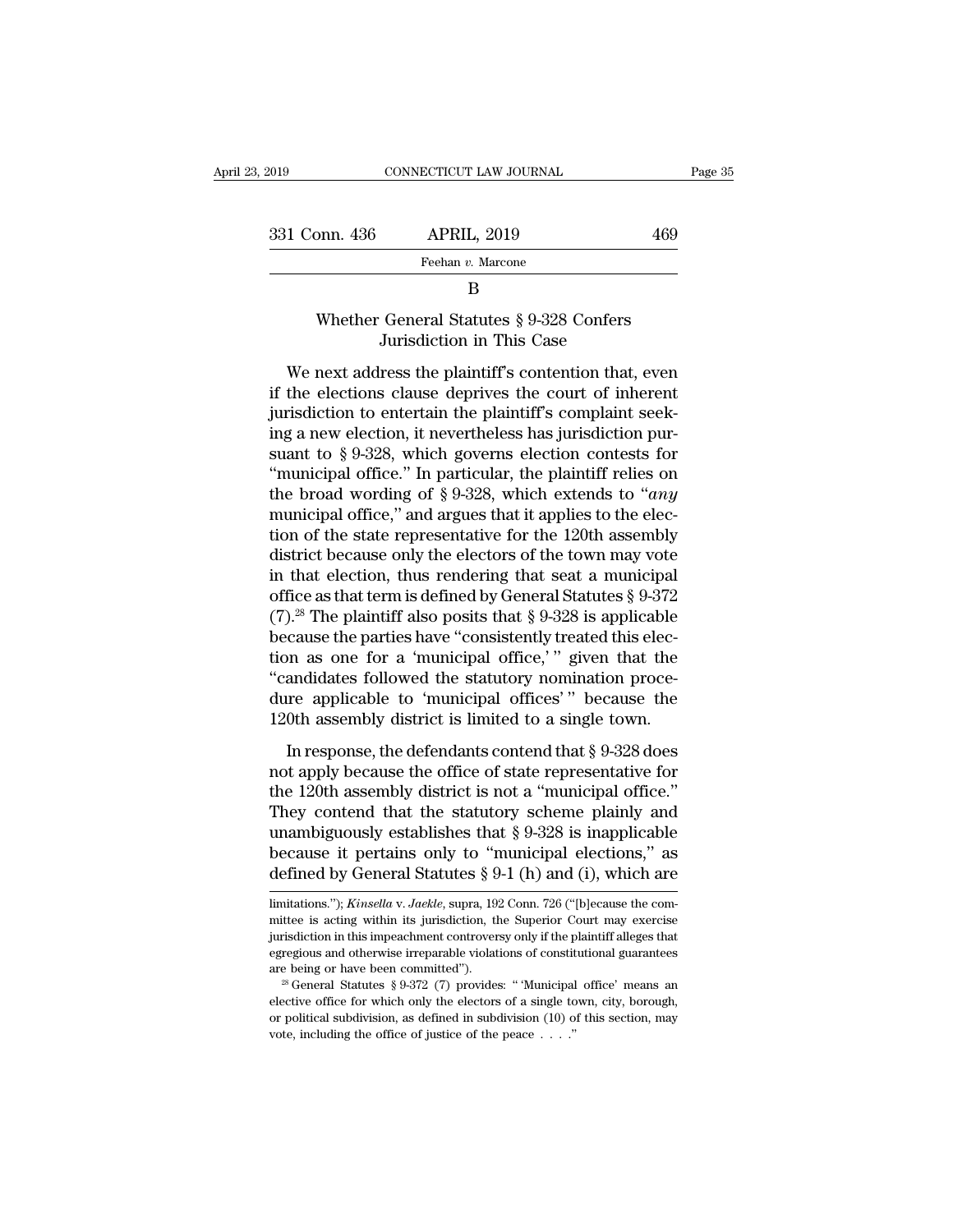### B

### Whether General Statutes § 9-328 Confers Jurisdiction in This Case

We next address the plaintiff's contention that, even if the elections clause deprives the court of inherent jurisdiction to entertain the plaintiff's complaint seeking a new election, it nevertheless has jurisdiction pursuant to § 9-328, which governs election contests for "municipal office." In particular, the plaintiff relies on the broad wording of § 9-328, which extends to "*any* municipal office," and argues that it applies to the election of the state representative for the 120th assembly district because only the electors of the town may vote in that election, thus rendering that seat a municipal office as that term is defined by General Statutes § 9-372 (7).[28] The plaintiff also posits that § 9-328 is applicable because the parties have "consistently treated this election as one for a 'municipal office,'" given that the "candidates followed the statutory nomination procedure applicable to 'municipal offices'" because the 120th assembly district is limited to a single town.

In response, the defendants contend that § 9-328 does not apply because the office of state representative for the 120th assembly district is not a "municipal office." They contend that the statutory scheme plainly and unambiguously establishes that § 9-328 is inapplicable because it pertains only to "municipal elections," as defined by General Statutes § 9-1 (h) and (i), which are

limitations."); *Kinsella* v. *Jaekle*, supra, 192 Conn. 726 ("[b]ecause the committee is acting within its jurisdiction, the Superior Court may exercise jurisdiction in this impeachment controversy only if the plaintiff alleges that egregious and otherwise irreparable violations of constitutional guarantees are being or have been committed").

[28] General Statutes § 9-372 (7) provides: "'Municipal office' means an elective office for which only the electors of a single town, city, borough, or political subdivision, as defined in subdivision (10) of this section, may vote, including the office of justice of the peace . . . ."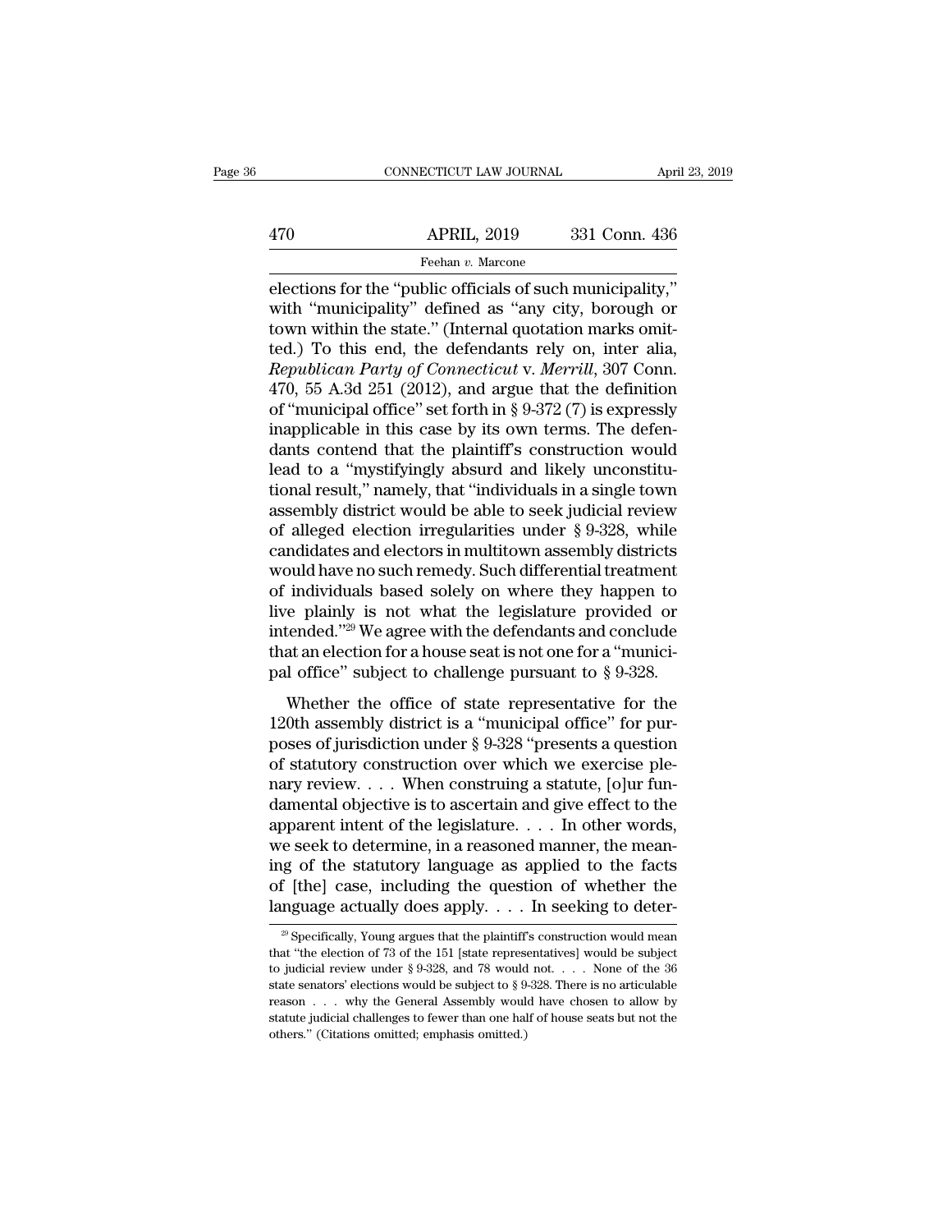elections for the "public officials of such municipality," with "municipality" defined as "any city, borough or town within the state." (Internal quotation marks omitted.) To this end, the defendants rely on, inter alia, *Republican Party of Connecticut* v. *Merrill*, 307 Conn. 470, 55 A.3d 251 (2012), and argue that the definition of "municipal office" set forth in § 9-372 (7) is expressly inapplicable in this case by its own terms. The defendants contend that the plaintiff's construction would lead to a "mystifyingly absurd and likely unconstitutional result," namely, that "individuals in a single town assembly district would be able to seek judicial review of alleged election irregularities under § 9-328, while candidates and electors in multitown assembly districts would have no such remedy. Such differential treatment of individuals based solely on where they happen to live plainly is not what the legislature provided or intended."[29] We agree with the defendants and conclude that an election for a house seat is not one for a "municipal office" subject to challenge pursuant to § 9-328.

Whether the office of state representative for the 120th assembly district is a "municipal office" for purposes of jurisdiction under § 9-328 "presents a question of statutory construction over which we exercise plenary review. . . . When construing a statute, [o]ur fundamental objective is to ascertain and give effect to the apparent intent of the legislature. . . . In other words, we seek to determine, in a reasoned manner, the meaning of the statutory language as applied to the facts of [the] case, including the question of whether the language actually does apply. . . . In seeking to deter-

[29] Specifically, Young argues that the plaintiff's construction would mean that "the election of 73 of the 151 [state representatives] would be subject to judicial review under § 9-328, and 78 would not. . . . None of the 36 state senators' elections would be subject to § 9-328. There is no articulable reason . . . why the General Assembly would have chosen to allow by statute judicial challenges to fewer than one half of house seats but not the others." (Citations omitted; emphasis omitted.)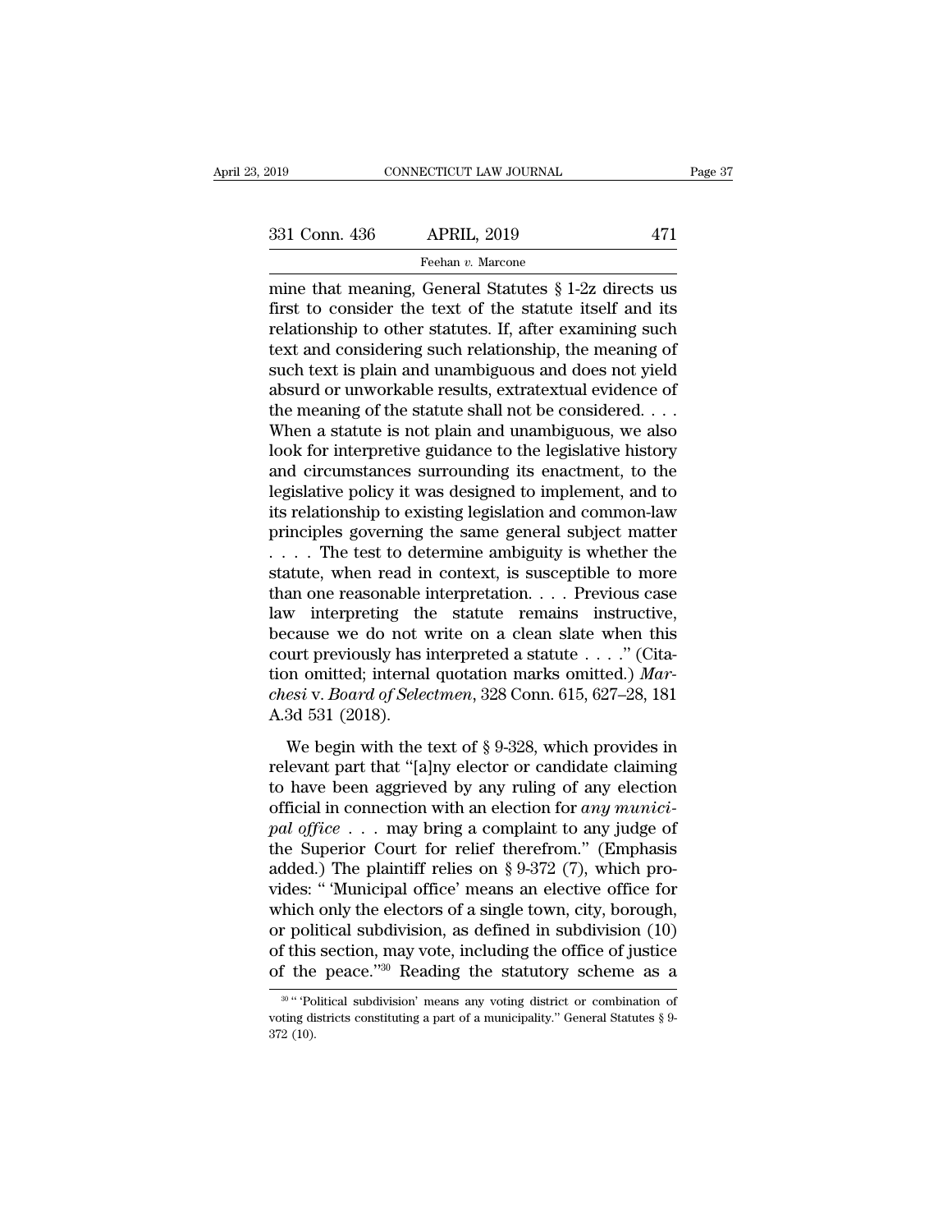mine that meaning, General Statutes § 1-2z directs us first to consider the text of the statute itself and its relationship to other statutes. If, after examining such text and considering such relationship, the meaning of such text is plain and unambiguous and does not yield absurd or unworkable results, extratextual evidence of the meaning of the statute shall not be considered. . . . When a statute is not plain and unambiguous, we also look for interpretive guidance to the legislative history and circumstances surrounding its enactment, to the legislative policy it was designed to implement, and to its relationship to existing legislation and common-law principles governing the same general subject matter . . . . The test to determine ambiguity is whether the statute, when read in context, is susceptible to more than one reasonable interpretation. . . . Previous case law interpreting the statute remains instructive, because we do not write on a clean slate when this court previously has interpreted a statute . . . ." (Citation omitted; internal quotation marks omitted.) *Marchesi* v. *Board of Selectmen*, 328 Conn. 615, 627–28, 181 A.3d 531 (2018).

We begin with the text of § 9-328, which provides in relevant part that "[a]ny elector or candidate claiming to have been aggrieved by any ruling of any election official in connection with an election for *any municipal office* . . . may bring a complaint to any judge of the Superior Court for relief therefrom." (Emphasis added.) The plaintiff relies on § 9-372 (7), which provides: " 'Municipal office' means an elective office for which only the electors of a single town, city, borough, or political subdivision, as defined in subdivision (10) of this section, may vote, including the office of justice of the peace."[30] Reading the statutory scheme as a

---

[30] " 'Political subdivision' means any voting district or combination of voting districts constituting a part of a municipality." General Statutes § 9-372 (10).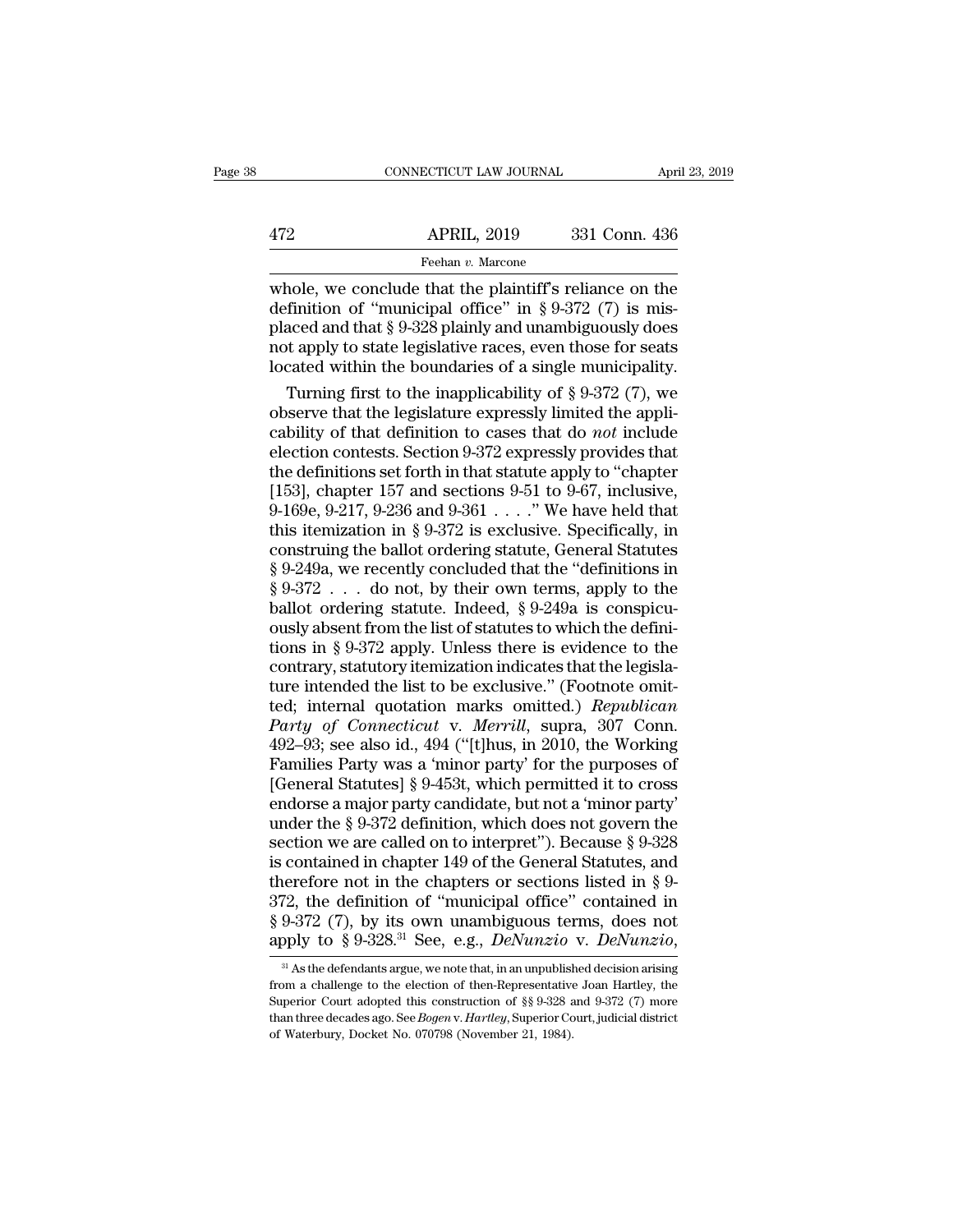whole, we conclude that the plaintiff's reliance on the definition of "municipal office" in § 9-372 (7) is misplaced and that § 9-328 plainly and unambiguously does not apply to state legislative races, even those for seats located within the boundaries of a single municipality.

Turning first to the inapplicability of § 9-372 (7), we observe that the legislature expressly limited the applicability of that definition to cases that do *not* include election contests. Section 9-372 expressly provides that the definitions set forth in that statute apply to "chapter [153], chapter 157 and sections 9-51 to 9-67, inclusive, 9-169e, 9-217, 9-236 and 9-361 . . . ." We have held that this itemization in § 9-372 is exclusive. Specifically, in construing the ballot ordering statute, General Statutes § 9-249a, we recently concluded that the "definitions in § 9-372 . . . do not, by their own terms, apply to the ballot ordering statute. Indeed, § 9-249a is conspicuously absent from the list of statutes to which the definitions in § 9-372 apply. Unless there is evidence to the contrary, statutory itemization indicates that the legislature intended the list to be exclusive." (Footnote omitted; internal quotation marks omitted.) *Republican Party of Connecticut* v. *Merrill*, supra, 307 Conn. 492–93; see also id., 494 ("[t]hus, in 2010, the Working Families Party was a 'minor party' for the purposes of [General Statutes] § 9-453t, which permitted it to cross endorse a major party candidate, but not a 'minor party' under the § 9-372 definition, which does not govern the section we are called on to interpret"). Because § 9-328 is contained in chapter 149 of the General Statutes, and therefore not in the chapters or sections listed in § 9-372, the definition of "municipal office" contained in § 9-372 (7), by its own unambiguous terms, does not apply to § 9-328.[31] See, e.g., *DeNunzio* v. *DeNunzio*,

[31] As the defendants argue, we note that, in an unpublished decision arising from a challenge to the election of then-Representative Joan Hartley, the Superior Court adopted this construction of §§ 9-328 and 9-372 (7) more than three decades ago. See *Bogen* v. *Hartley*, Superior Court, judicial district of Waterbury, Docket No. 070798 (November 21, 1984).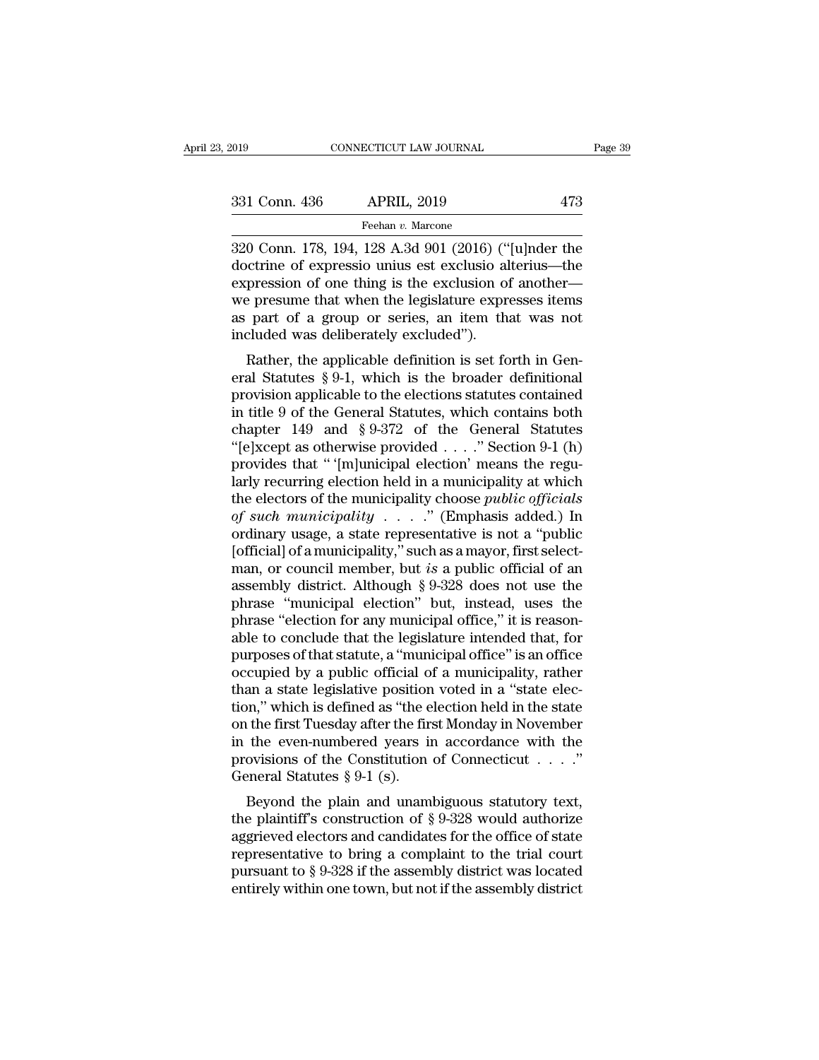320 Conn. 178, 194, 128 A.3d 901 (2016) ("[u]nder the doctrine of expressio unius est exclusio alterius—the expression of one thing is the exclusion of another—we presume that when the legislature expresses items as part of a group or series, an item that was not included was deliberately excluded").

Rather, the applicable definition is set forth in General Statutes § 9-1, which is the broader definitional provision applicable to the elections statutes contained in title 9 of the General Statutes, which contains both chapter 149 and § 9-372 of the General Statutes "[e]xcept as otherwise provided . . . ." Section 9-1 (h) provides that " '[m]unicipal election' means the regularly recurring election held in a municipality at which the electors of the municipality choose *public officials of such municipality* . . . ." (Emphasis added.) In ordinary usage, a state representative is not a "public [official] of a municipality," such as a mayor, first selectman, or council member, but *is* a public official of an assembly district. Although § 9-328 does not use the phrase "municipal election" but, instead, uses the phrase "election for any municipal office," it is reasonable to conclude that the legislature intended that, for purposes of that statute, a "municipal office" is an office occupied by a public official of a municipality, rather than a state legislative position voted in a "state election," which is defined as "the election held in the state on the first Tuesday after the first Monday in November in the even-numbered years in accordance with the provisions of the Constitution of Connecticut . . . ." General Statutes § 9-1 (s).

Beyond the plain and unambiguous statutory text, the plaintiff's construction of § 9-328 would authorize aggrieved electors and candidates for the office of state representative to bring a complaint to the trial court pursuant to § 9-328 if the assembly district was located entirely within one town, but not if the assembly district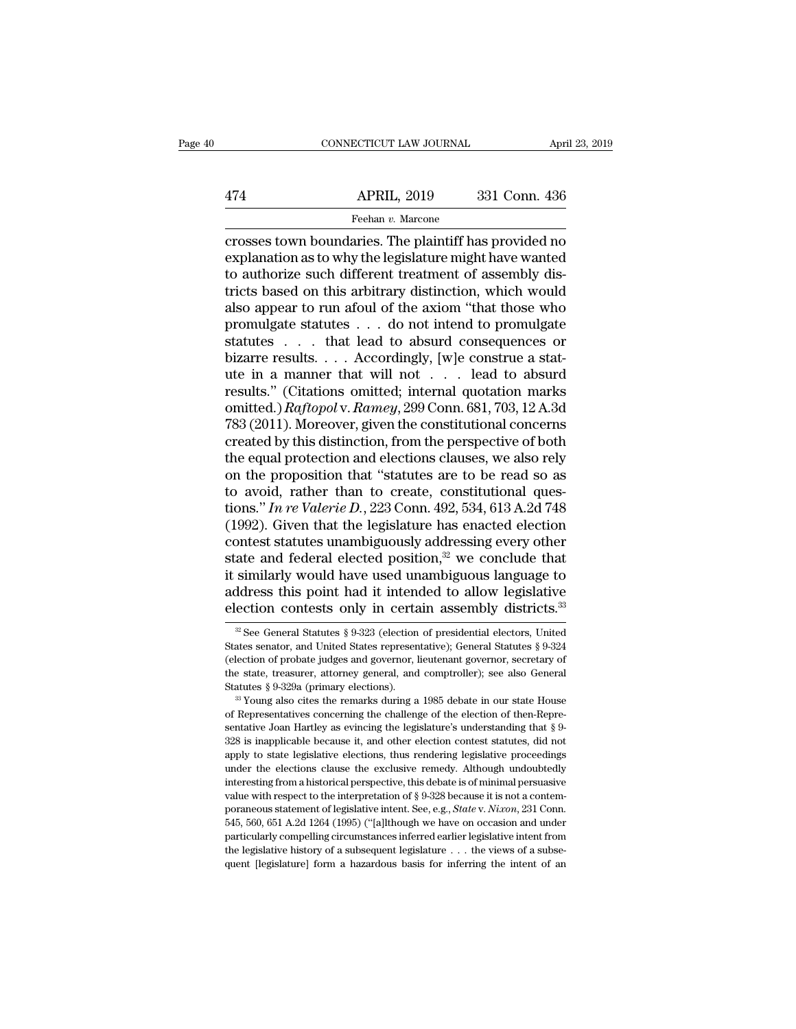crosses town boundaries. The plaintiff has provided no explanation as to why the legislature might have wanted to authorize such different treatment of assembly districts based on this arbitrary distinction, which would also appear to run afoul of the axiom "that those who promulgate statutes . . . do not intend to promulgate statutes . . . that lead to absurd consequences or bizarre results. . . . Accordingly, [w]e construe a statute in a manner that will not . . . lead to absurd results." (Citations omitted; internal quotation marks omitted.) *Raftopol* v. *Ramey*, 299 Conn. 681, 703, 12 A.3d 783 (2011). Moreover, given the constitutional concerns created by this distinction, from the perspective of both the equal protection and elections clauses, we also rely on the proposition that "statutes are to be read so as to avoid, rather than to create, constitutional questions." *In re Valerie D.*, 223 Conn. 492, 534, 613 A.2d 748 (1992). Given that the legislature has enacted election contest statutes unambiguously addressing every other state and federal elected position,[32] we conclude that it similarly would have used unambiguous language to address this point had it intended to allow legislative election contests only in certain assembly districts.[33]

[32] See General Statutes § 9-323 (election of presidential electors, United States senator, and United States representative); General Statutes § 9-324 (election of probate judges and governor, lieutenant governor, secretary of the state, treasurer, attorney general, and comptroller); see also General Statutes § 9-329a (primary elections).

[33] Young also cites the remarks during a 1985 debate in our state House of Representatives concerning the challenge of the election of then-Representative Joan Hartley as evincing the legislature's understanding that § 9-328 is inapplicable because it, and other election contest statutes, did not apply to state legislative elections, thus rendering legislative proceedings under the elections clause the exclusive remedy. Although undoubtedly interesting from a historical perspective, this debate is of minimal persuasive value with respect to the interpretation of § 9-328 because it is not a contemporaneous statement of legislative intent. See, e.g., *State* v. *Nixon*, 231 Conn. 545, 560, 651 A.2d 1264 (1995) ("[a]lthough we have on occasion and under particularly compelling circumstances inferred earlier legislative intent from the legislative history of a subsequent legislature . . . the views of a subsequent [legislature] form a hazardous basis for inferring the intent of an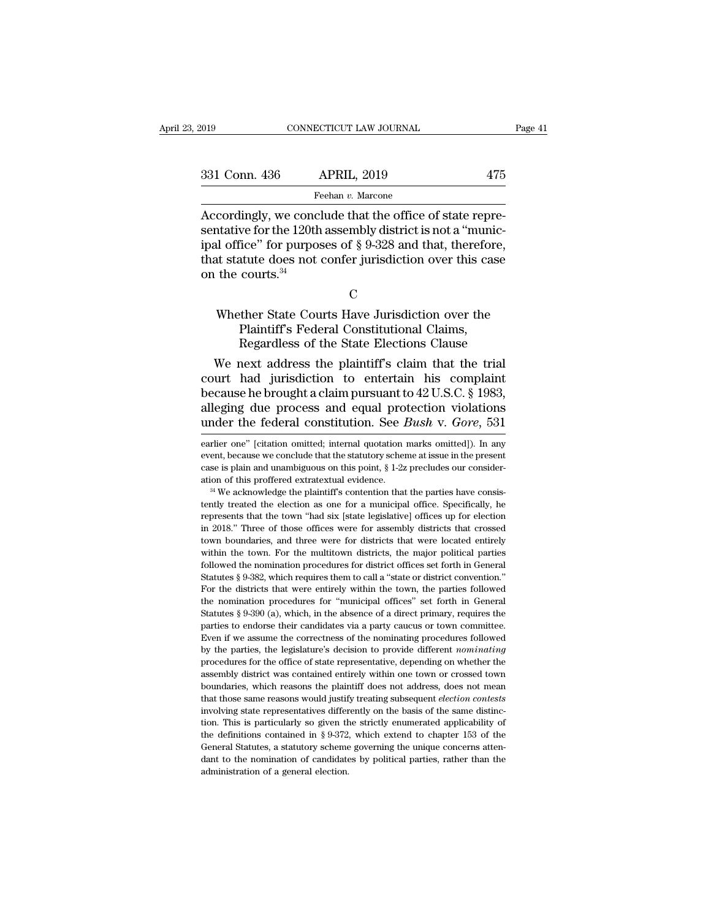Accordingly, we conclude that the office of state representative for the 120th assembly district is not a "municipal office" for purposes of § 9-328 and that, therefore, that statute does not confer jurisdiction over this case on the courts.[34]

C

### Whether State Courts Have Jurisdiction over the Plaintiff's Federal Constitutional Claims, Regardless of the State Elections Clause

We next address the plaintiff's claim that the trial court had jurisdiction to entertain his complaint because he brought a claim pursuant to 42 U.S.C. § 1983, alleging due process and equal protection violations under the federal constitution. See *Bush* v. *Gore*, 531

---

earlier one" [citation omitted; internal quotation marks omitted]). In any event, because we conclude that the statutory scheme at issue in the present case is plain and unambiguous on this point, § 1-2z precludes our consideration of this proffered extratextual evidence.

[34] We acknowledge the plaintiff's contention that the parties have consistently treated the election as one for a municipal office. Specifically, he represents that the town "had six [state legislative] offices up for election in 2018." Three of those offices were for assembly districts that crossed town boundaries, and three were for districts that were located entirely within the town. For the multitown districts, the major political parties followed the nomination procedures for district offices set forth in General Statutes § 9-382, which requires them to call a "state or district convention." For the districts that were entirely within the town, the parties followed the nomination procedures for "municipal offices" set forth in General Statutes § 9-390 (a), which, in the absence of a direct primary, requires the parties to endorse their candidates via a party caucus or town committee. Even if we assume the correctness of the nominating procedures followed by the parties, the legislature's decision to provide different *nominating* procedures for the office of state representative, depending on whether the assembly district was contained entirely within one town or crossed town boundaries, which reasons the plaintiff does not address, does not mean that those same reasons would justify treating subsequent *election contests* involving state representatives differently on the basis of the same distinction. This is particularly so given the strictly enumerated applicability of the definitions contained in § 9-372, which extend to chapter 153 of the General Statutes, a statutory scheme governing the unique concerns attendant to the nomination of candidates by political parties, rather than the administration of a general election.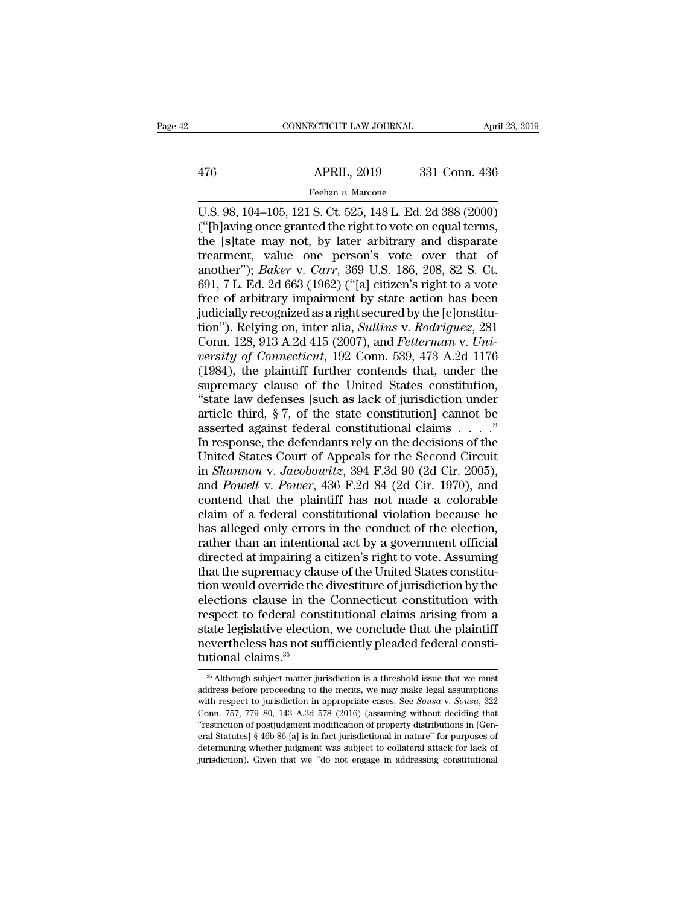U.S. 98, 104–105, 121 S. Ct. 525, 148 L. Ed. 2d 388 (2000) ("[h]aving once granted the right to vote on equal terms, the [s]tate may not, by later arbitrary and disparate treatment, value one person's vote over that of another"); *Baker* v. *Carr*, 369 U.S. 186, 208, 82 S. Ct. 691, 7 L. Ed. 2d 663 (1962) ("[a] citizen's right to a vote free of arbitrary impairment by state action has been judicially recognized as a right secured by the [c]onstitution"). Relying on, inter alia, *Sullins* v. *Rodriguez*, 281 Conn. 128, 913 A.2d 415 (2007), and *Fetterman* v. *University of Connecticut*, 192 Conn. 539, 473 A.2d 1176 (1984), the plaintiff further contends that, under the supremacy clause of the United States constitution, "state law defenses [such as lack of jurisdiction under article third, § 7, of the state constitution] cannot be asserted against federal constitutional claims . . . ." In response, the defendants rely on the decisions of the United States Court of Appeals for the Second Circuit in *Shannon* v. *Jacobowitz*, 394 F.3d 90 (2d Cir. 2005), and *Powell* v. *Power*, 436 F.2d 84 (2d Cir. 1970), and contend that the plaintiff has not made a colorable claim of a federal constitutional violation because he has alleged only errors in the conduct of the election, rather than an intentional act by a government official directed at impairing a citizen's right to vote. Assuming that the supremacy clause of the United States constitution would override the divestiture of jurisdiction by the elections clause in the Connecticut constitution with respect to federal constitutional claims arising from a state legislative election, we conclude that the plaintiff nevertheless has not sufficiently pleaded federal constitutional claims.[35]

[35] Although subject matter jurisdiction is a threshold issue that we must address before proceeding to the merits, we may make legal assumptions with respect to jurisdiction in appropriate cases. See *Sousa* v. *Sousa*, 322 Conn. 757, 779–80, 143 A.3d 578 (2016) (assuming without deciding that "restriction of postjudgment modification of property distributions in [General Statutes] § 46b-86 [a] is in fact jurisdictional in nature" for purposes of determining whether judgment was subject to collateral attack for lack of jurisdiction). Given that we "do not engage in addressing constitutional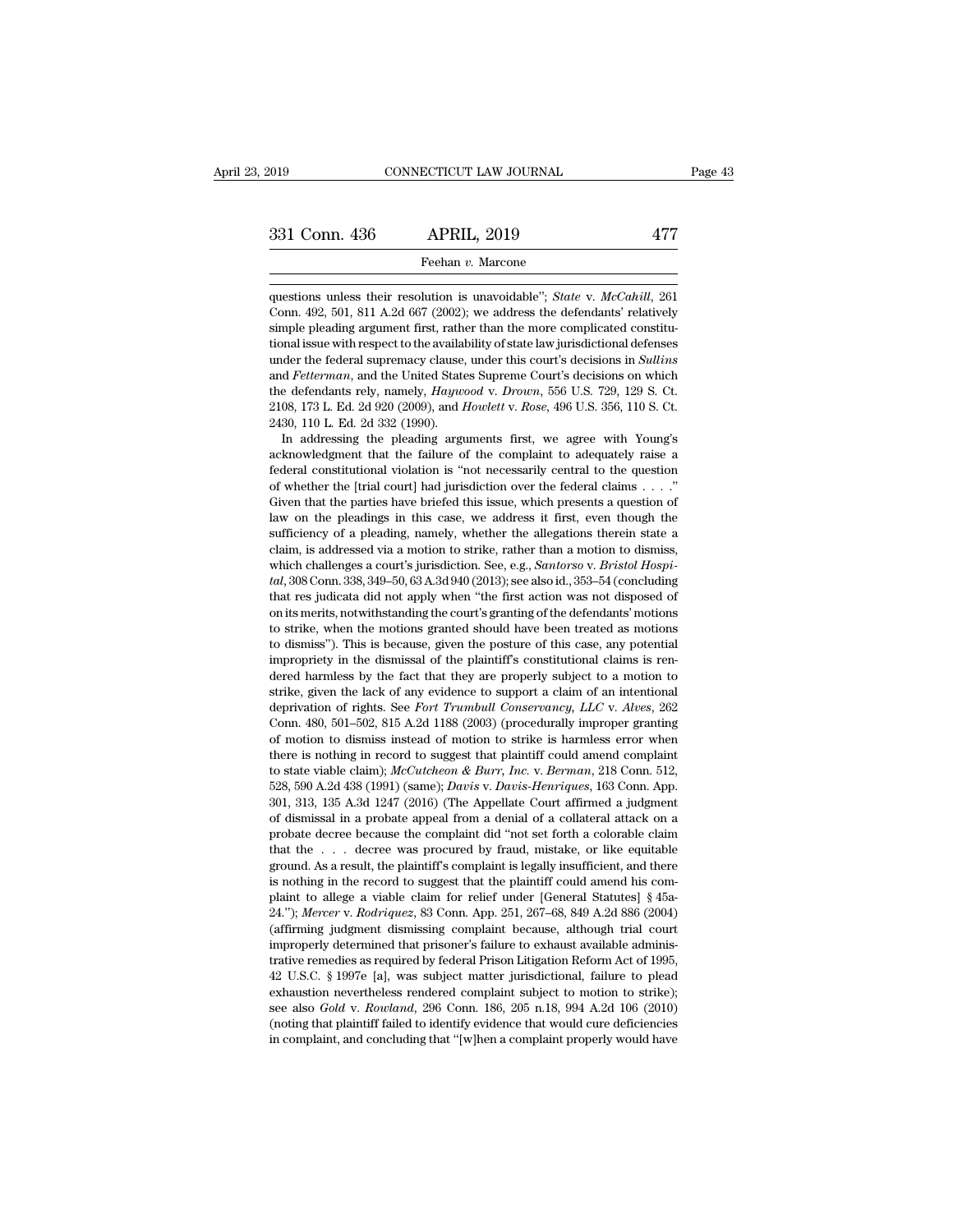questions unless their resolution is unavoidable''; *State* v. *McCahill*, 261 Conn. 492, 501, 811 A.2d 667 (2002); we address the defendants' relatively simple pleading argument first, rather than the more complicated constitutional issue with respect to the availability of state law jurisdictional defenses under the federal supremacy clause, under this court's decisions in *Sullins* and *Fetterman*, and the United States Supreme Court's decisions on which the defendants rely, namely, *Haywood* v. *Drown*, 556 U.S. 729, 129 S. Ct. 2108, 173 L. Ed. 2d 920 (2009), and *Howlett* v. *Rose*, 496 U.S. 356, 110 S. Ct. 2430, 110 L. Ed. 2d 332 (1990).

In addressing the pleading arguments first, we agree with Young's acknowledgment that the failure of the complaint to adequately raise a federal constitutional violation is ''not necessarily central to the question of whether the [trial court] had jurisdiction over the federal claims . . . .'' Given that the parties have briefed this issue, which presents a question of law on the pleadings in this case, we address it first, even though the sufficiency of a pleading, namely, whether the allegations therein state a claim, is addressed via a motion to strike, rather than a motion to dismiss, which challenges a court's jurisdiction. See, e.g., *Santorso* v. *Bristol Hospital*, 308 Conn. 338, 349–50, 63 A.3d 940 (2013); see also id., 353–54 (concluding that res judicata did not apply when ''the first action was not disposed of on its merits, notwithstanding the court's granting of the defendants' motions to strike, when the motions granted should have been treated as motions to dismiss''). This is because, given the posture of this case, any potential impropriety in the dismissal of the plaintiff's constitutional claims is rendered harmless by the fact that they are properly subject to a motion to strike, given the lack of any evidence to support a claim of an intentional deprivation of rights. See *Fort Trumbull Conservancy, LLC* v. *Alves*, 262 Conn. 480, 501–502, 815 A.2d 1188 (2003) (procedurally improper granting of motion to dismiss instead of motion to strike is harmless error when there is nothing in record to suggest that plaintiff could amend complaint to state viable claim); *McCutcheon & Burr, Inc.* v. *Berman*, 218 Conn. 512, 528, 590 A.2d 438 (1991) (same); *Davis* v. *Davis-Henriques*, 163 Conn. App. 301, 313, 135 A.3d 1247 (2016) (The Appellate Court affirmed a judgment of dismissal in a probate appeal from a denial of a collateral attack on a probate decree because the complaint did ''not set forth a colorable claim that the . . . decree was procured by fraud, mistake, or like equitable ground. As a result, the plaintiff's complaint is legally insufficient, and there is nothing in the record to suggest that the plaintiff could amend his complaint to allege a viable claim for relief under [General Statutes] § 45a-24.''); *Mercer* v. *Rodriquez*, 83 Conn. App. 251, 267–68, 849 A.2d 886 (2004) (affirming judgment dismissing complaint because, although trial court improperly determined that prisoner's failure to exhaust available administrative remedies as required by federal Prison Litigation Reform Act of 1995, 42 U.S.C. § 1997e [a], was subject matter jurisdictional, failure to plead exhaustion nevertheless rendered complaint subject to motion to strike); see also *Gold* v. *Rowland*, 296 Conn. 186, 205 n.18, 994 A.2d 106 (2010) (noting that plaintiff failed to identify evidence that would cure deficiencies in complaint, and concluding that ''[w]hen a complaint properly would have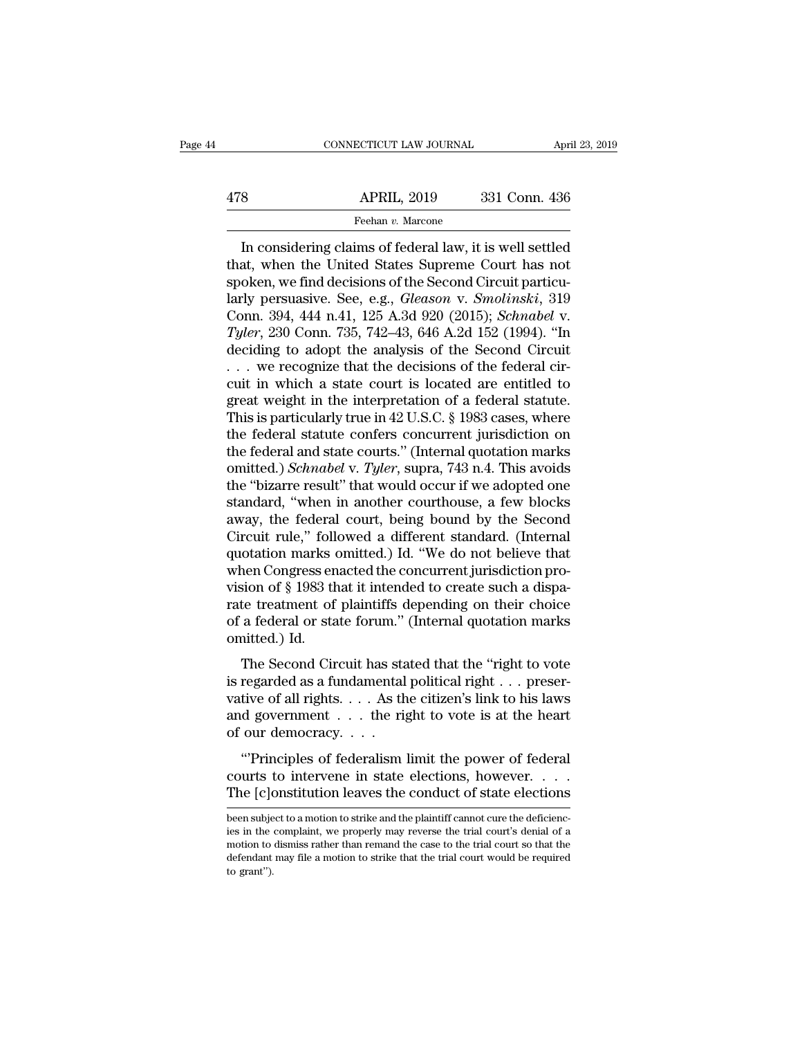In considering claims of federal law, it is well settled that, when the United States Supreme Court has not spoken, we find decisions of the Second Circuit particularly persuasive. See, e.g., *Gleason* v. *Smolinski*, 319 Conn. 394, 444 n.41, 125 A.3d 920 (2015); *Schnabel* v. *Tyler*, 230 Conn. 735, 742–43, 646 A.2d 152 (1994). "In deciding to adopt the analysis of the Second Circuit . . . we recognize that the decisions of the federal circuit in which a state court is located are entitled to great weight in the interpretation of a federal statute. This is particularly true in 42 U.S.C. § 1983 cases, where the federal statute confers concurrent jurisdiction on the federal and state courts." (Internal quotation marks omitted.) *Schnabel* v. *Tyler*, supra, 743 n.4. This avoids the "bizarre result" that would occur if we adopted one standard, "when in another courthouse, a few blocks away, the federal court, being bound by the Second Circuit rule," followed a different standard. (Internal quotation marks omitted.) Id. "We do not believe that when Congress enacted the concurrent jurisdiction provision of § 1983 that it intended to create such a disparate treatment of plaintiffs depending on their choice of a federal or state forum." (Internal quotation marks omitted.) Id.

The Second Circuit has stated that the "right to vote is regarded as a fundamental political right . . . preservative of all rights. . . . As the citizen's link to his laws and government . . . the right to vote is at the heart of our democracy. . . .

"'Principles of federalism limit the power of federal courts to intervene in state elections, however. . . . The [c]onstitution leaves the conduct of state elections

---

been subject to a motion to strike and the plaintiff cannot cure the deficiencies in the complaint, we properly may reverse the trial court's denial of a motion to dismiss rather than remand the case to the trial court so that the defendant may file a motion to strike that the trial court would be required to grant").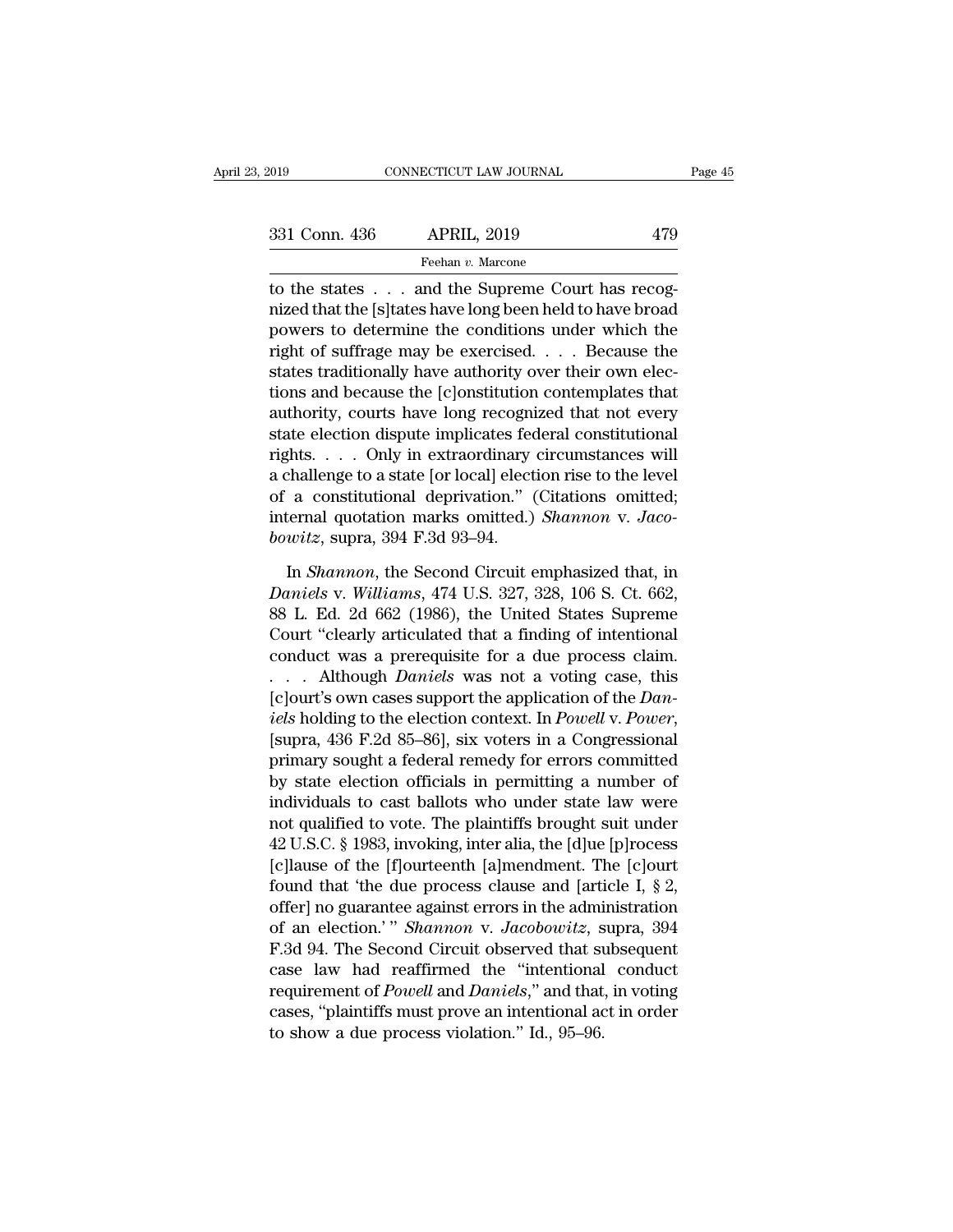to the states . . . and the Supreme Court has recognized that the [s]tates have long been held to have broad powers to determine the conditions under which the right of suffrage may be exercised. . . . Because the states traditionally have authority over their own elections and because the [c]onstitution contemplates that authority, courts have long recognized that not every state election dispute implicates federal constitutional rights. . . . Only in extraordinary circumstances will a challenge to a state [or local] election rise to the level of a constitutional deprivation." (Citations omitted; internal quotation marks omitted.) *Shannon* v. *Jacobowitz*, supra, 394 F.3d 93–94.

In *Shannon*, the Second Circuit emphasized that, in *Daniels* v. *Williams*, 474 U.S. 327, 328, 106 S. Ct. 662, 88 L. Ed. 2d 662 (1986), the United States Supreme Court "clearly articulated that a finding of intentional conduct was a prerequisite for a due process claim. . . . Although *Daniels* was not a voting case, this [c]ourt's own cases support the application of the *Daniels* holding to the election context. In *Powell* v. *Power*, [supra, 436 F.2d 85–86], six voters in a Congressional primary sought a federal remedy for errors committed by state election officials in permitting a number of individuals to cast ballots who under state law were not qualified to vote. The plaintiffs brought suit under 42 U.S.C. § 1983, invoking, inter alia, the [d]ue [p]rocess [c]lause of the [f]ourteenth [a]mendment. The [c]ourt found that 'the due process clause and [article I, § 2, offer] no guarantee against errors in the administration of an election.' " *Shannon* v. *Jacobowitz*, supra, 394 F.3d 94. The Second Circuit observed that subsequent case law had reaffirmed the "intentional conduct requirement of *Powell* and *Daniels*," and that, in voting cases, "plaintiffs must prove an intentional act in order to show a due process violation." Id., 95–96.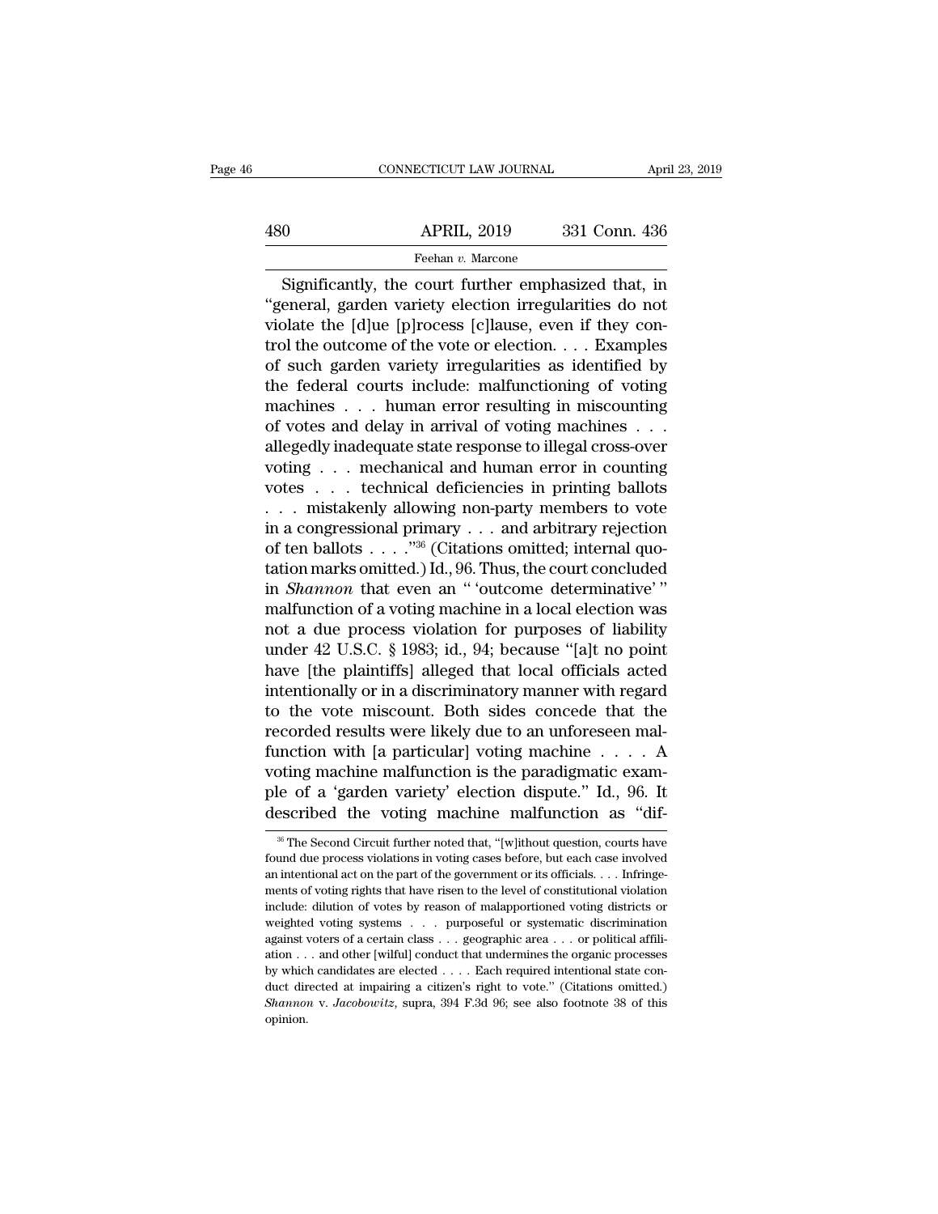Significantly, the court further emphasized that, in "general, garden variety election irregularities do not violate the [d]ue [p]rocess [c]lause, even if they control the outcome of the vote or election. . . . Examples of such garden variety irregularities as identified by the federal courts include: malfunctioning of voting machines . . . human error resulting in miscounting of votes and delay in arrival of voting machines . . . allegedly inadequate state response to illegal cross-over voting . . . mechanical and human error in counting votes . . . technical deficiencies in printing ballots . . . mistakenly allowing non-party members to vote in a congressional primary . . . and arbitrary rejection of ten ballots . . . ."[36] (Citations omitted; internal quotation marks omitted.) Id., 96. Thus, the court concluded in *Shannon* that even an " 'outcome determinative' " malfunction of a voting machine in a local election was not a due process violation for purposes of liability under 42 U.S.C. § 1983; id., 94; because "[a]t no point have [the plaintiffs] alleged that local officials acted intentionally or in a discriminatory manner with regard to the vote miscount. Both sides concede that the recorded results were likely due to an unforeseen malfunction with [a particular] voting machine . . . . A voting machine malfunction is the paradigmatic example of a 'garden variety' election dispute." Id., 96. It described the voting machine malfunction as "dif-

---

[36] The Second Circuit further noted that, "[w]ithout question, courts have found due process violations in voting cases before, but each case involved an intentional act on the part of the government or its officials. . . . Infringements of voting rights that have risen to the level of constitutional violation include: dilution of votes by reason of malapportioned voting districts or weighted voting systems . . . purposeful or systematic discrimination against voters of a certain class . . . geographic area . . . or political affiliation . . . and other [wilful] conduct that undermines the organic processes by which candidates are elected . . . . Each required intentional state conduct directed at impairing a citizen's right to vote." (Citations omitted.) *Shannon* v. *Jacobowitz*, supra, 394 F.3d 96; see also footnote 38 of this opinion.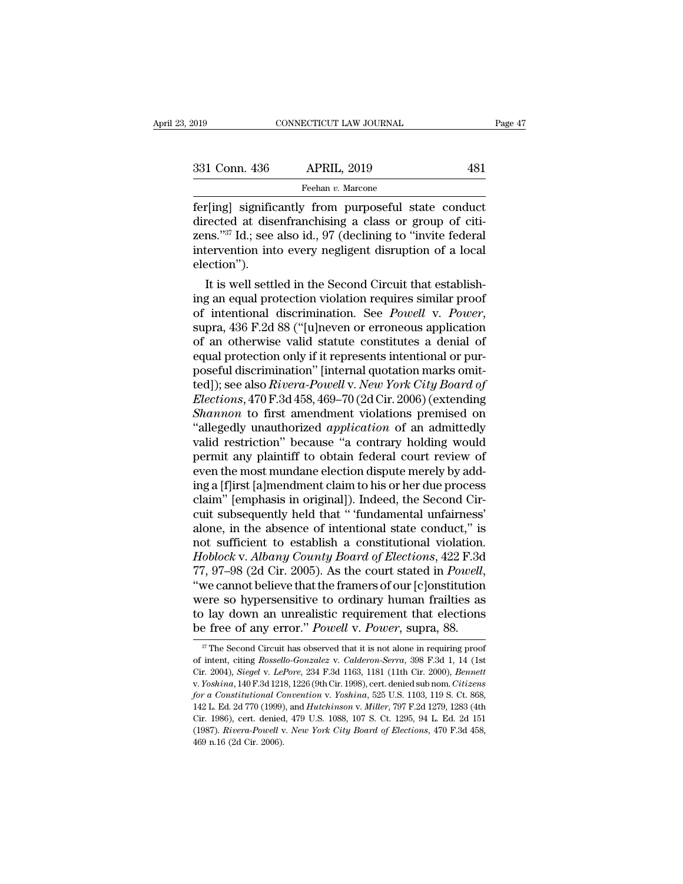fer[ing] significantly from purposeful state conduct directed at disenfranchising a class or group of citizens."[37] Id.; see also id., 97 (declining to "invite federal intervention into every negligent disruption of a local election").

It is well settled in the Second Circuit that establishing an equal protection violation requires similar proof of intentional discrimination. See *Powell* v. *Power*, supra, 436 F.2d 88 ("[u]neven or erroneous application of an otherwise valid statute constitutes a denial of equal protection only if it represents intentional or purposeful discrimination" [internal quotation marks omitted]); see also *Rivera-Powell* v. *New York City Board of Elections*, 470 F.3d 458, 469–70 (2d Cir. 2006) (extending *Shannon* to first amendment violations premised on "allegedly unauthorized *application* of an admittedly valid restriction" because "a contrary holding would permit any plaintiff to obtain federal court review of even the most mundane election dispute merely by adding a [f]irst [a]mendment claim to his or her due process claim" [emphasis in original]). Indeed, the Second Circuit subsequently held that " 'fundamental unfairness' alone, in the absence of intentional state conduct," is not sufficient to establish a constitutional violation. *Hoblock* v. *Albany County Board of Elections*, 422 F.3d 77, 97–98 (2d Cir. 2005). As the court stated in *Powell*, "we cannot believe that the framers of our [c]onstitution were so hypersensitive to ordinary human frailties as to lay down an unrealistic requirement that elections be free of any error." *Powell* v. *Power*, supra, 88.

[37] The Second Circuit has observed that it is not alone in requiring proof of intent, citing *Rossello-Gonzalez* v. *Calderon-Serra*, 398 F.3d 1, 14 (1st Cir. 2004), *Siegel* v. *LePore*, 234 F.3d 1163, 1181 (11th Cir. 2000), *Bennett* v. *Yoshina*, 140 F.3d 1218, 1226 (9th Cir. 1998), cert. denied sub nom. *Citizens for a Constitutional Convention* v. *Yoshina*, 525 U.S. 1103, 119 S. Ct. 868, 142 L. Ed. 2d 770 (1999), and *Hutchinson* v. *Miller*, 797 F.2d 1279, 1283 (4th Cir. 1986), cert. denied, 479 U.S. 1088, 107 S. Ct. 1295, 94 L. Ed. 2d 151 (1987). *Rivera-Powell* v. *New York City Board of Elections*, 470 F.3d 458, 469 n.16 (2d Cir. 2006).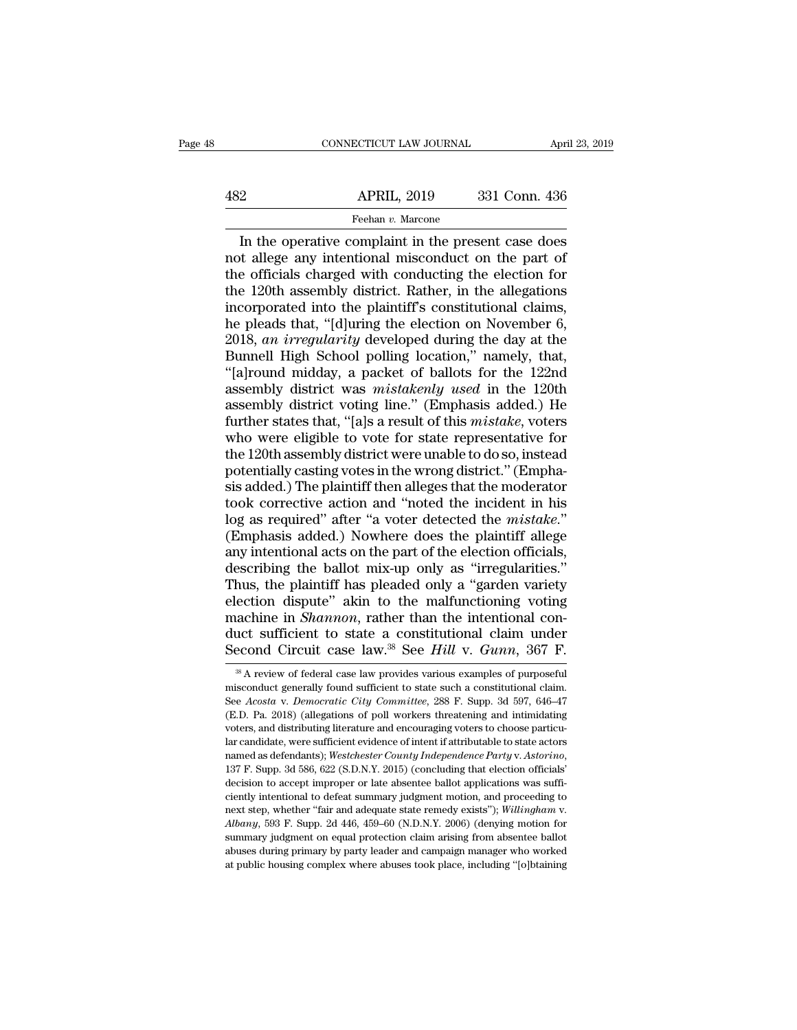In the operative complaint in the present case does not allege any intentional misconduct on the part of the officials charged with conducting the election for the 120th assembly district. Rather, in the allegations incorporated into the plaintiff's constitutional claims, he pleads that, "[d]uring the election on November 6, 2018, *an irregularity* developed during the day at the Bunnell High School polling location," namely, that, "[a]round midday, a packet of ballots for the 122nd assembly district was *mistakenly used* in the 120th assembly district voting line." (Emphasis added.) He further states that, "[a]s a result of this *mistake*, voters who were eligible to vote for state representative for the 120th assembly district were unable to do so, instead potentially casting votes in the wrong district." (Emphasis added.) The plaintiff then alleges that the moderator took corrective action and "noted the incident in his log as required" after "a voter detected the *mistake*." (Emphasis added.) Nowhere does the plaintiff allege any intentional acts on the part of the election officials, describing the ballot mix-up only as "irregularities." Thus, the plaintiff has pleaded only a "garden variety election dispute" akin to the malfunctioning voting machine in *Shannon*, rather than the intentional conduct sufficient to state a constitutional claim under Second Circuit case law.[38] See *Hill* v. *Gunn*, 367 F.

[38] A review of federal case law provides various examples of purposeful misconduct generally found sufficient to state such a constitutional claim. See *Acosta* v. *Democratic City Committee*, 288 F. Supp. 3d 597, 646–47 (E.D. Pa. 2018) (allegations of poll workers threatening and intimidating voters, and distributing literature and encouraging voters to choose particular candidate, were sufficient evidence of intent if attributable to state actors named as defendants); *Westchester County Independence Party* v. *Astorino*, 137 F. Supp. 3d 586, 622 (S.D.N.Y. 2015) (concluding that election officials' decision to accept improper or late absentee ballot applications was sufficiently intentional to defeat summary judgment motion, and proceeding to next step, whether "fair and adequate state remedy exists"); *Willingham* v. *Albany*, 593 F. Supp. 2d 446, 459–60 (N.D.N.Y. 2006) (denying motion for summary judgment on equal protection claim arising from absentee ballot abuses during primary by party leader and campaign manager who worked at public housing complex where abuses took place, including "[o]btaining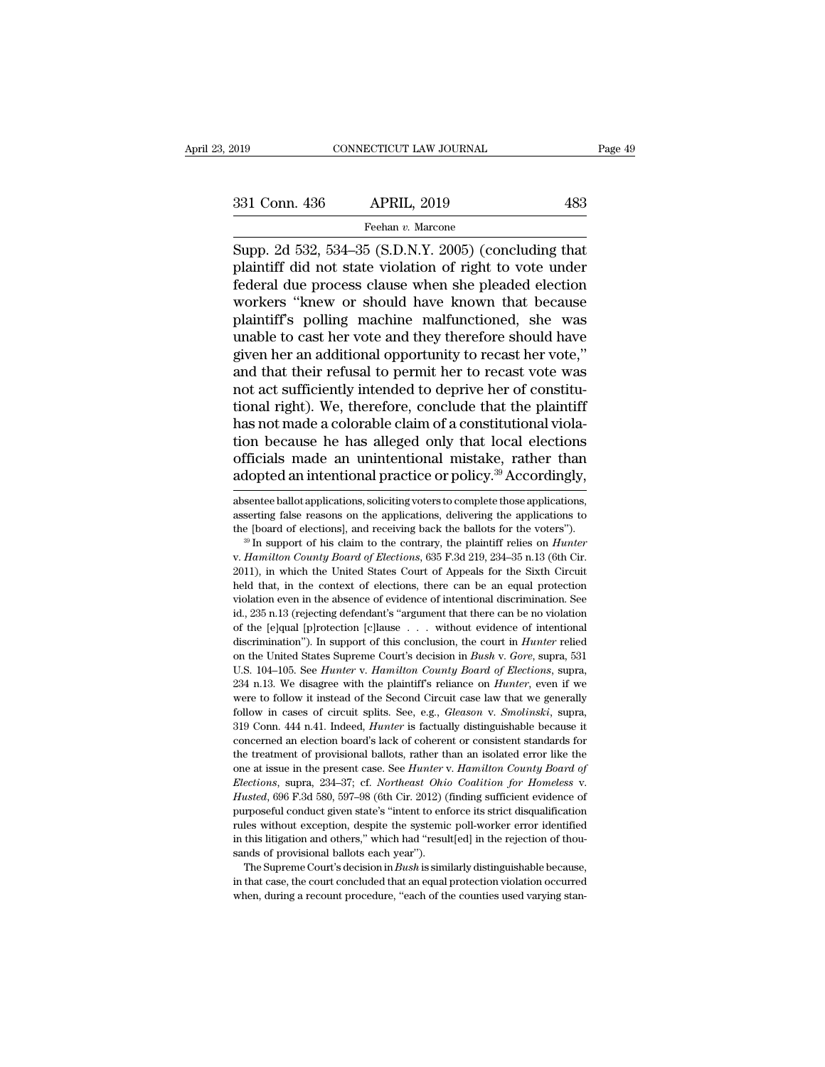Supp. 2d 532, 534–35 (S.D.N.Y. 2005) (concluding that plaintiff did not state violation of right to vote under federal due process clause when she pleaded election workers "knew or should have known that because plaintiff's polling machine malfunctioned, she was unable to cast her vote and they therefore should have given her an additional opportunity to recast her vote," and that their refusal to permit her to recast vote was not act sufficiently intended to deprive her of constitutional right). We, therefore, conclude that the plaintiff has not made a colorable claim of a constitutional violation because he has alleged only that local elections officials made an unintentional mistake, rather than adopted an intentional practice or policy.[39] Accordingly,

absentee ballot applications, soliciting voters to complete those applications, asserting false reasons on the applications, delivering the applications to the [board of elections], and receiving back the ballots for the voters").

[39] In support of his claim to the contrary, the plaintiff relies on *Hunter* v. *Hamilton County Board of Elections*, 635 F.3d 219, 234–35 n.13 (6th Cir. 2011), in which the United States Court of Appeals for the Sixth Circuit held that, in the context of elections, there can be an equal protection violation even in the absence of evidence of intentional discrimination. See id., 235 n.13 (rejecting defendant's "argument that there can be no violation of the [e]qual [p]rotection [c]lause . . . without evidence of intentional discrimination"). In support of this conclusion, the court in *Hunter* relied on the United States Supreme Court's decision in *Bush* v. *Gore*, supra, 531 U.S. 104–105. See *Hunter* v. *Hamilton County Board of Elections*, supra, 234 n.13. We disagree with the plaintiff's reliance on *Hunter*, even if we were to follow it instead of the Second Circuit case law that we generally follow in cases of circuit splits. See, e.g., *Gleason* v. *Smolinski*, supra, 319 Conn. 444 n.41. Indeed, *Hunter* is factually distinguishable because it concerned an election board's lack of coherent or consistent standards for the treatment of provisional ballots, rather than an isolated error like the one at issue in the present case. See *Hunter* v. *Hamilton County Board of Elections*, supra, 234–37; cf. *Northeast Ohio Coalition for Homeless* v. *Husted*, 696 F.3d 580, 597–98 (6th Cir. 2012) (finding sufficient evidence of purposeful conduct given state's "intent to enforce its strict disqualification rules without exception, despite the systemic poll-worker error identified in this litigation and others," which had "result[ed] in the rejection of thousands of provisional ballots each year").

The Supreme Court's decision in *Bush* is similarly distinguishable because, in that case, the court concluded that an equal protection violation occurred when, during a recount procedure, "each of the counties used varying stan-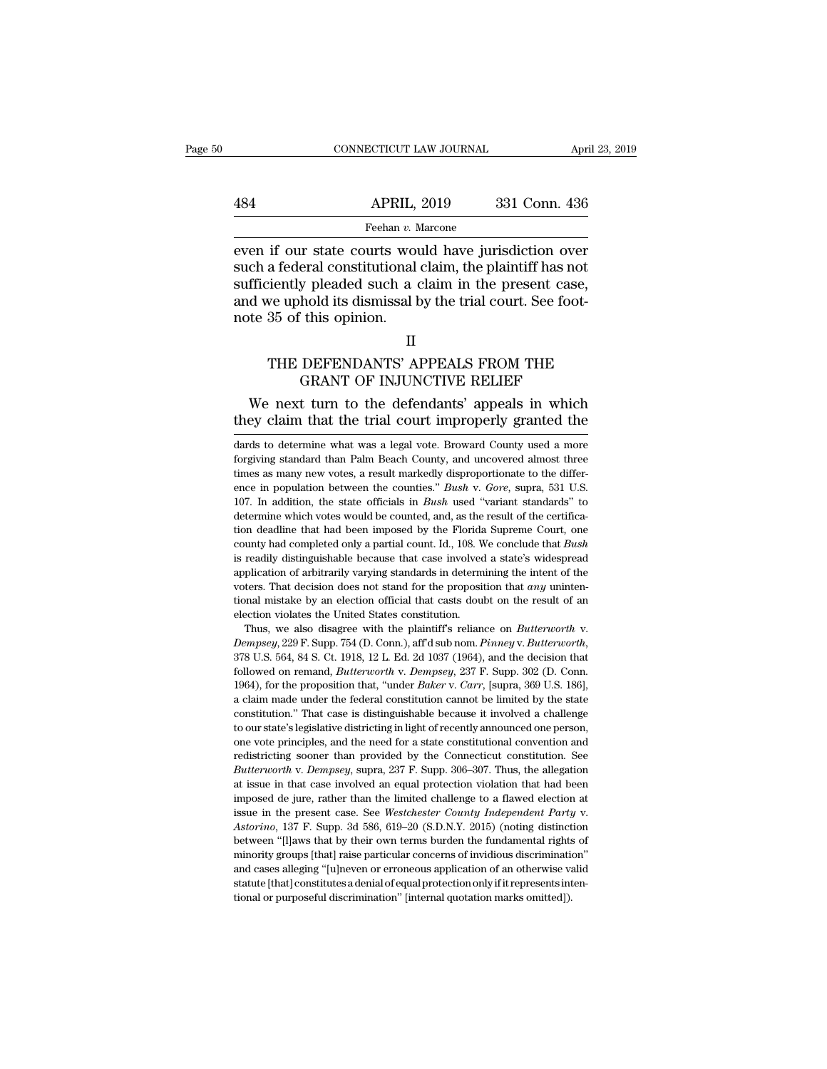even if our state courts would have jurisdiction over such a federal constitutional claim, the plaintiff has not sufficiently pleaded such a claim in the present case, and we uphold its dismissal by the trial court. See footnote 35 of this opinion.

## II

## THE DEFENDANTS' APPEALS FROM THE GRANT OF INJUNCTIVE RELIEF

We next turn to the defendants' appeals in which they claim that the trial court improperly granted the

---

dards to determine what was a legal vote. Broward County used a more forgiving standard than Palm Beach County, and uncovered almost three times as many new votes, a result markedly disproportionate to the difference in population between the counties." *Bush* v. *Gore*, supra, 531 U.S. 107. In addition, the state officials in *Bush* used "variant standards" to determine which votes would be counted, and, as the result of the certification deadline that had been imposed by the Florida Supreme Court, one county had completed only a partial count. Id., 108. We conclude that *Bush* is readily distinguishable because that case involved a state's widespread application of arbitrarily varying standards in determining the intent of the voters. That decision does not stand for the proposition that *any* unintentional mistake by an election official that casts doubt on the result of an election violates the United States constitution.

Thus, we also disagree with the plaintiff's reliance on *Butterworth* v. *Dempsey*, 229 F. Supp. 754 (D. Conn.), aff'd sub nom. *Pinney* v. *Butterworth*, 378 U.S. 564, 84 S. Ct. 1918, 12 L. Ed. 2d 1037 (1964), and the decision that followed on remand, *Butterworth* v. *Dempsey*, 237 F. Supp. 302 (D. Conn. 1964), for the proposition that, "under *Baker* v. *Carr*, [supra, 369 U.S. 186], a claim made under the federal constitution cannot be limited by the state constitution." That case is distinguishable because it involved a challenge to our state's legislative districting in light of recently announced one person, one vote principles, and the need for a state constitutional convention and redistricting sooner than provided by the Connecticut constitution. See *Butterworth* v. *Dempsey*, supra, 237 F. Supp. 306–307. Thus, the allegation at issue in that case involved an equal protection violation that had been imposed de jure, rather than the limited challenge to a flawed election at issue in the present case. See *Westchester County Independent Party* v. *Astorino*, 137 F. Supp. 3d 586, 619–20 (S.D.N.Y. 2015) (noting distinction between "[l]aws that by their own terms burden the fundamental rights of minority groups [that] raise particular concerns of invidious discrimination" and cases alleging "[u]neven or erroneous application of an otherwise valid statute [that] constitutes a denial of equal protection only if it represents intentional or purposeful discrimination" [internal quotation marks omitted]).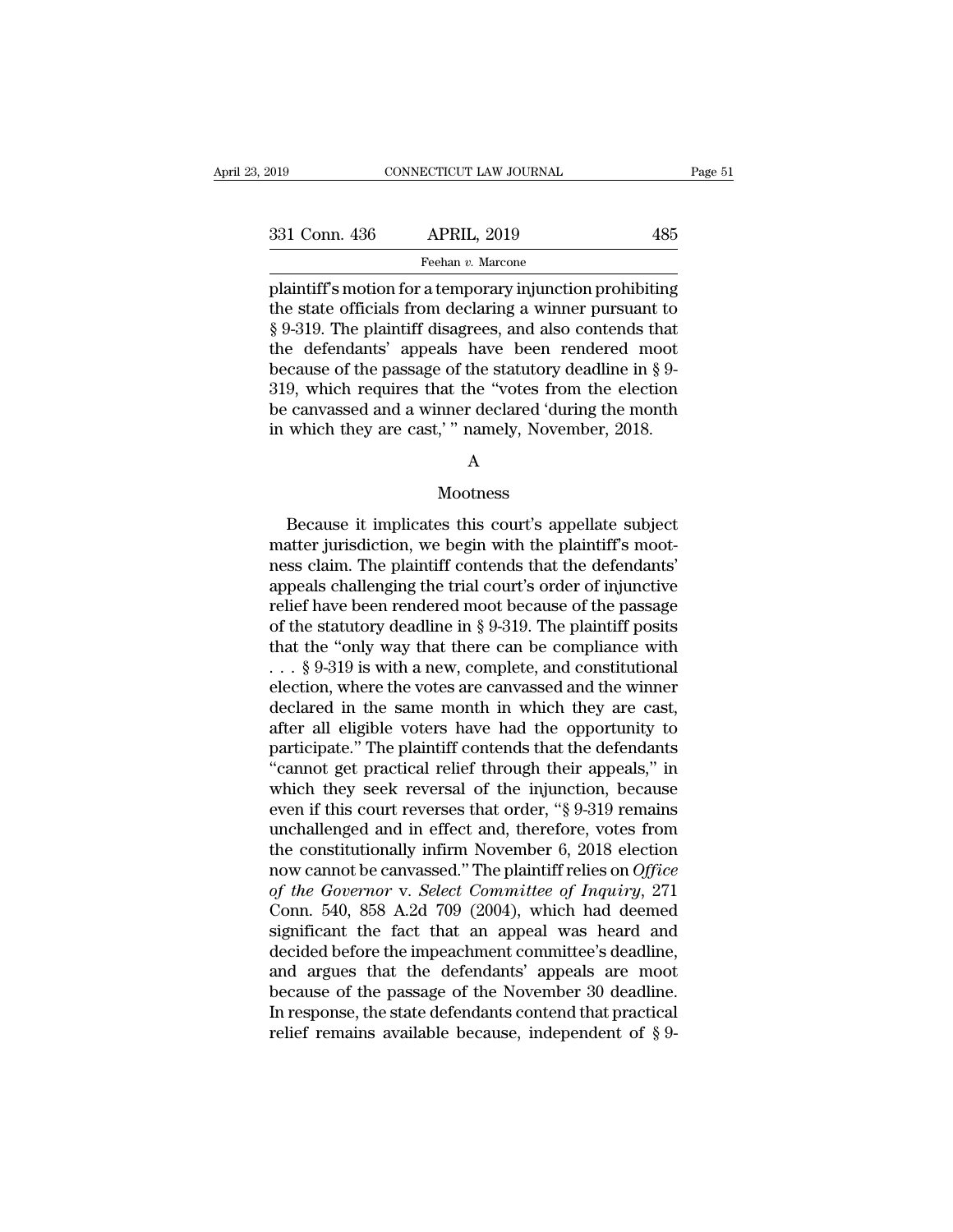plaintiff's motion for a temporary injunction prohibiting the state officials from declaring a winner pursuant to § 9-319. The plaintiff disagrees, and also contends that the defendants' appeals have been rendered moot because of the passage of the statutory deadline in § 9-319, which requires that the "votes from the election be canvassed and a winner declared 'during the month in which they are cast,'" namely, November, 2018.

A

Mootness

Because it implicates this court's appellate subject matter jurisdiction, we begin with the plaintiff's mootness claim. The plaintiff contends that the defendants' appeals challenging the trial court's order of injunctive relief have been rendered moot because of the passage of the statutory deadline in § 9-319. The plaintiff posits that the "only way that there can be compliance with . . . § 9-319 is with a new, complete, and constitutional election, where the votes are canvassed and the winner declared in the same month in which they are cast, after all eligible voters have had the opportunity to participate." The plaintiff contends that the defendants "cannot get practical relief through their appeals," in which they seek reversal of the injunction, because even if this court reverses that order, "§ 9-319 remains unchallenged and in effect and, therefore, votes from the constitutionally infirm November 6, 2018 election now cannot be canvassed." The plaintiff relies on *Office of the Governor* v. *Select Committee of Inquiry*, 271 Conn. 540, 858 A.2d 709 (2004), which had deemed significant the fact that an appeal was heard and decided before the impeachment committee's deadline, and argues that the defendants' appeals are moot because of the passage of the November 30 deadline. In response, the state defendants contend that practical relief remains available because, independent of § 9-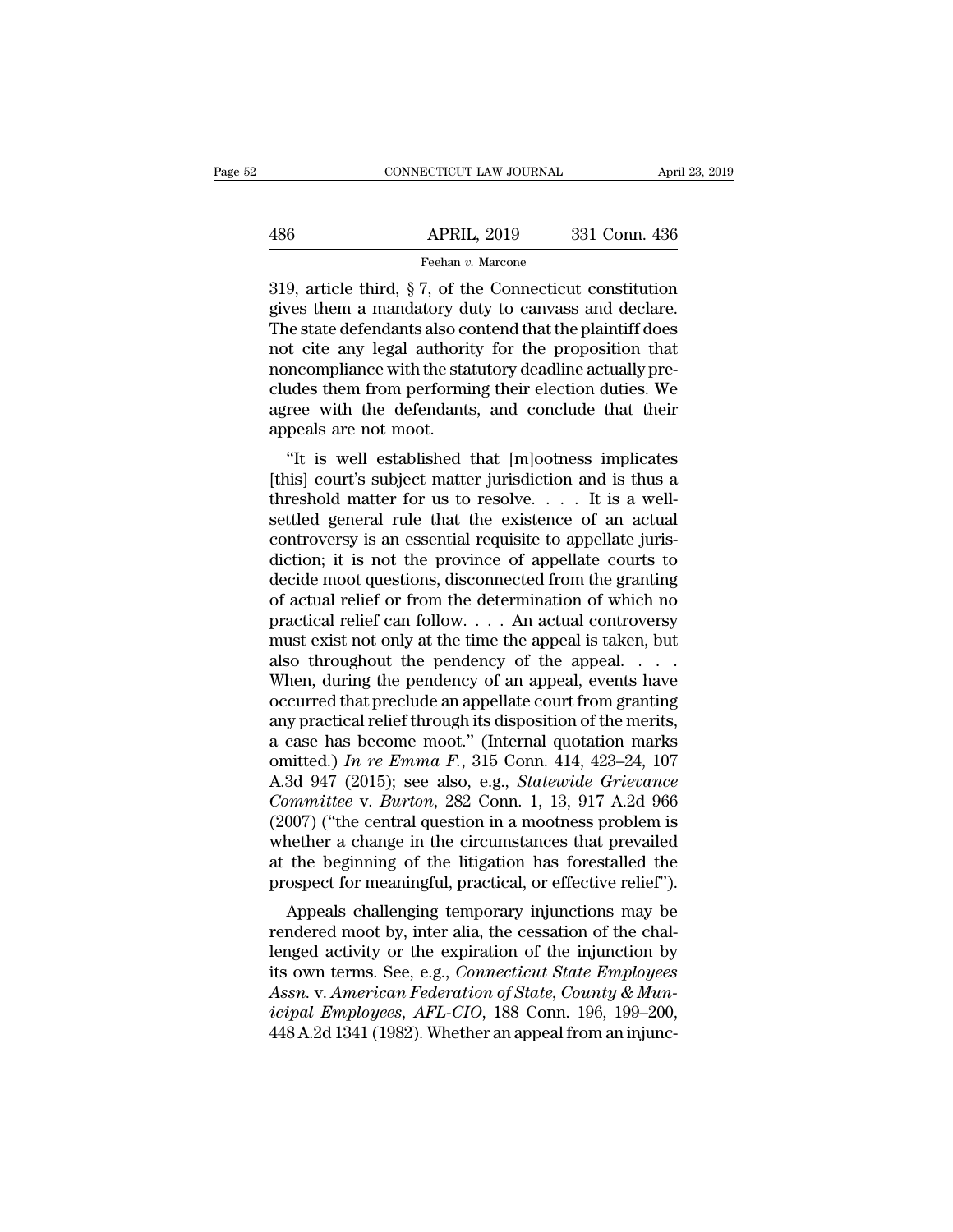319, article third, § 7, of the Connecticut constitution gives them a mandatory duty to canvass and declare. The state defendants also contend that the plaintiff does not cite any legal authority for the proposition that noncompliance with the statutory deadline actually precludes them from performing their election duties. We agree with the defendants, and conclude that their appeals are not moot.

"It is well established that [m]ootness implicates [this] court's subject matter jurisdiction and is thus a threshold matter for us to resolve. . . . It is a well-settled general rule that the existence of an actual controversy is an essential requisite to appellate jurisdiction; it is not the province of appellate courts to decide moot questions, disconnected from the granting of actual relief or from the determination of which no practical relief can follow. . . . An actual controversy must exist not only at the time the appeal is taken, but also throughout the pendency of the appeal. . . . When, during the pendency of an appeal, events have occurred that preclude an appellate court from granting any practical relief through its disposition of the merits, a case has become moot." (Internal quotation marks omitted.) *In re Emma F.*, 315 Conn. 414, 423–24, 107 A.3d 947 (2015); see also, e.g., *Statewide Grievance Committee* v. *Burton*, 282 Conn. 1, 13, 917 A.2d 966 (2007) ("the central question in a mootness problem is whether a change in the circumstances that prevailed at the beginning of the litigation has forestalled the prospect for meaningful, practical, or effective relief").

Appeals challenging temporary injunctions may be rendered moot by, inter alia, the cessation of the challenged activity or the expiration of the injunction by its own terms. See, e.g., *Connecticut State Employees Assn.* v. *American Federation of State, County & Municipal Employees, AFL-CIO*, 188 Conn. 196, 199–200, 448 A.2d 1341 (1982). Whether an appeal from an injunc-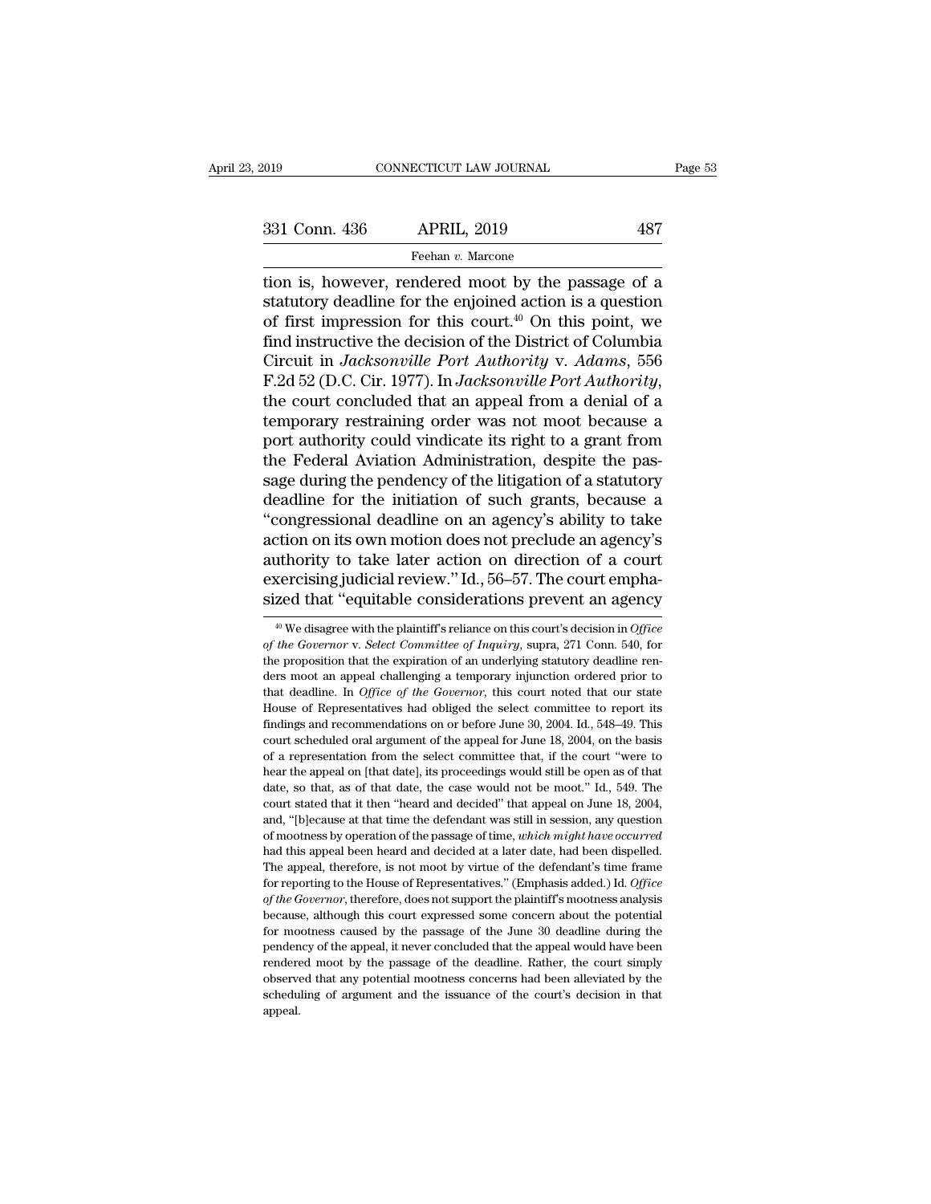tion is, however, rendered moot by the passage of a statutory deadline for the enjoined action is a question of first impression for this court.[40] On this point, we find instructive the decision of the District of Columbia Circuit in *Jacksonville Port Authority* v. *Adams*, 556 F.2d 52 (D.C. Cir. 1977). In *Jacksonville Port Authority*, the court concluded that an appeal from a denial of a temporary restraining order was not moot because a port authority could vindicate its right to a grant from the Federal Aviation Administration, despite the passage during the pendency of the litigation of a statutory deadline for the initiation of such grants, because a "congressional deadline on an agency's ability to take action on its own motion does not preclude an agency's authority to take later action on direction of a court exercising judicial review." Id., 56–57. The court emphasized that "equitable considerations prevent an agency

[40] We disagree with the plaintiff's reliance on this court's decision in *Office of the Governor* v. *Select Committee of Inquiry*, supra, 271 Conn. 540, for the proposition that the expiration of an underlying statutory deadline renders moot an appeal challenging a temporary injunction ordered prior to that deadline. In *Office of the Governor*, this court noted that our state House of Representatives had obliged the select committee to report its findings and recommendations on or before June 30, 2004. Id., 548–49. This court scheduled oral argument of the appeal for June 18, 2004, on the basis of a representation from the select committee that, if the court "were to hear the appeal on [that date], its proceedings would still be open as of that date, so that, as of that date, the case would not be moot." Id., 549. The court stated that it then "heard and decided" that appeal on June 18, 2004, and, "[b]ecause at that time the defendant was still in session, any question of mootness by operation of the passage of time, *which might have occurred* had this appeal been heard and decided at a later date, had been dispelled. The appeal, therefore, is not moot by virtue of the defendant's time frame for reporting to the House of Representatives." (Emphasis added.) Id. *Office of the Governor*, therefore, does not support the plaintiff's mootness analysis because, although this court expressed some concern about the potential for mootness caused by the passage of the June 30 deadline during the pendency of the appeal, it never concluded that the appeal would have been rendered moot by the passage of the deadline. Rather, the court simply observed that any potential mootness concerns had been alleviated by the scheduling of argument and the issuance of the court's decision in that appeal.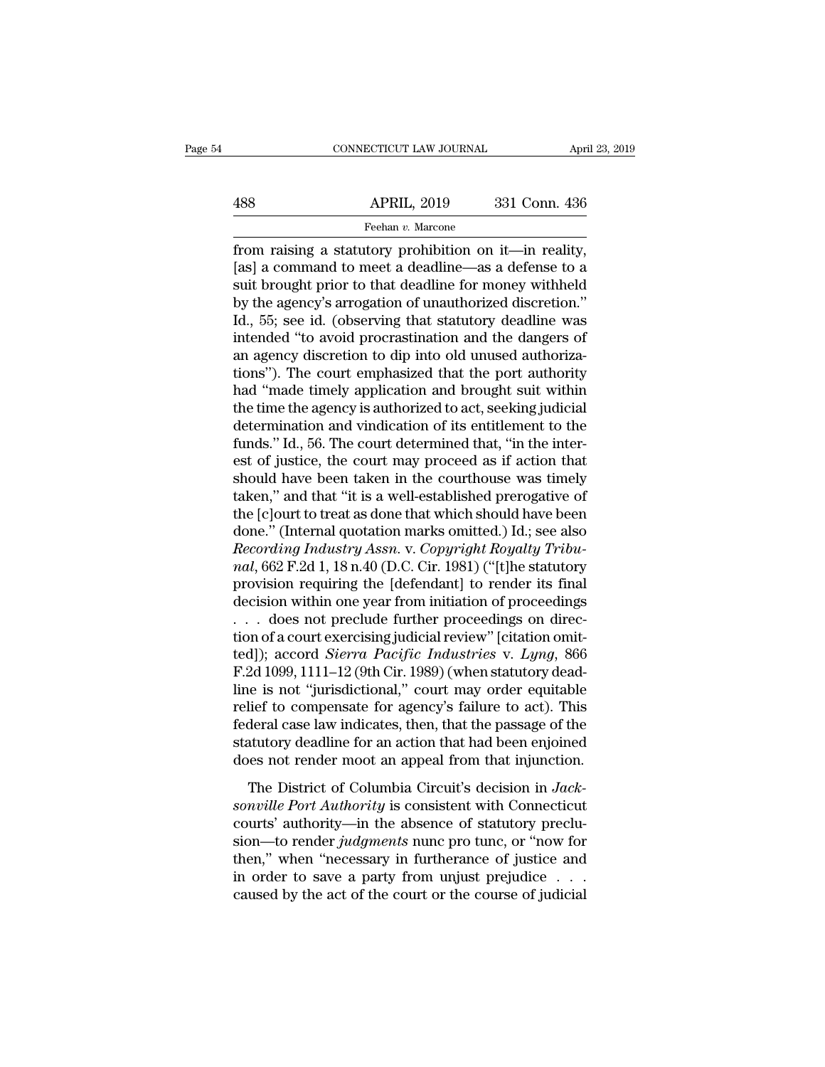from raising a statutory prohibition on it—in reality, [as] a command to meet a deadline—as a defense to a suit brought prior to that deadline for money withheld by the agency's arrogation of unauthorized discretion." Id., 55; see id. (observing that statutory deadline was intended "to avoid procrastination and the dangers of an agency discretion to dip into old unused authorizations"). The court emphasized that the port authority had "made timely application and brought suit within the time the agency is authorized to act, seeking judicial determination and vindication of its entitlement to the funds." Id., 56. The court determined that, "in the interest of justice, the court may proceed as if action that should have been taken in the courthouse was timely taken," and that "it is a well-established prerogative of the [c]ourt to treat as done that which should have been done." (Internal quotation marks omitted.) Id.; see also *Recording Industry Assn.* v. *Copyright Royalty Tribunal*, 662 F.2d 1, 18 n.40 (D.C. Cir. 1981) ("[t]he statutory provision requiring the [defendant] to render its final decision within one year from initiation of proceedings . . . does not preclude further proceedings on direction of a court exercising judicial review" [citation omitted]); accord *Sierra Pacific Industries* v. *Lyng*, 866 F.2d 1099, 1111–12 (9th Cir. 1989) (when statutory deadline is not "jurisdictional," court may order equitable relief to compensate for agency's failure to act). This federal case law indicates, then, that the passage of the statutory deadline for an action that had been enjoined does not render moot an appeal from that injunction.

The District of Columbia Circuit's decision in *Jacksonville Port Authority* is consistent with Connecticut courts' authority—in the absence of statutory preclusion—to render *judgments* nunc pro tunc, or "now for then," when "necessary in furtherance of justice and in order to save a party from unjust prejudice . . . caused by the act of the court or the course of judicial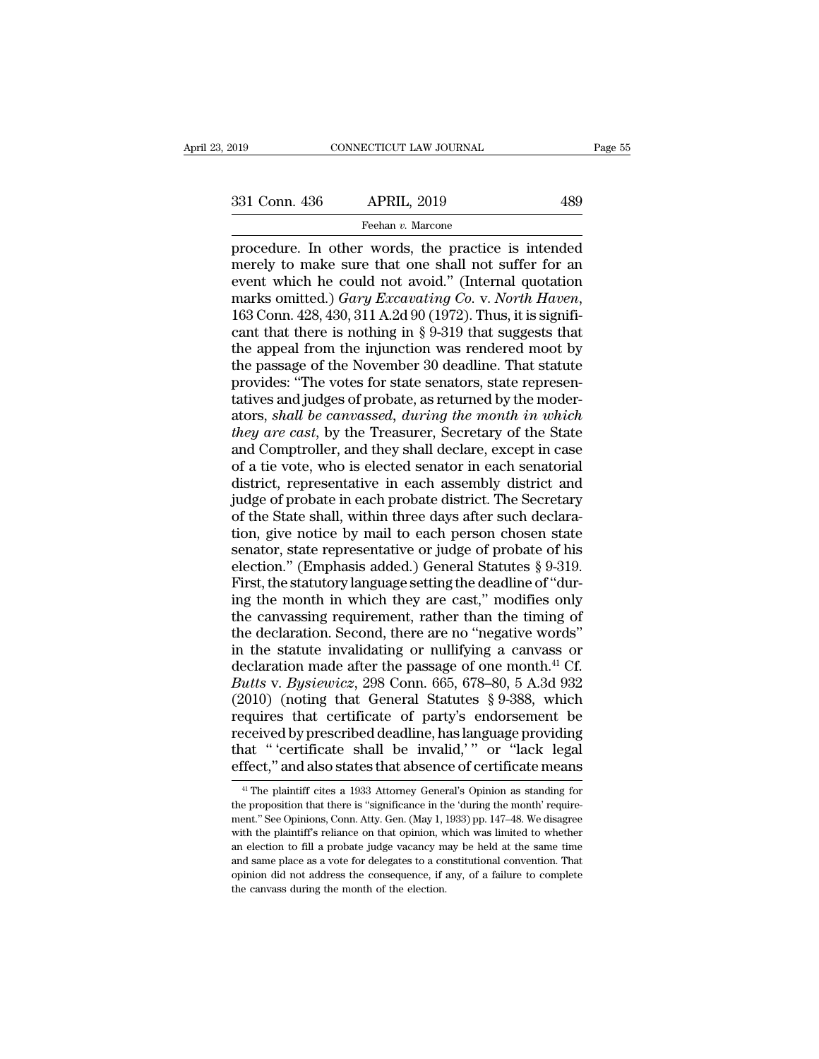procedure. In other words, the practice is intended merely to make sure that one shall not suffer for an event which he could not avoid." (Internal quotation marks omitted.) *Gary Excavating Co.* v. *North Haven*, 163 Conn. 428, 430, 311 A.2d 90 (1972). Thus, it is significant that there is nothing in § 9-319 that suggests that the appeal from the injunction was rendered moot by the passage of the November 30 deadline. That statute provides: "The votes for state senators, state representatives and judges of probate, as returned by the moderators, *shall be canvassed*, *during the month in which they are cast*, by the Treasurer, Secretary of the State and Comptroller, and they shall declare, except in case of a tie vote, who is elected senator in each senatorial district, representative in each assembly district and judge of probate in each probate district. The Secretary of the State shall, within three days after such declaration, give notice by mail to each person chosen state senator, state representative or judge of probate of his election." (Emphasis added.) General Statutes § 9-319. First, the statutory language setting the deadline of "during the month in which they are cast," modifies only the canvassing requirement, rather than the timing of the declaration. Second, there are no "negative words" in the statute invalidating or nullifying a canvass or declaration made after the passage of one month.[41] Cf. *Butts* v. *Bysiewicz*, 298 Conn. 665, 678–80, 5 A.3d 932 (2010) (noting that General Statutes § 9-388, which requires that certificate of party's endorsement be received by prescribed deadline, has language providing that " 'certificate shall be invalid,' " or "lack legal effect," and also states that absence of certificate means

[41] The plaintiff cites a 1933 Attorney General's Opinion as standing for the proposition that there is "significance in the 'during the month' requirement." See Opinions, Conn. Atty. Gen. (May 1, 1933) pp. 147–48. We disagree with the plaintiff's reliance on that opinion, which was limited to whether an election to fill a probate judge vacancy may be held at the same time and same place as a vote for delegates to a constitutional convention. That opinion did not address the consequence, if any, of a failure to complete the canvass during the month of the election.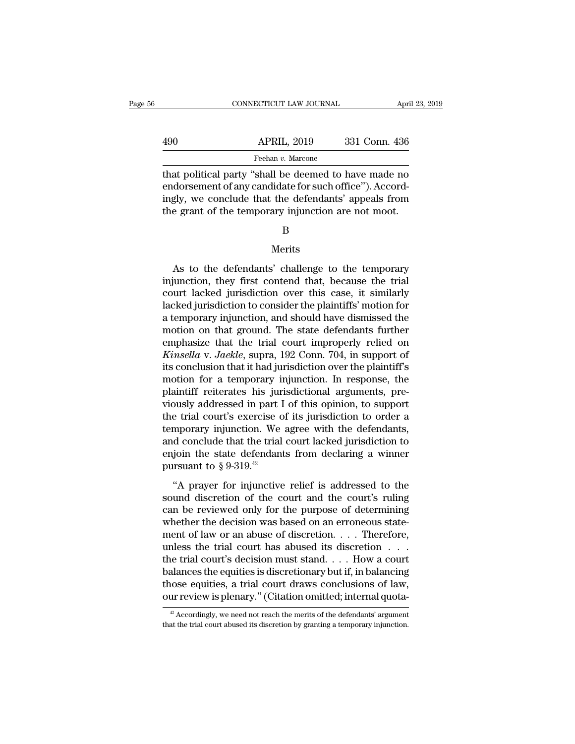that political party "shall be deemed to have made no endorsement of any candidate for such office"). Accordingly, we conclude that the defendants' appeals from the grant of the temporary injunction are not moot.

B

Merits

As to the defendants' challenge to the temporary injunction, they first contend that, because the trial court lacked jurisdiction over this case, it similarly lacked jurisdiction to consider the plaintiffs' motion for a temporary injunction, and should have dismissed the motion on that ground. The state defendants further emphasize that the trial court improperly relied on *Kinsella* v. *Jaekle*, supra, 192 Conn. 704, in support of its conclusion that it had jurisdiction over the plaintiff's motion for a temporary injunction. In response, the plaintiff reiterates his jurisdictional arguments, previously addressed in part I of this opinion, to support the trial court's exercise of its jurisdiction to order a temporary injunction. We agree with the defendants, and conclude that the trial court lacked jurisdiction to enjoin the state defendants from declaring a winner pursuant to § 9-319.[42]

"A prayer for injunctive relief is addressed to the sound discretion of the court and the court's ruling can be reviewed only for the purpose of determining whether the decision was based on an erroneous statement of law or an abuse of discretion. . . . Therefore, unless the trial court has abused its discretion . . . the trial court's decision must stand. . . . How a court balances the equities is discretionary but if, in balancing those equities, a trial court draws conclusions of law, our review is plenary." (Citation omitted; internal quota-

[42] Accordingly, we need not reach the merits of the defendants' argument that the trial court abused its discretion by granting a temporary injunction.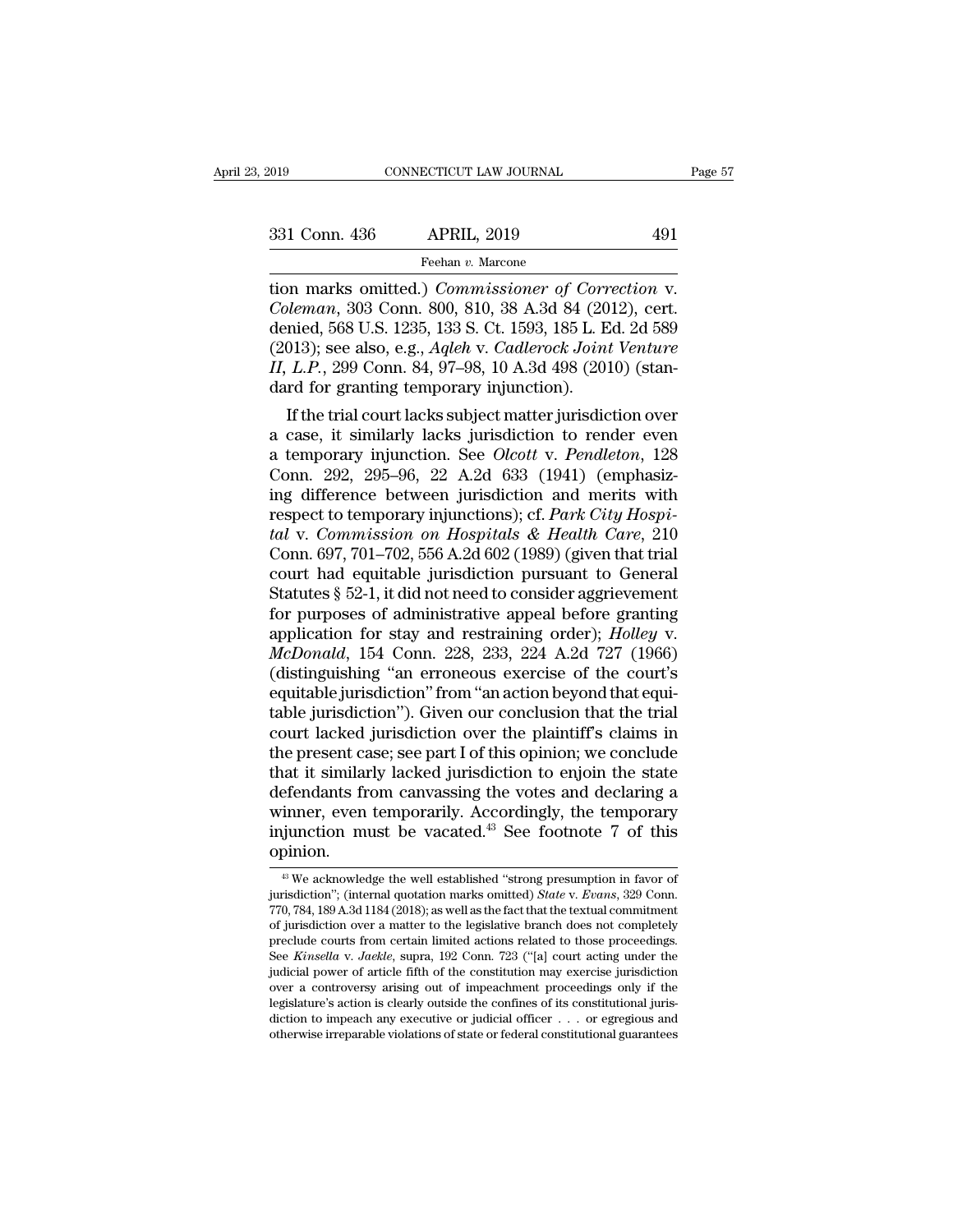tion marks omitted.) *Commissioner of Correction* v. *Coleman*, 303 Conn. 800, 810, 38 A.3d 84 (2012), cert. denied, 568 U.S. 1235, 133 S. Ct. 1593, 185 L. Ed. 2d 589 (2013); see also, e.g., *Aqleh* v. *Cadlerock Joint Venture II, L.P.*, 299 Conn. 84, 97–98, 10 A.3d 498 (2010) (standard for granting temporary injunction).

If the trial court lacks subject matter jurisdiction over a case, it similarly lacks jurisdiction to render even a temporary injunction. See *Olcott* v. *Pendleton*, 128 Conn. 292, 295–96, 22 A.2d 633 (1941) (emphasizing difference between jurisdiction and merits with respect to temporary injunctions); cf. *Park City Hospital* v. *Commission on Hospitals & Health Care*, 210 Conn. 697, 701–702, 556 A.2d 602 (1989) (given that trial court had equitable jurisdiction pursuant to General Statutes § 52-1, it did not need to consider aggrievement for purposes of administrative appeal before granting application for stay and restraining order); *Holley* v. *McDonald*, 154 Conn. 228, 233, 224 A.2d 727 (1966) (distinguishing "an erroneous exercise of the court's equitable jurisdiction" from "an action beyond that equitable jurisdiction"). Given our conclusion that the trial court lacked jurisdiction over the plaintiff's claims in the present case; see part I of this opinion; we conclude that it similarly lacked jurisdiction to enjoin the state defendants from canvassing the votes and declaring a winner, even temporarily. Accordingly, the temporary injunction must be vacated.[43] See footnote 7 of this opinion.

[43] We acknowledge the well established "strong presumption in favor of jurisdiction"; (internal quotation marks omitted) *State* v. *Evans*, 329 Conn. 770, 784, 189 A.3d 1184 (2018); as well as the fact that the textual commitment of jurisdiction over a matter to the legislative branch does not completely preclude courts from certain limited actions related to those proceedings. See *Kinsella* v. *Jaekle*, supra, 192 Conn. 723 ("[a] court acting under the judicial power of article fifth of the constitution may exercise jurisdiction over a controversy arising out of impeachment proceedings only if the legislature's action is clearly outside the confines of its constitutional jurisdiction to impeach any executive or judicial officer . . . or egregious and otherwise irreparable violations of state or federal constitutional guarantees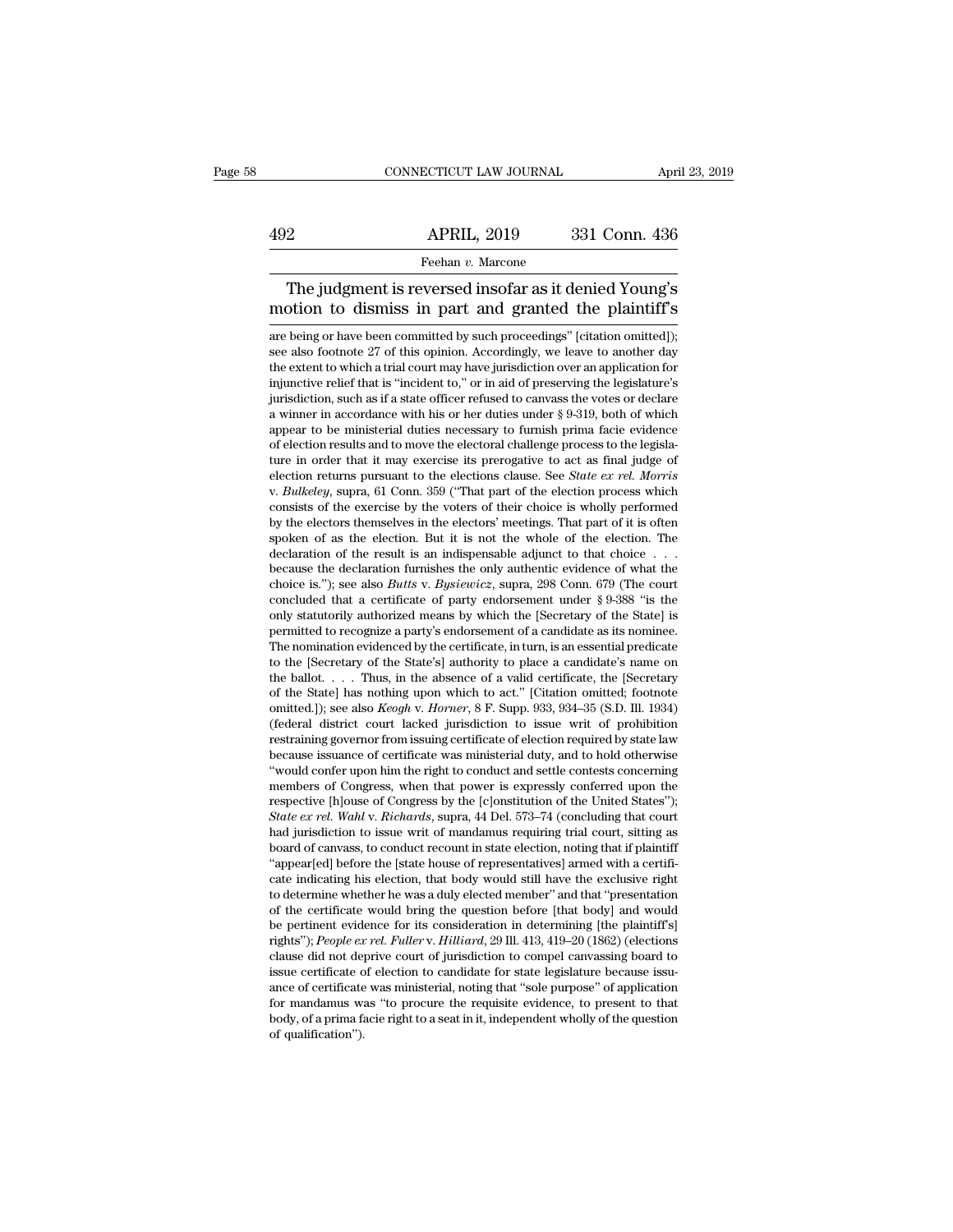The judgment is reversed insofar as it denied Young's motion to dismiss in part and granted the plaintiff's

are being or have been committed by such proceedings" [citation omitted]); see also footnote 27 of this opinion. Accordingly, we leave to another day the extent to which a trial court may have jurisdiction over an application for injunctive relief that is "incident to," or in aid of preserving the legislature's jurisdiction, such as if a state officer refused to canvass the votes or declare a winner in accordance with his or her duties under § 9-319, both of which appear to be ministerial duties necessary to furnish prima facie evidence of election results and to move the electoral challenge process to the legislature in order that it may exercise its prerogative to act as final judge of election returns pursuant to the elections clause. See *State ex rel. Morris* v. *Bulkeley*, supra, 61 Conn. 359 ("That part of the election process which consists of the exercise by the voters of their choice is wholly performed by the electors themselves in the electors' meetings. That part of it is often spoken of as the election. But it is not the whole of the election. The declaration of the result is an indispensable adjunct to that choice . . . because the declaration furnishes the only authentic evidence of what the choice is."); see also *Butts* v. *Bysiewicz*, supra, 298 Conn. 679 (The court concluded that a certificate of party endorsement under § 9-388 "is the only statutorily authorized means by which the [Secretary of the State] is permitted to recognize a party's endorsement of a candidate as its nominee. The nomination evidenced by the certificate, in turn, is an essential predicate to the [Secretary of the State's] authority to place a candidate's name on the ballot. . . . Thus, in the absence of a valid certificate, the [Secretary of the State] has nothing upon which to act." [Citation omitted; footnote omitted.]); see also *Keogh* v. *Horner*, 8 F. Supp. 933, 934–35 (S.D. Ill. 1934) (federal district court lacked jurisdiction to issue writ of prohibition restraining governor from issuing certificate of election required by state law because issuance of certificate was ministerial duty, and to hold otherwise "would confer upon him the right to conduct and settle contests concerning members of Congress, when that power is expressly conferred upon the respective [h]ouse of Congress by the [c]onstitution of the United States"); *State ex rel. Wahl* v. *Richards*, supra, 44 Del. 573–74 (concluding that court had jurisdiction to issue writ of mandamus requiring trial court, sitting as board of canvass, to conduct recount in state election, noting that if plaintiff "appear[ed] before the [state house of representatives] armed with a certificate indicating his election, that body would still have the exclusive right to determine whether he was a duly elected member" and that "presentation of the certificate would bring the question before [that body] and would be pertinent evidence for its consideration in determining [the plaintiff's] rights"); *People ex rel. Fuller* v. *Hilliard*, 29 Ill. 413, 419–20 (1862) (elections clause did not deprive court of jurisdiction to compel canvassing board to issue certificate of election to candidate for state legislature because issuance of certificate was ministerial, noting that "sole purpose" of application for mandamus was "to procure the requisite evidence, to present to that body, of a prima facie right to a seat in it, independent wholly of the question of qualification").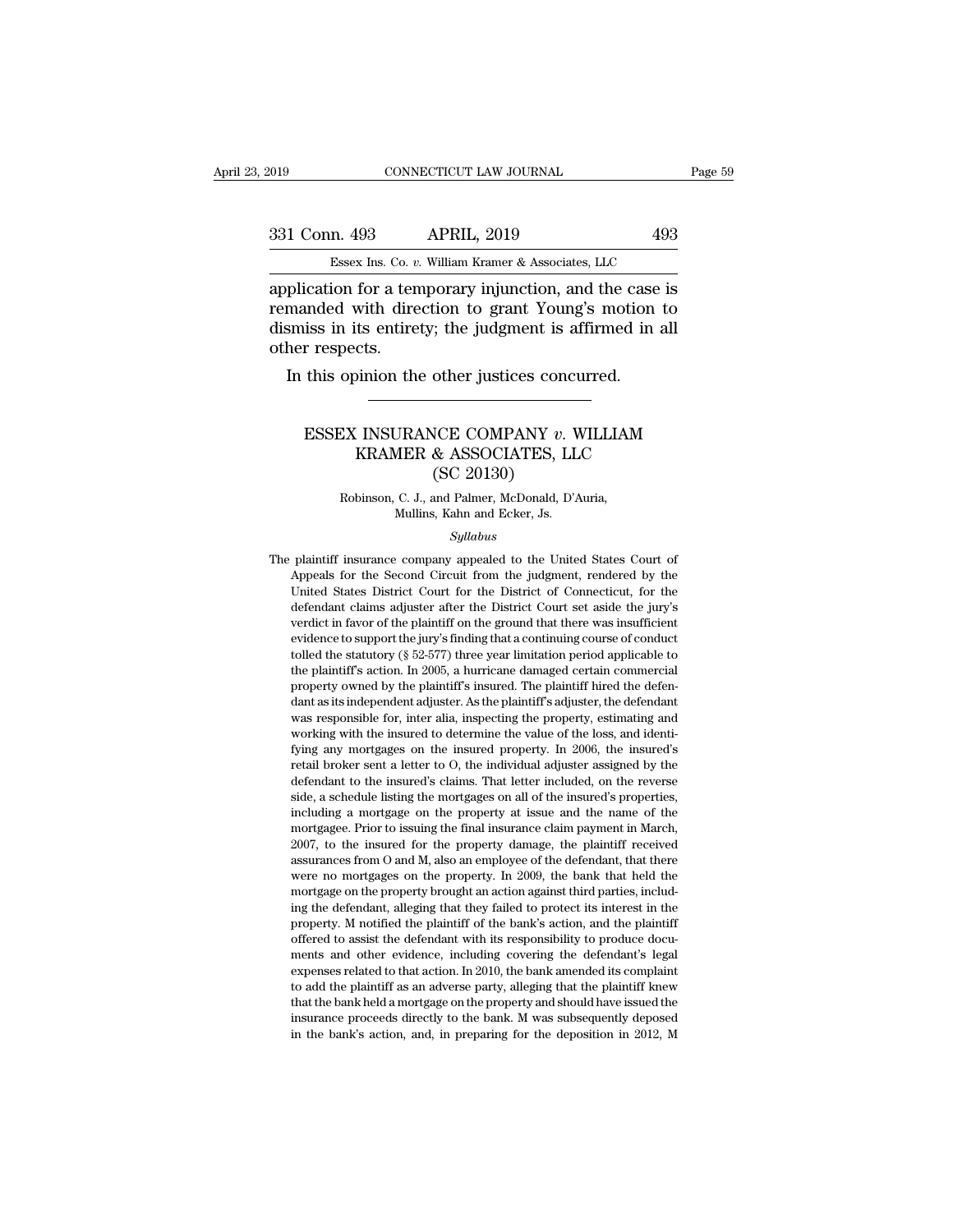application for a temporary injunction, and the case is remanded with direction to grant Young's motion to dismiss in its entirety; the judgment is affirmed in all other respects.

In this opinion the other justices concurred.

---

# ESSEX INSURANCE COMPANY *v.* WILLIAM KRAMER & ASSOCIATES, LLC
## (SC 20130)

Robinson, C. J., and Palmer, McDonald, D'Auria, Mullins, Kahn and Ecker, Js.

*Syllabus*

The plaintiff insurance company appealed to the United States Court of Appeals for the Second Circuit from the judgment, rendered by the United States District Court for the District of Connecticut, for the defendant claims adjuster after the District Court set aside the jury's verdict in favor of the plaintiff on the ground that there was insufficient evidence to support the jury's finding that a continuing course of conduct tolled the statutory (§ 52-577) three year limitation period applicable to the plaintiff's action. In 2005, a hurricane damaged certain commercial property owned by the plaintiff's insured. The plaintiff hired the defendant as its independent adjuster. As the plaintiff's adjuster, the defendant was responsible for, inter alia, inspecting the property, estimating and working with the insured to determine the value of the loss, and identifying any mortgages on the insured property. In 2006, the insured's retail broker sent a letter to O, the individual adjuster assigned by the defendant to the insured's claims. That letter included, on the reverse side, a schedule listing the mortgages on all of the insured's properties, including a mortgage on the property at issue and the name of the mortgagee. Prior to issuing the final insurance claim payment in March, 2007, to the insured for the property damage, the plaintiff received assurances from O and M, also an employee of the defendant, that there were no mortgages on the property. In 2009, the bank that held the mortgage on the property brought an action against third parties, including the defendant, alleging that they failed to protect its interest in the property. M notified the plaintiff of the bank's action, and the plaintiff offered to assist the defendant with its responsibility to produce documents and other evidence, including covering the defendant's legal expenses related to that action. In 2010, the bank amended its complaint to add the plaintiff as an adverse party, alleging that the plaintiff knew that the bank held a mortgage on the property and should have issued the insurance proceeds directly to the bank. M was subsequently deposed in the bank's action, and, in preparing for the deposition in 2012, M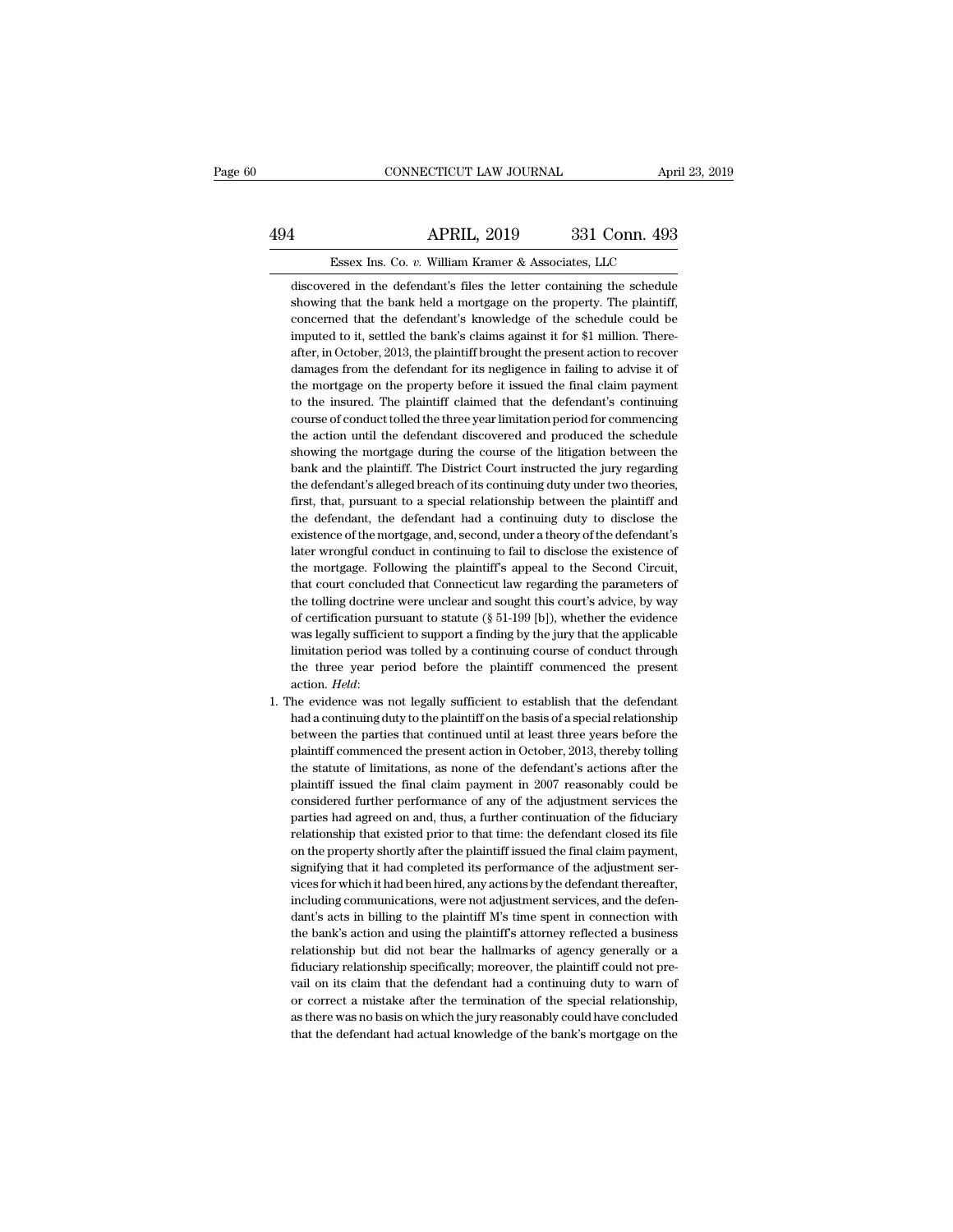discovered in the defendant's files the letter containing the schedule showing that the bank held a mortgage on the property. The plaintiff, concerned that the defendant's knowledge of the schedule could be imputed to it, settled the bank's claims against it for $1 million. Thereafter, in October, 2013, the plaintiff brought the present action to recover damages from the defendant for its negligence in failing to advise it of the mortgage on the property before it issued the final claim payment to the insured. The plaintiff claimed that the defendant's continuing course of conduct tolled the three year limitation period for commencing the action until the defendant discovered and produced the schedule showing the mortgage during the course of the litigation between the bank and the plaintiff. The District Court instructed the jury regarding the defendant's alleged breach of its continuing duty under two theories, first, that, pursuant to a special relationship between the plaintiff and the defendant, the defendant had a continuing duty to disclose the existence of the mortgage, and, second, under a theory of the defendant's later wrongful conduct in continuing to fail to disclose the existence of the mortgage. Following the plaintiff's appeal to the Second Circuit, that court concluded that Connecticut law regarding the parameters of the tolling doctrine were unclear and sought this court's advice, by way of certification pursuant to statute (§ 51-199 [b]), whether the evidence was legally sufficient to support a finding by the jury that the applicable limitation period was tolled by a continuing course of conduct through the three year period before the plaintiff commenced the present action. *Held*:

1. The evidence was not legally sufficient to establish that the defendant had a continuing duty to the plaintiff on the basis of a special relationship between the parties that continued until at least three years before the plaintiff commenced the present action in October, 2013, thereby tolling the statute of limitations, as none of the defendant's actions after the plaintiff issued the final claim payment in 2007 reasonably could be considered further performance of any of the adjustment services the parties had agreed on and, thus, a further continuation of the fiduciary relationship that existed prior to that time: the defendant closed its file on the property shortly after the plaintiff issued the final claim payment, signifying that it had completed its performance of the adjustment services for which it had been hired, any actions by the defendant thereafter, including communications, were not adjustment services, and the defendant's acts in billing to the plaintiff M's time spent in connection with the bank's action and using the plaintiff's attorney reflected a business relationship but did not bear the hallmarks of agency generally or a fiduciary relationship specifically; moreover, the plaintiff could not prevail on its claim that the defendant had a continuing duty to warn of or correct a mistake after the termination of the special relationship, as there was no basis on which the jury reasonably could have concluded that the defendant had actual knowledge of the bank's mortgage on the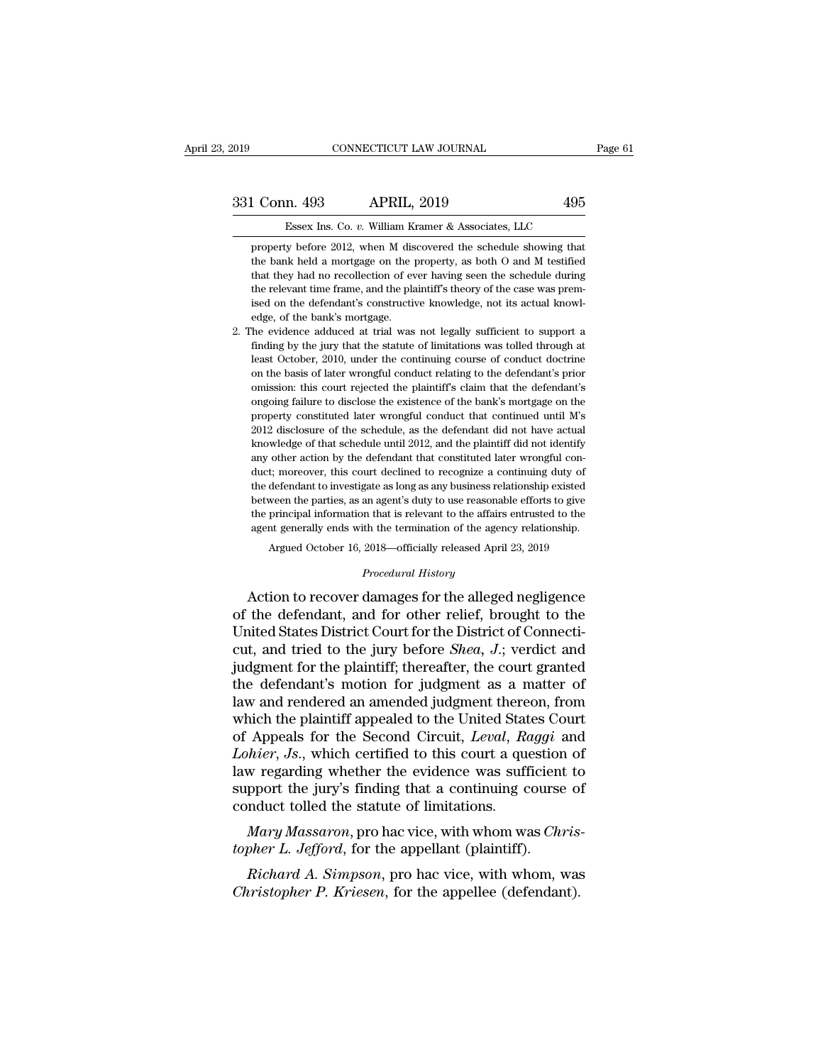property before 2012, when M discovered the schedule showing that the bank held a mortgage on the property, as both O and M testified that they had no recollection of ever having seen the schedule during the relevant time frame, and the plaintiff's theory of the case was premised on the defendant's constructive knowledge, not its actual knowledge, of the bank's mortgage.

2. The evidence adduced at trial was not legally sufficient to support a finding by the jury that the statute of limitations was tolled through at least October, 2010, under the continuing course of conduct doctrine on the basis of later wrongful conduct relating to the defendant's prior omission: this court rejected the plaintiff's claim that the defendant's ongoing failure to disclose the existence of the bank's mortgage on the property constituted later wrongful conduct that continued until M's 2012 disclosure of the schedule, as the defendant did not have actual knowledge of that schedule until 2012, and the plaintiff did not identify any other action by the defendant that constituted later wrongful conduct; moreover, this court declined to recognize a continuing duty of the defendant to investigate as long as any business relationship existed between the parties, as an agent's duty to use reasonable efforts to give the principal information that is relevant to the affairs entrusted to the agent generally ends with the termination of the agency relationship.

Argued October 16, 2018—officially released April 23, 2019

*Procedural History*

Action to recover damages for the alleged negligence of the defendant, and for other relief, brought to the United States District Court for the District of Connecticut, and tried to the jury before *Shea*, *J.*; verdict and judgment for the plaintiff; thereafter, the court granted the defendant's motion for judgment as a matter of law and rendered an amended judgment thereon, from which the plaintiff appealed to the United States Court of Appeals for the Second Circuit, *Leval*, *Raggi* and *Lohier*, *Js.*, which certified to this court a question of law regarding whether the evidence was sufficient to support the jury's finding that a continuing course of conduct tolled the statute of limitations.

*Mary Massaron*, pro hac vice, with whom was *Christopher L. Jefford*, for the appellant (plaintiff).

*Richard A. Simpson*, pro hac vice, with whom, was *Christopher P. Kriesen*, for the appellee (defendant).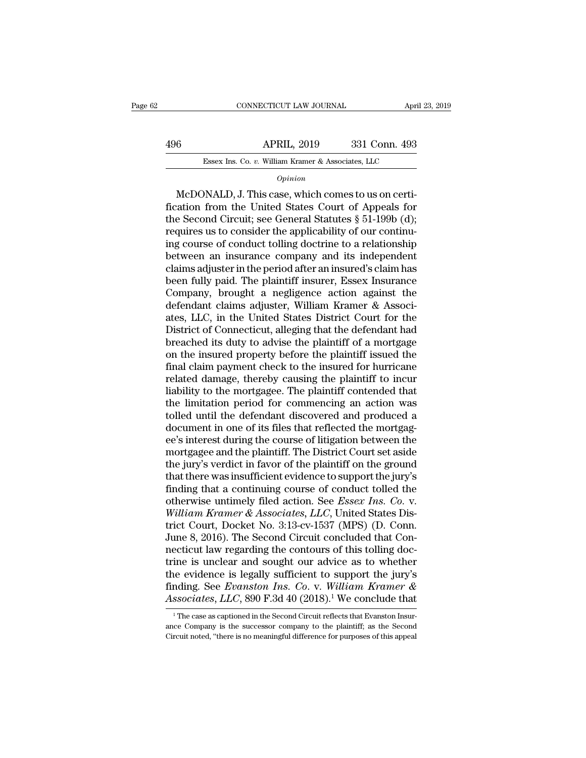*Opinion*

McDONALD, J. This case, which comes to us on certification from the United States Court of Appeals for the Second Circuit; see General Statutes § 51-199b (d); requires us to consider the applicability of our continuing course of conduct tolling doctrine to a relationship between an insurance company and its independent claims adjuster in the period after an insured's claim has been fully paid. The plaintiff insurer, Essex Insurance Company, brought a negligence action against the defendant claims adjuster, William Kramer & Associates, LLC, in the United States District Court for the District of Connecticut, alleging that the defendant had breached its duty to advise the plaintiff of a mortgage on the insured property before the plaintiff issued the final claim payment check to the insured for hurricane related damage, thereby causing the plaintiff to incur liability to the mortgagee. The plaintiff contended that the limitation period for commencing an action was tolled until the defendant discovered and produced a document in one of its files that reflected the mortgagee's interest during the course of litigation between the mortgagee and the plaintiff. The District Court set aside the jury's verdict in favor of the plaintiff on the ground that there was insufficient evidence to support the jury's finding that a continuing course of conduct tolled the otherwise untimely filed action. See *Essex Ins. Co.* v. *William Kramer & Associates, LLC*, United States District Court, Docket No. 3:13-cv-1537 (MPS) (D. Conn. June 8, 2016). The Second Circuit concluded that Connecticut law regarding the contours of this tolling doctrine is unclear and sought our advice as to whether the evidence is legally sufficient to support the jury's finding. See *Evanston Ins. Co.* v. *William Kramer & Associates, LLC*, 890 F.3d 40 (2018).[1] We conclude that

[1] The case as captioned in the Second Circuit reflects that Evanston Insurance Company is the successor company to the plaintiff; as the Second Circuit noted, "there is no meaningful difference for purposes of this appeal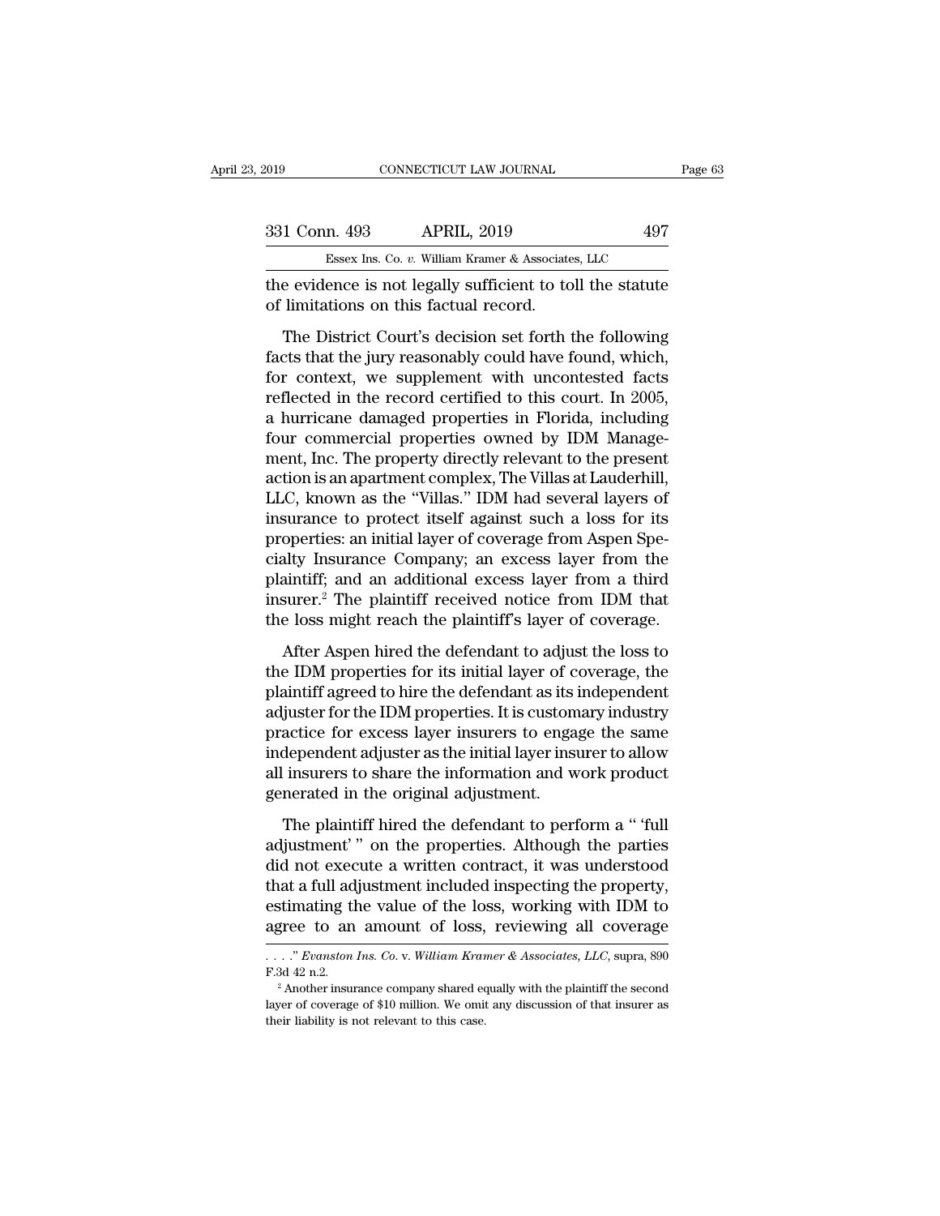the evidence is not legally sufficient to toll the statute of limitations on this factual record.

The District Court's decision set forth the following facts that the jury reasonably could have found, which, for context, we supplement with uncontested facts reflected in the record certified to this court. In 2005, a hurricane damaged properties in Florida, including four commercial properties owned by IDM Management, Inc. The property directly relevant to the present action is an apartment complex, The Villas at Lauderhill, LLC, known as the "Villas." IDM had several layers of insurance to protect itself against such a loss for its properties: an initial layer of coverage from Aspen Specialty Insurance Company; an excess layer from the plaintiff; and an additional excess layer from a third insurer.[2] The plaintiff received notice from IDM that the loss might reach the plaintiff's layer of coverage.

After Aspen hired the defendant to adjust the loss to the IDM properties for its initial layer of coverage, the plaintiff agreed to hire the defendant as its independent adjuster for the IDM properties. It is customary industry practice for excess layer insurers to engage the same independent adjuster as the initial layer insurer to allow all insurers to share the information and work product generated in the original adjustment.

The plaintiff hired the defendant to perform a " 'full adjustment' " on the properties. Although the parties did not execute a written contract, it was understood that a full adjustment included inspecting the property, estimating the value of the loss, working with IDM to agree to an amount of loss, reviewing all coverage

. . . ." *Evanston Ins. Co.* v. *William Kramer & Associates, LLC*, supra, 890 F.3d 42 n.2.

[2] Another insurance company shared equally with the plaintiff the second layer of coverage of $10 million. We omit any discussion of that insurer as their liability is not relevant to this case.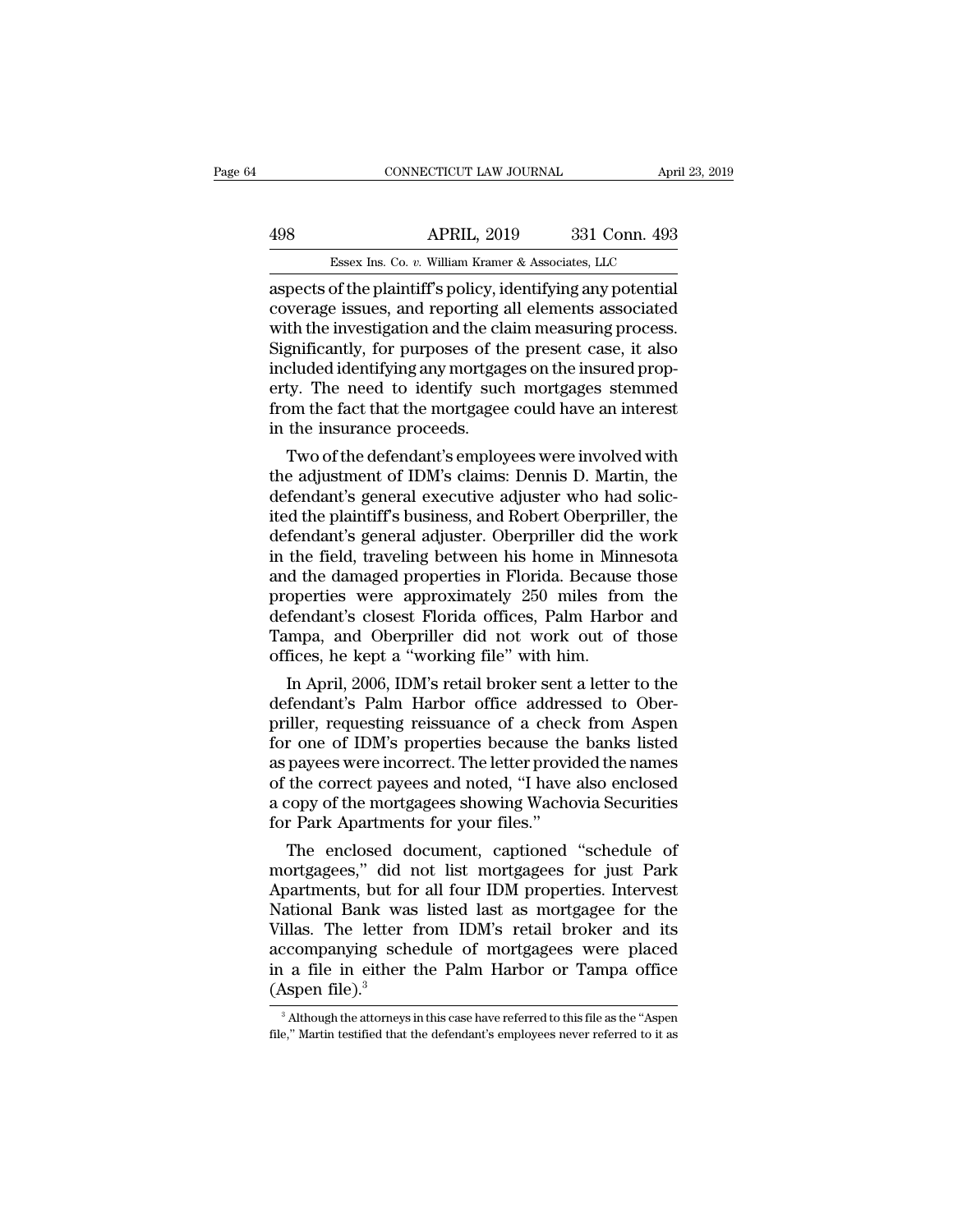aspects of the plaintiff's policy, identifying any potential coverage issues, and reporting all elements associated with the investigation and the claim measuring process. Significantly, for purposes of the present case, it also included identifying any mortgages on the insured property. The need to identify such mortgages stemmed from the fact that the mortgagee could have an interest in the insurance proceeds.

Two of the defendant's employees were involved with the adjustment of IDM's claims: Dennis D. Martin, the defendant's general executive adjuster who had solicited the plaintiff's business, and Robert Oberpriller, the defendant's general adjuster. Oberpriller did the work in the field, traveling between his home in Minnesota and the damaged properties in Florida. Because those properties were approximately 250 miles from the defendant's closest Florida offices, Palm Harbor and Tampa, and Oberpriller did not work out of those offices, he kept a "working file" with him.

In April, 2006, IDM's retail broker sent a letter to the defendant's Palm Harbor office addressed to Oberpriller, requesting reissuance of a check from Aspen for one of IDM's properties because the banks listed as payees were incorrect. The letter provided the names of the correct payees and noted, "I have also enclosed a copy of the mortgagees showing Wachovia Securities for Park Apartments for your files."

The enclosed document, captioned "schedule of mortgagees," did not list mortgagees for just Park Apartments, but for all four IDM properties. Intervest National Bank was listed last as mortgagee for the Villas. The letter from IDM's retail broker and its accompanying schedule of mortgagees were placed in a file in either the Palm Harbor or Tampa office (Aspen file).[3]

[3] Although the attorneys in this case have referred to this file as the "Aspen file," Martin testified that the defendant's employees never referred to it as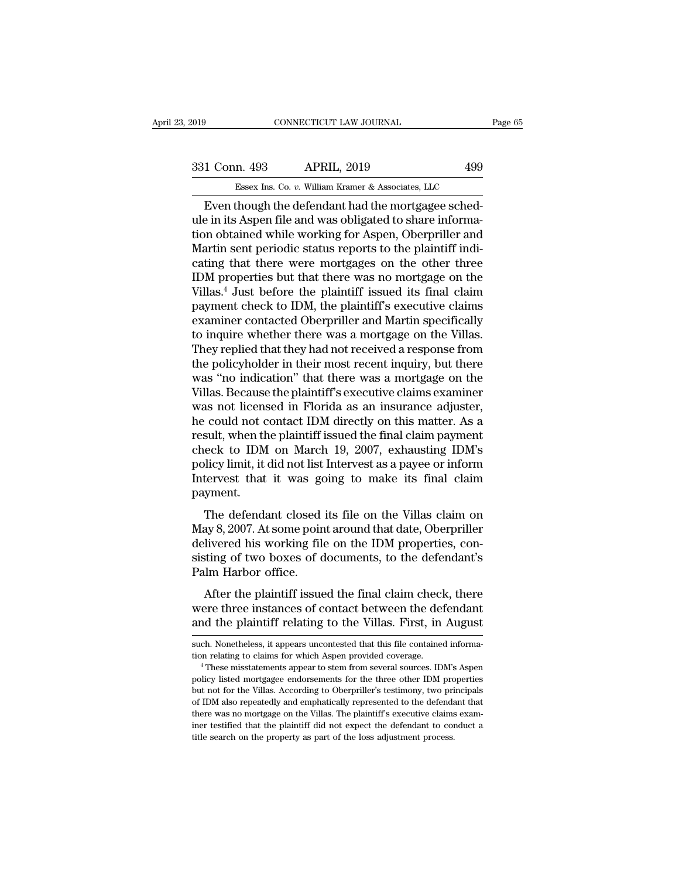Even though the defendant had the mortgagee schedule in its Aspen file and was obligated to share information obtained while working for Aspen, Oberpriller and Martin sent periodic status reports to the plaintiff indicating that there were mortgages on the other three IDM properties but that there was no mortgage on the Villas.[4] Just before the plaintiff issued its final claim payment check to IDM, the plaintiff's executive claims examiner contacted Oberpriller and Martin specifically to inquire whether there was a mortgage on the Villas. They replied that they had not received a response from the policyholder in their most recent inquiry, but there was "no indication" that there was a mortgage on the Villas. Because the plaintiff's executive claims examiner was not licensed in Florida as an insurance adjuster, he could not contact IDM directly on this matter. As a result, when the plaintiff issued the final claim payment check to IDM on March 19, 2007, exhausting IDM's policy limit, it did not list Intervest as a payee or inform Intervest that it was going to make its final claim payment.

The defendant closed its file on the Villas claim on May 8, 2007. At some point around that date, Oberpriller delivered his working file on the IDM properties, consisting of two boxes of documents, to the defendant's Palm Harbor office.

After the plaintiff issued the final claim check, there were three instances of contact between the defendant and the plaintiff relating to the Villas. First, in August

such. Nonetheless, it appears uncontested that this file contained information relating to claims for which Aspen provided coverage.

[4] These misstatements appear to stem from several sources. IDM's Aspen policy listed mortgagee endorsements for the three other IDM properties but not for the Villas. According to Oberpriller's testimony, two principals of IDM also repeatedly and emphatically represented to the defendant that there was no mortgage on the Villas. The plaintiff's executive claims examiner testified that the plaintiff did not expect the defendant to conduct a title search on the property as part of the loss adjustment process.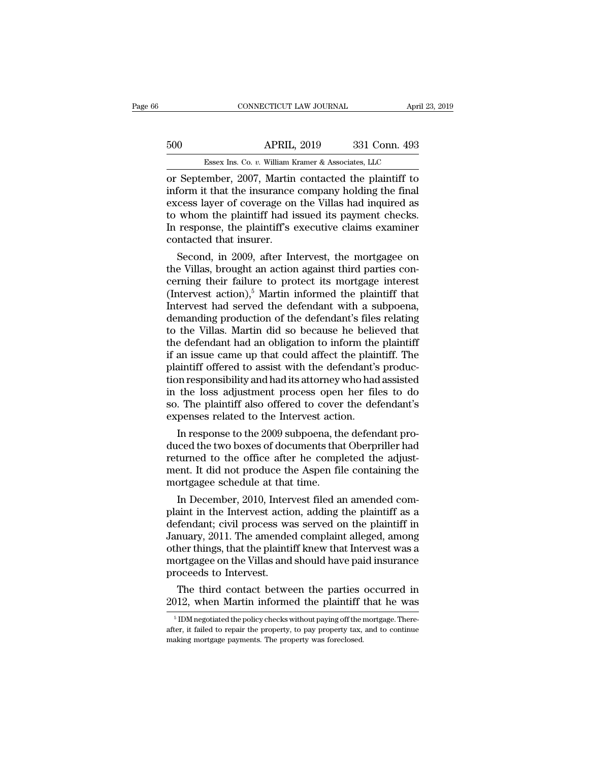or September, 2007, Martin contacted the plaintiff to inform it that the insurance company holding the final excess layer of coverage on the Villas had inquired as to whom the plaintiff had issued its payment checks. In response, the plaintiff's executive claims examiner contacted that insurer.

Second, in 2009, after Intervest, the mortgagee on the Villas, brought an action against third parties concerning their failure to protect its mortgage interest (Intervest action),[5] Martin informed the plaintiff that Intervest had served the defendant with a subpoena, demanding production of the defendant's files relating to the Villas. Martin did so because he believed that the defendant had an obligation to inform the plaintiff if an issue came up that could affect the plaintiff. The plaintiff offered to assist with the defendant's production responsibility and had its attorney who had assisted in the loss adjustment process open her files to do so. The plaintiff also offered to cover the defendant's expenses related to the Intervest action.

In response to the 2009 subpoena, the defendant produced the two boxes of documents that Oberpriller had returned to the office after he completed the adjustment. It did not produce the Aspen file containing the mortgagee schedule at that time.

In December, 2010, Intervest filed an amended complaint in the Intervest action, adding the plaintiff as a defendant; civil process was served on the plaintiff in January, 2011. The amended complaint alleged, among other things, that the plaintiff knew that Intervest was a mortgagee on the Villas and should have paid insurance proceeds to Intervest.

The third contact between the parties occurred in 2012, when Martin informed the plaintiff that he was

[5] IDM negotiated the policy checks without paying off the mortgage. Thereafter, it failed to repair the property, to pay property tax, and to continue making mortgage payments. The property was foreclosed.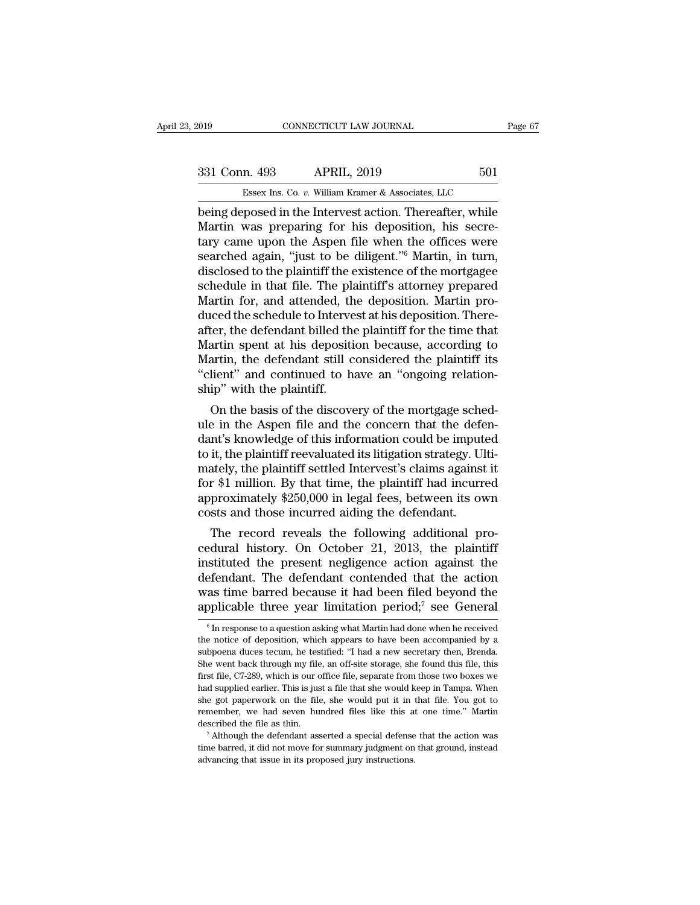being deposed in the Intervest action. Thereafter, while Martin was preparing for his deposition, his secretary came upon the Aspen file when the offices were searched again, "just to be diligent."[6] Martin, in turn, disclosed to the plaintiff the existence of the mortgagee schedule in that file. The plaintiff's attorney prepared Martin for, and attended, the deposition. Martin produced the schedule to Intervest at his deposition. Thereafter, the defendant billed the plaintiff for the time that Martin spent at his deposition because, according to Martin, the defendant still considered the plaintiff its "client" and continued to have an "ongoing relationship" with the plaintiff.

On the basis of the discovery of the mortgage schedule in the Aspen file and the concern that the defendant's knowledge of this information could be imputed to it, the plaintiff reevaluated its litigation strategy. Ultimately, the plaintiff settled Intervest's claims against it for $1 million. By that time, the plaintiff had incurred approximately $250,000 in legal fees, between its own costs and those incurred aiding the defendant.

The record reveals the following additional procedural history. On October 21, 2013, the plaintiff instituted the present negligence action against the defendant. The defendant contended that the action was time barred because it had been filed beyond the applicable three year limitation period;[7] see General

[6] In response to a question asking what Martin had done when he received the notice of deposition, which appears to have been accompanied by a subpoena duces tecum, he testified: "I had a new secretary then, Brenda. She went back through my file, an off-site storage, she found this file, this first file, C7-289, which is our office file, separate from those two boxes we had supplied earlier. This is just a file that she would keep in Tampa. When she got paperwork on the file, she would put it in that file. You got to remember, we had seven hundred files like this at one time." Martin described the file as thin.

[7] Although the defendant asserted a special defense that the action was time barred, it did not move for summary judgment on that ground, instead advancing that issue in its proposed jury instructions.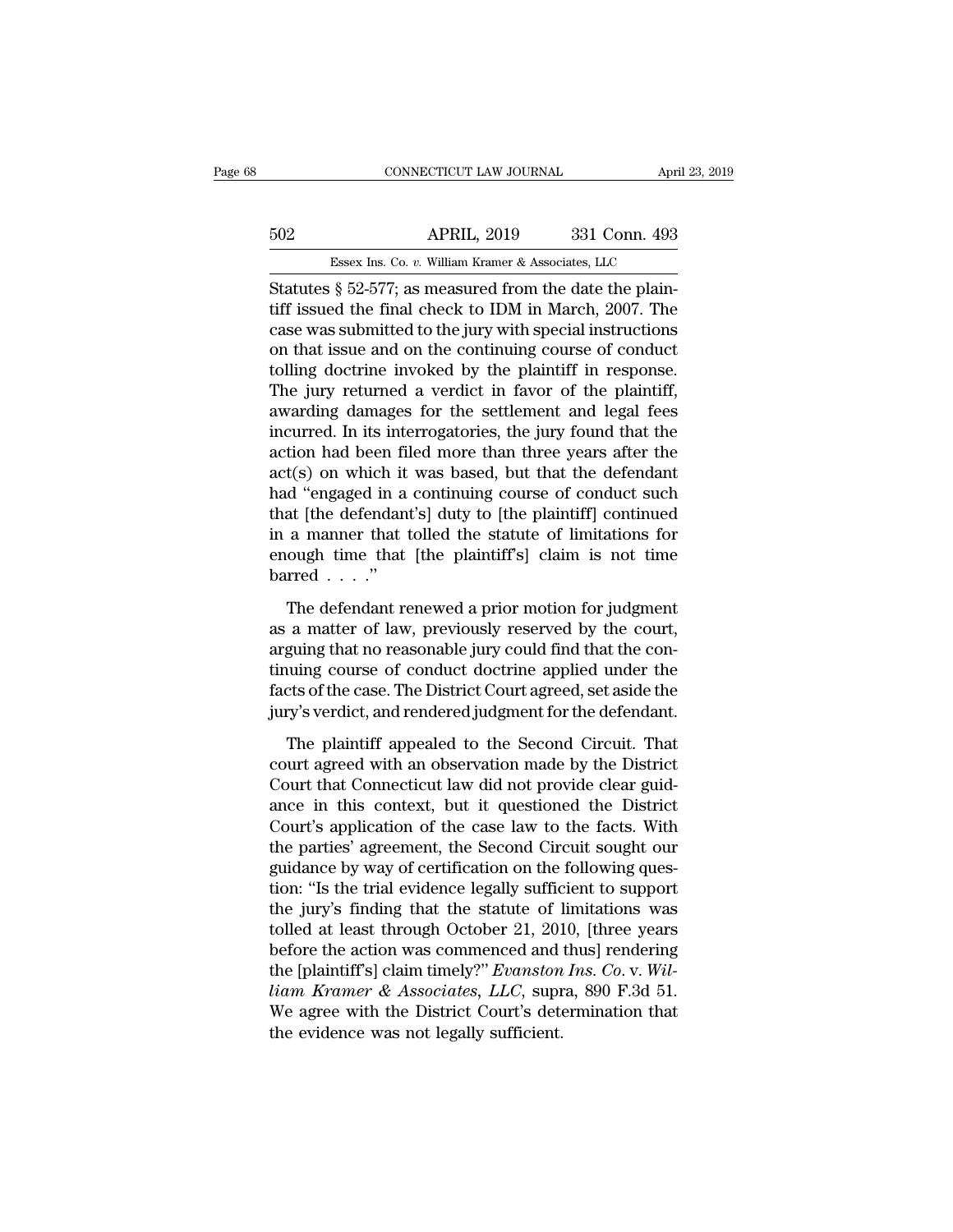Statutes § 52-577; as measured from the date the plaintiff issued the final check to IDM in March, 2007. The case was submitted to the jury with special instructions on that issue and on the continuing course of conduct tolling doctrine invoked by the plaintiff in response. The jury returned a verdict in favor of the plaintiff, awarding damages for the settlement and legal fees incurred. In its interrogatories, the jury found that the action had been filed more than three years after the act(s) on which it was based, but that the defendant had "engaged in a continuing course of conduct such that [the defendant's] duty to [the plaintiff] continued in a manner that tolled the statute of limitations for enough time that [the plaintiff's] claim is not time barred . . . ."

The defendant renewed a prior motion for judgment as a matter of law, previously reserved by the court, arguing that no reasonable jury could find that the continuing course of conduct doctrine applied under the facts of the case. The District Court agreed, set aside the jury's verdict, and rendered judgment for the defendant.

The plaintiff appealed to the Second Circuit. That court agreed with an observation made by the District Court that Connecticut law did not provide clear guidance in this context, but it questioned the District Court's application of the case law to the facts. With the parties' agreement, the Second Circuit sought our guidance by way of certification on the following question: "Is the trial evidence legally sufficient to support the jury's finding that the statute of limitations was tolled at least through October 21, 2010, [three years before the action was commenced and thus] rendering the [plaintiff's] claim timely?" *Evanston Ins. Co.* v. *William Kramer & Associates, LLC*, supra, 890 F.3d 51. We agree with the District Court's determination that the evidence was not legally sufficient.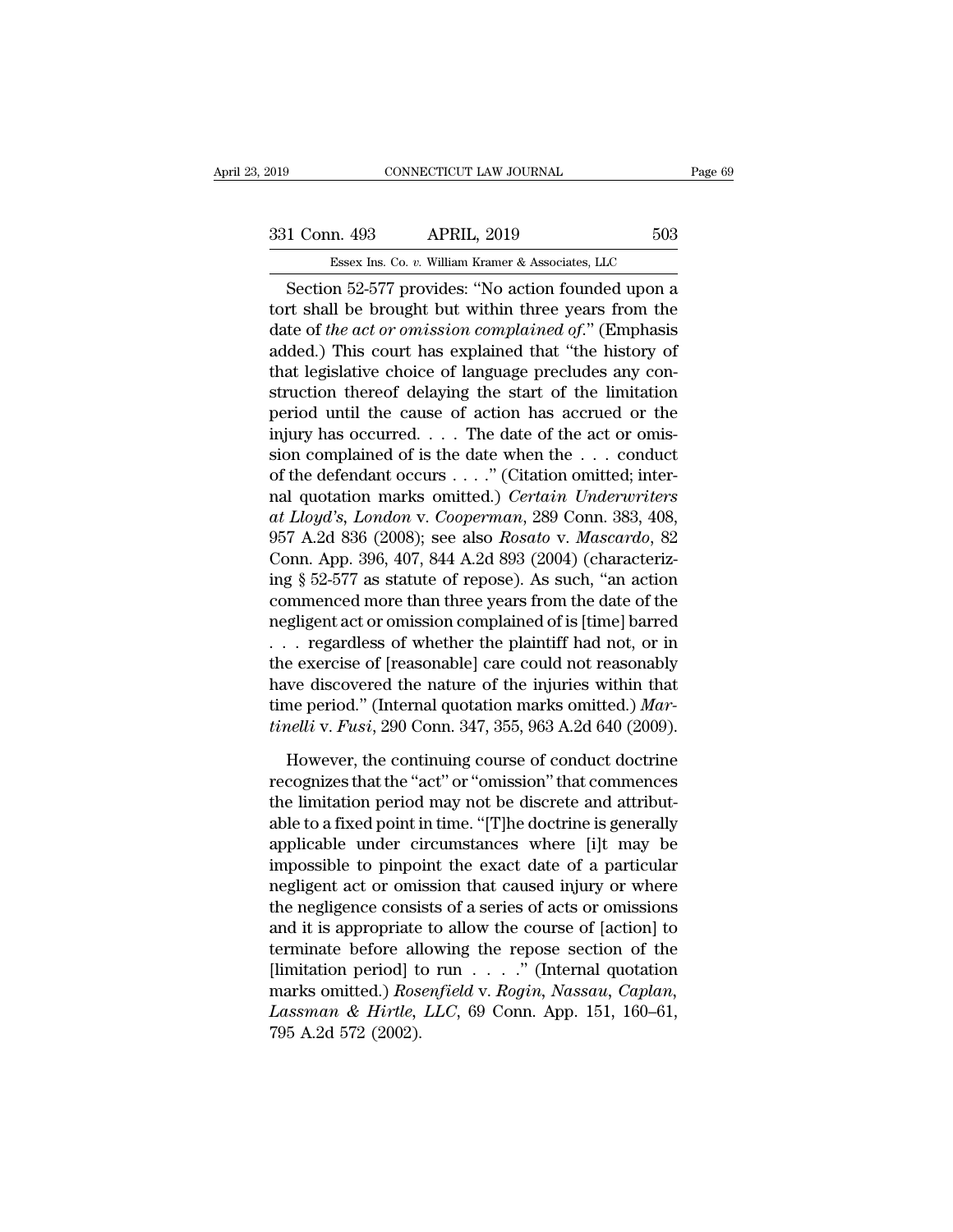Section 52-577 provides: "No action founded upon a tort shall be brought but within three years from the date of *the act or omission complained of*." (Emphasis added.) This court has explained that "the history of that legislative choice of language precludes any construction thereof delaying the start of the limitation period until the cause of action has accrued or the injury has occurred. . . . The date of the act or omission complained of is the date when the . . . conduct of the defendant occurs . . . ." (Citation omitted; internal quotation marks omitted.) *Certain Underwriters at Lloyd's, London* v. *Cooperman*, 289 Conn. 383, 408, 957 A.2d 836 (2008); see also *Rosato* v. *Mascardo*, 82 Conn. App. 396, 407, 844 A.2d 893 (2004) (characterizing § 52-577 as statute of repose). As such, "an action commenced more than three years from the date of the negligent act or omission complained of is [time] barred . . . regardless of whether the plaintiff had not, or in the exercise of [reasonable] care could not reasonably have discovered the nature of the injuries within that time period." (Internal quotation marks omitted.) *Martinelli* v. *Fusi*, 290 Conn. 347, 355, 963 A.2d 640 (2009).

However, the continuing course of conduct doctrine recognizes that the "act" or "omission" that commences the limitation period may not be discrete and attributable to a fixed point in time. "[T]he doctrine is generally applicable under circumstances where [i]t may be impossible to pinpoint the exact date of a particular negligent act or omission that caused injury or where the negligence consists of a series of acts or omissions and it is appropriate to allow the course of [action] to terminate before allowing the repose section of the [limitation period] to run . . . ." (Internal quotation marks omitted.) *Rosenfield* v. *Rogin, Nassau, Caplan, Lassman & Hirtle, LLC*, 69 Conn. App. 151, 160–61, 795 A.2d 572 (2002).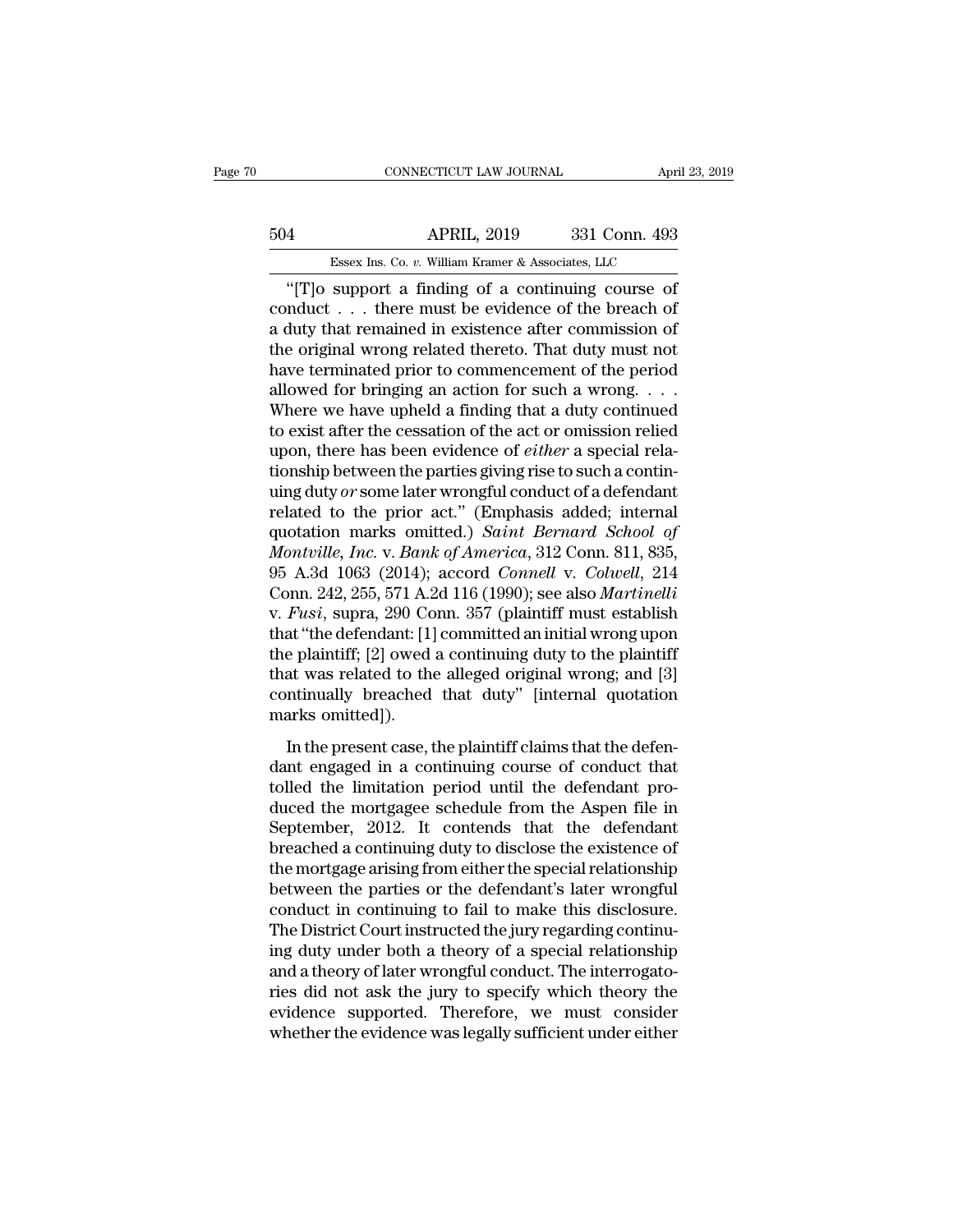"[T]o support a finding of a continuing course of conduct . . . there must be evidence of the breach of a duty that remained in existence after commission of the original wrong related thereto. That duty must not have terminated prior to commencement of the period allowed for bringing an action for such a wrong. . . . Where we have upheld a finding that a duty continued to exist after the cessation of the act or omission relied upon, there has been evidence of *either* a special relationship between the parties giving rise to such a continuing duty *or* some later wrongful conduct of a defendant related to the prior act." (Emphasis added; internal quotation marks omitted.) *Saint Bernard School of Montville, Inc.* v. *Bank of America*, 312 Conn. 811, 835, 95 A.3d 1063 (2014); accord *Connell* v. *Colwell*, 214 Conn. 242, 255, 571 A.2d 116 (1990); see also *Martinelli* v. *Fusi*, supra, 290 Conn. 357 (plaintiff must establish that "the defendant: [1] committed an initial wrong upon the plaintiff; [2] owed a continuing duty to the plaintiff that was related to the alleged original wrong; and [3] continually breached that duty" [internal quotation marks omitted]).

In the present case, the plaintiff claims that the defendant engaged in a continuing course of conduct that tolled the limitation period until the defendant produced the mortgagee schedule from the Aspen file in September, 2012. It contends that the defendant breached a continuing duty to disclose the existence of the mortgage arising from either the special relationship between the parties or the defendant's later wrongful conduct in continuing to fail to make this disclosure. The District Court instructed the jury regarding continuing duty under both a theory of a special relationship and a theory of later wrongful conduct. The interrogatories did not ask the jury to specify which theory the evidence supported. Therefore, we must consider whether the evidence was legally sufficient under either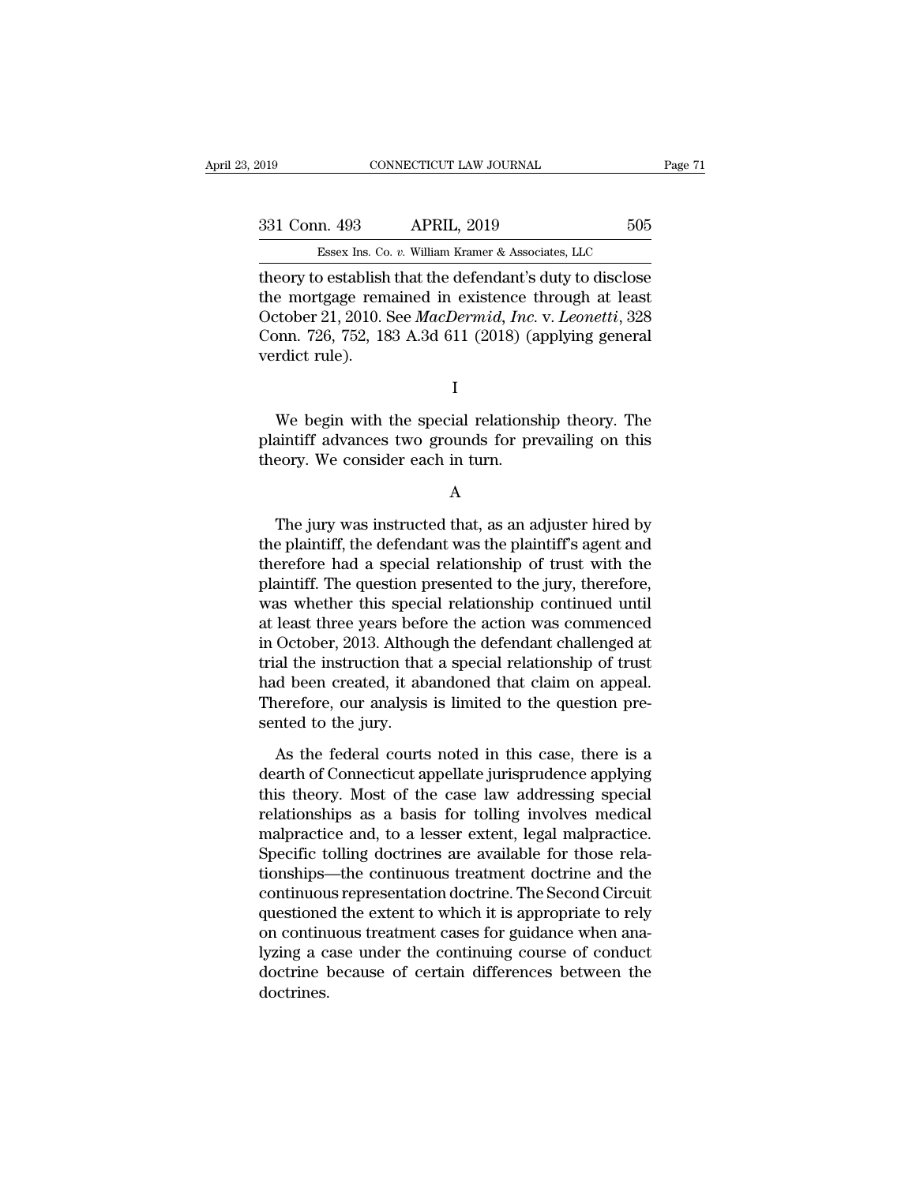theory to establish that the defendant's duty to disclose the mortgage remained in existence through at least October 21, 2010. See *MacDermid, Inc.* v. *Leonetti*, 328 Conn. 726, 752, 183 A.3d 611 (2018) (applying general verdict rule).

I

We begin with the special relationship theory. The plaintiff advances two grounds for prevailing on this theory. We consider each in turn.

A

The jury was instructed that, as an adjuster hired by the plaintiff, the defendant was the plaintiff's agent and therefore had a special relationship of trust with the plaintiff. The question presented to the jury, therefore, was whether this special relationship continued until at least three years before the action was commenced in October, 2013. Although the defendant challenged at trial the instruction that a special relationship of trust had been created, it abandoned that claim on appeal. Therefore, our analysis is limited to the question presented to the jury.

As the federal courts noted in this case, there is a dearth of Connecticut appellate jurisprudence applying this theory. Most of the case law addressing special relationships as a basis for tolling involves medical malpractice and, to a lesser extent, legal malpractice. Specific tolling doctrines are available for those relationships—the continuous treatment doctrine and the continuous representation doctrine. The Second Circuit questioned the extent to which it is appropriate to rely on continuous treatment cases for guidance when analyzing a case under the continuing course of conduct doctrine because of certain differences between the doctrines.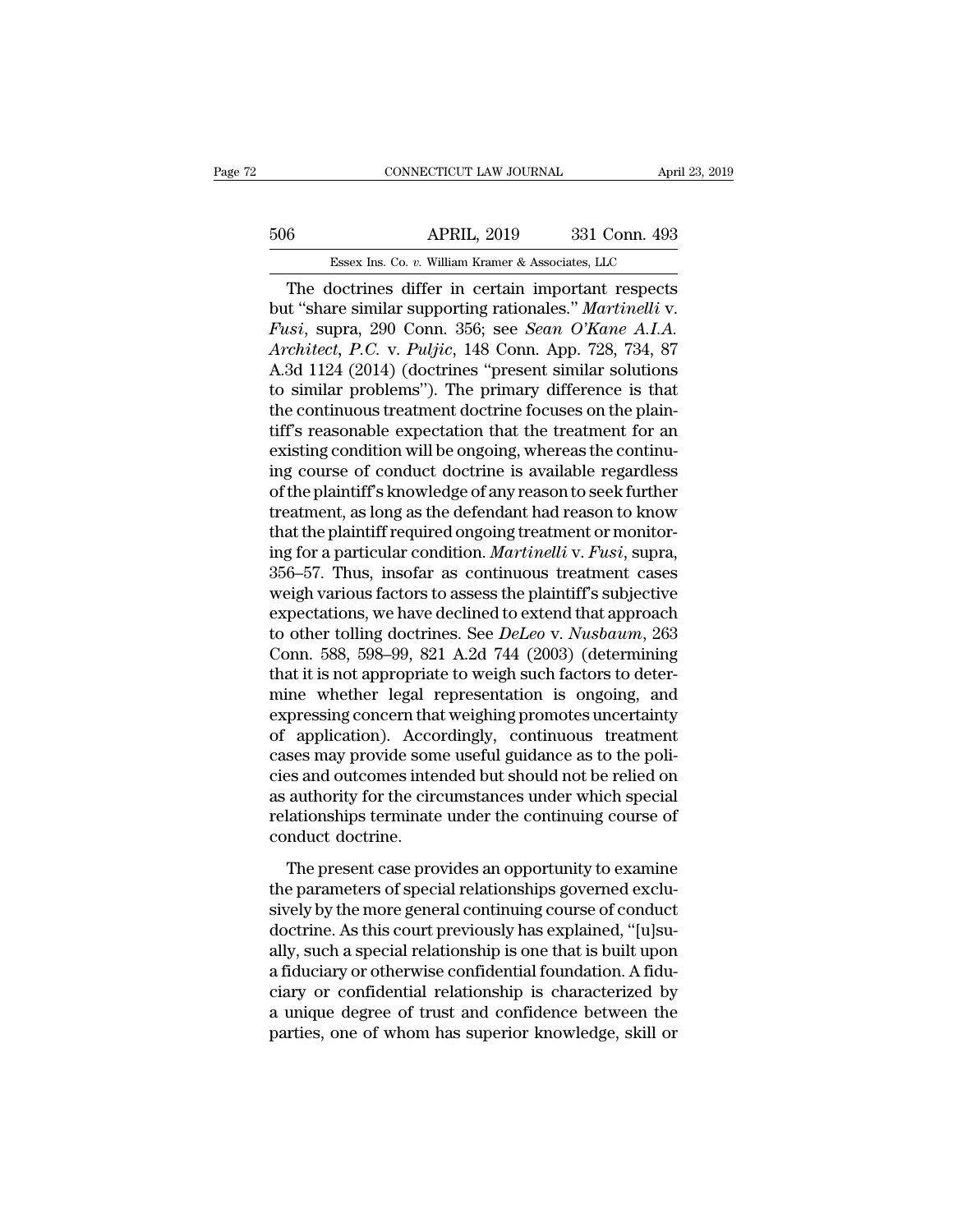The doctrines differ in certain important respects but "share similar supporting rationales." *Martinelli* v. *Fusi*, supra, 290 Conn. 356; see *Sean O'Kane A.I.A. Architect, P.C.* v. *Puljic*, 148 Conn. App. 728, 734, 87 A.3d 1124 (2014) (doctrines "present similar solutions to similar problems"). The primary difference is that the continuous treatment doctrine focuses on the plaintiff's reasonable expectation that the treatment for an existing condition will be ongoing, whereas the continuing course of conduct doctrine is available regardless of the plaintiff's knowledge of any reason to seek further treatment, as long as the defendant had reason to know that the plaintiff required ongoing treatment or monitoring for a particular condition. *Martinelli* v. *Fusi*, supra, 356–57. Thus, insofar as continuous treatment cases weigh various factors to assess the plaintiff's subjective expectations, we have declined to extend that approach to other tolling doctrines. See *DeLeo* v. *Nusbaum*, 263 Conn. 588, 598–99, 821 A.2d 744 (2003) (determining that it is not appropriate to weigh such factors to determine whether legal representation is ongoing, and expressing concern that weighing promotes uncertainty of application). Accordingly, continuous treatment cases may provide some useful guidance as to the policies and outcomes intended but should not be relied on as authority for the circumstances under which special relationships terminate under the continuing course of conduct doctrine.

The present case provides an opportunity to examine the parameters of special relationships governed exclusively by the more general continuing course of conduct doctrine. As this court previously has explained, "[u]sually, such a special relationship is one that is built upon a fiduciary or otherwise confidential foundation. A fiduciary or confidential relationship is characterized by a unique degree of trust and confidence between the parties, one of whom has superior knowledge, skill or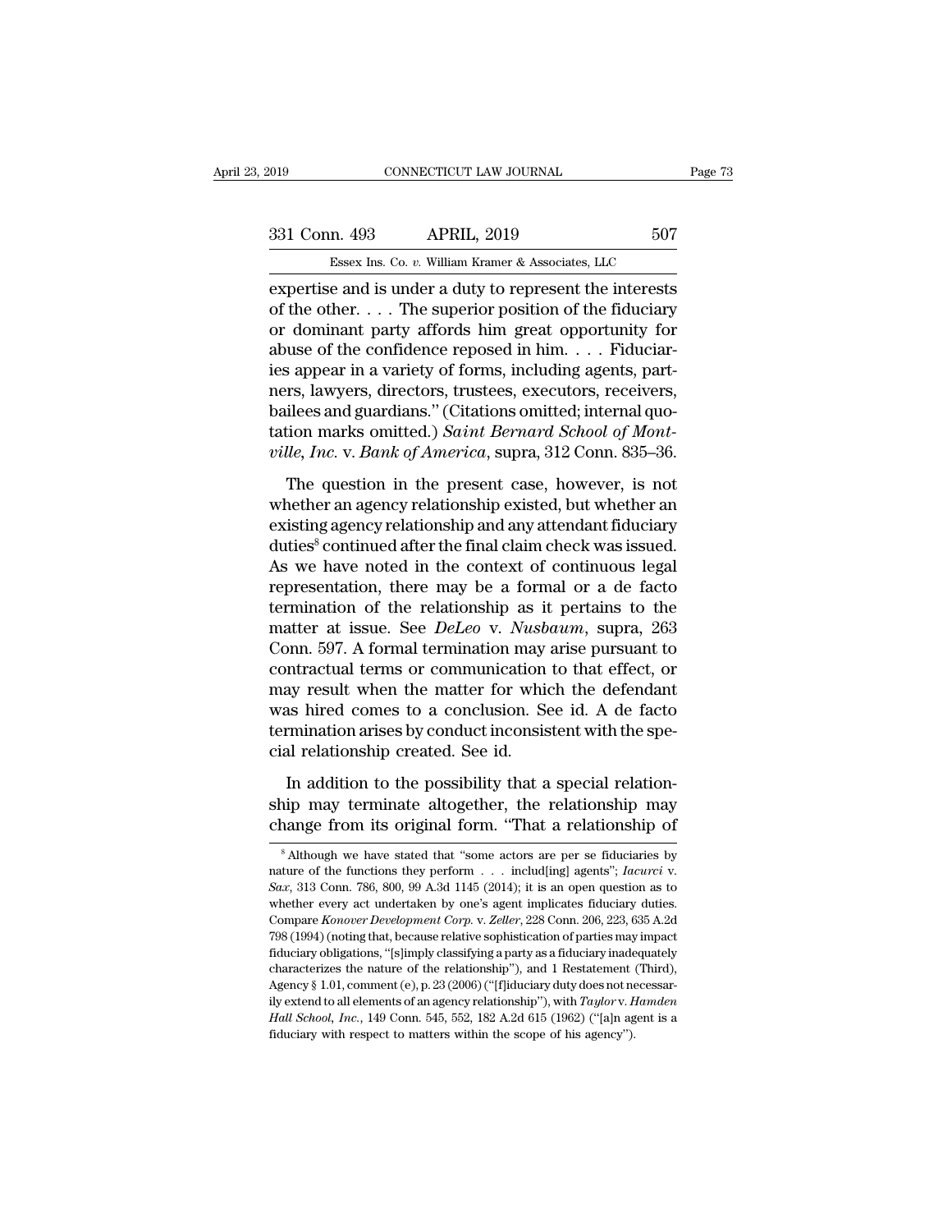expertise and is under a duty to represent the interests of the other. . . . The superior position of the fiduciary or dominant party affords him great opportunity for abuse of the confidence reposed in him. . . . Fiduciaries appear in a variety of forms, including agents, partners, lawyers, directors, trustees, executors, receivers, bailees and guardians." (Citations omitted; internal quotation marks omitted.) *Saint Bernard School of Montville, Inc.* v. *Bank of America*, supra, 312 Conn. 835–36.

The question in the present case, however, is not whether an agency relationship existed, but whether an existing agency relationship and any attendant fiduciary duties[8] continued after the final claim check was issued. As we have noted in the context of continuous legal representation, there may be a formal or a de facto termination of the relationship as it pertains to the matter at issue. See *DeLeo* v. *Nusbaum*, supra, 263 Conn. 597. A formal termination may arise pursuant to contractual terms or communication to that effect, or may result when the matter for which the defendant was hired comes to a conclusion. See id. A de facto termination arises by conduct inconsistent with the special relationship created. See id.

In addition to the possibility that a special relationship may terminate altogether, the relationship may change from its original form. "That a relationship of

[8] Although we have stated that "some actors are per se fiduciaries by nature of the functions they perform . . . includ[ing] agents"; *Iacurci* v. *Sax*, 313 Conn. 786, 800, 99 A.3d 1145 (2014); it is an open question as to whether every act undertaken by one's agent implicates fiduciary duties. Compare *Konover Development Corp.* v. *Zeller*, 228 Conn. 206, 223, 635 A.2d 798 (1994) (noting that, because relative sophistication of parties may impact fiduciary obligations, "[s]imply classifying a party as a fiduciary inadequately characterizes the nature of the relationship"), and 1 Restatement (Third), Agency § 1.01, comment (e), p. 23 (2006) ("[f]iduciary duty does not necessarily extend to all elements of an agency relationship"), with *Taylor* v. *Hamden Hall School, Inc.*, 149 Conn. 545, 552, 182 A.2d 615 (1962) ("[a]n agent is a fiduciary with respect to matters within the scope of his agency").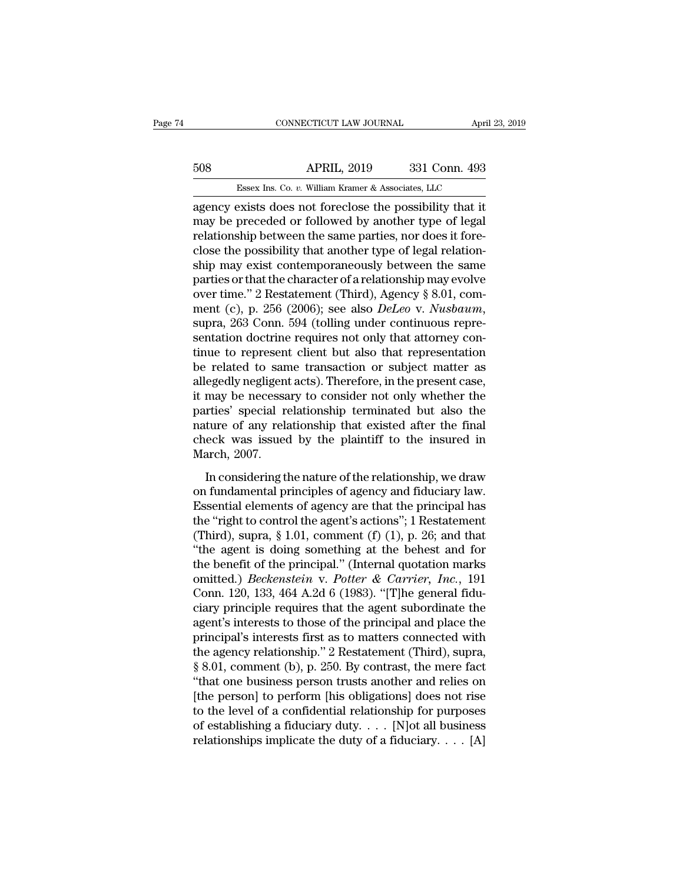agency exists does not foreclose the possibility that it may be preceded or followed by another type of legal relationship between the same parties, nor does it foreclose the possibility that another type of legal relationship may exist contemporaneously between the same parties or that the character of a relationship may evolve over time." 2 Restatement (Third), Agency § 8.01, comment (c), p. 256 (2006); see also *DeLeo* v. *Nusbaum*, supra, 263 Conn. 594 (tolling under continuous representation doctrine requires not only that attorney continue to represent client but also that representation be related to same transaction or subject matter as allegedly negligent acts). Therefore, in the present case, it may be necessary to consider not only whether the parties' special relationship terminated but also the nature of any relationship that existed after the final check was issued by the plaintiff to the insured in March, 2007.

In considering the nature of the relationship, we draw on fundamental principles of agency and fiduciary law. Essential elements of agency are that the principal has the "right to control the agent's actions"; 1 Restatement (Third), supra, § 1.01, comment (f) (1), p. 26; and that "the agent is doing something at the behest and for the benefit of the principal." (Internal quotation marks omitted.) *Beckenstein* v. *Potter & Carrier, Inc.*, 191 Conn. 120, 133, 464 A.2d 6 (1983). "[T]he general fiduciary principle requires that the agent subordinate the agent's interests to those of the principal and place the principal's interests first as to matters connected with the agency relationship." 2 Restatement (Third), supra, § 8.01, comment (b), p. 250. By contrast, the mere fact "that one business person trusts another and relies on [the person] to perform [his obligations] does not rise to the level of a confidential relationship for purposes of establishing a fiduciary duty. . . . [N]ot all business relationships implicate the duty of a fiduciary. . . . [A]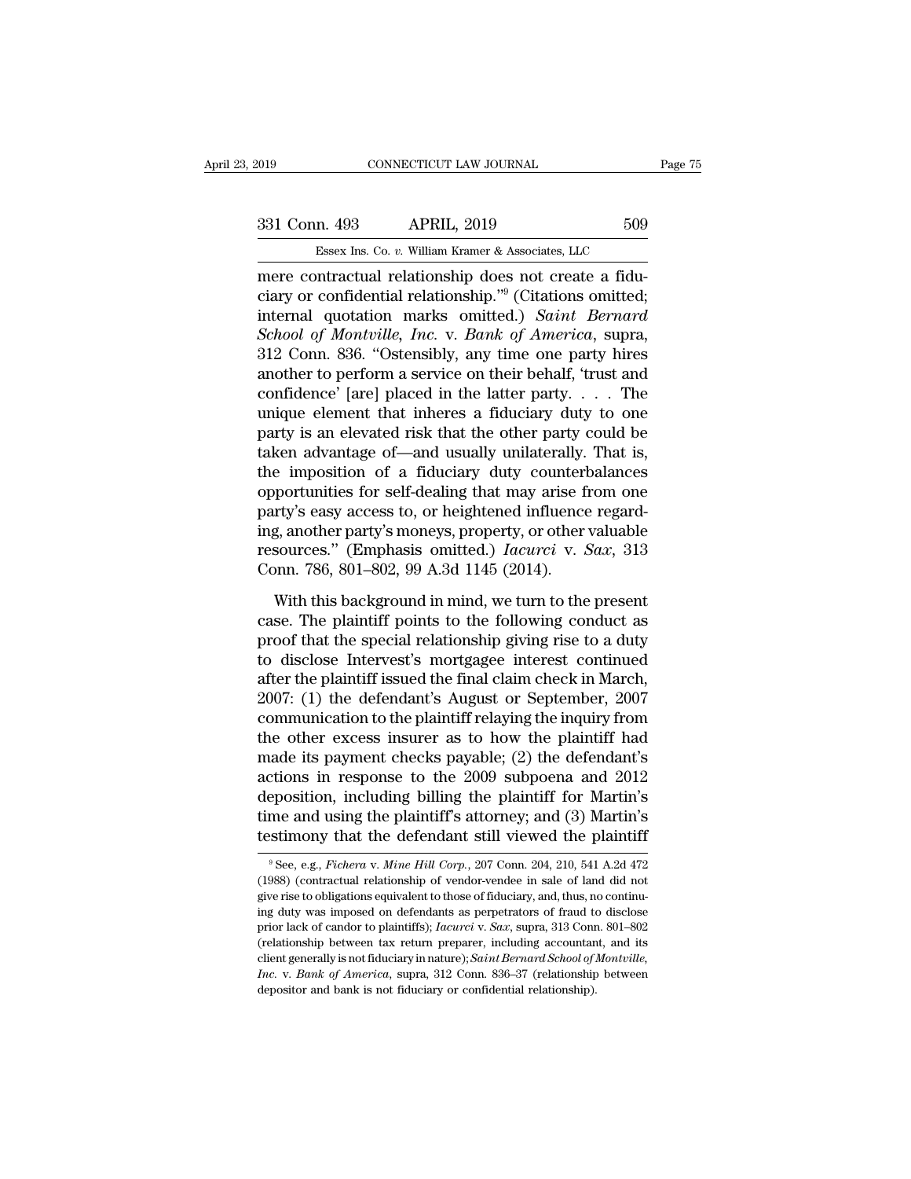mere contractual relationship does not create a fiduciary or confidential relationship."[9] (Citations omitted; internal quotation marks omitted.) *Saint Bernard School of Montville, Inc.* v. *Bank of America*, supra, 312 Conn. 836. "Ostensibly, any time one party hires another to perform a service on their behalf, 'trust and confidence' [are] placed in the latter party. . . . The unique element that inheres a fiduciary duty to one party is an elevated risk that the other party could be taken advantage of—and usually unilaterally. That is, the imposition of a fiduciary duty counterbalances opportunities for self-dealing that may arise from one party's easy access to, or heightened influence regarding, another party's moneys, property, or other valuable resources." (Emphasis omitted.) *Iacurci* v. *Sax*, 313 Conn. 786, 801–802, 99 A.3d 1145 (2014).

With this background in mind, we turn to the present case. The plaintiff points to the following conduct as proof that the special relationship giving rise to a duty to disclose Intervest's mortgagee interest continued after the plaintiff issued the final claim check in March, 2007: (1) the defendant's August or September, 2007 communication to the plaintiff relaying the inquiry from the other excess insurer as to how the plaintiff had made its payment checks payable; (2) the defendant's actions in response to the 2009 subpoena and 2012 deposition, including billing the plaintiff for Martin's time and using the plaintiff's attorney; and (3) Martin's testimony that the defendant still viewed the plaintiff

[9] See, e.g., *Fichera* v. *Mine Hill Corp.*, 207 Conn. 204, 210, 541 A.2d 472 (1988) (contractual relationship of vendor-vendee in sale of land did not give rise to obligations equivalent to those of fiduciary, and, thus, no continuing duty was imposed on defendants as perpetrators of fraud to disclose prior lack of candor to plaintiffs); *Iacurci* v. *Sax*, supra, 313 Conn. 801–802 (relationship between tax return preparer, including accountant, and its client generally is not fiduciary in nature); *Saint Bernard School of Montville, Inc.* v. *Bank of America*, supra, 312 Conn. 836–37 (relationship between depositor and bank is not fiduciary or confidential relationship).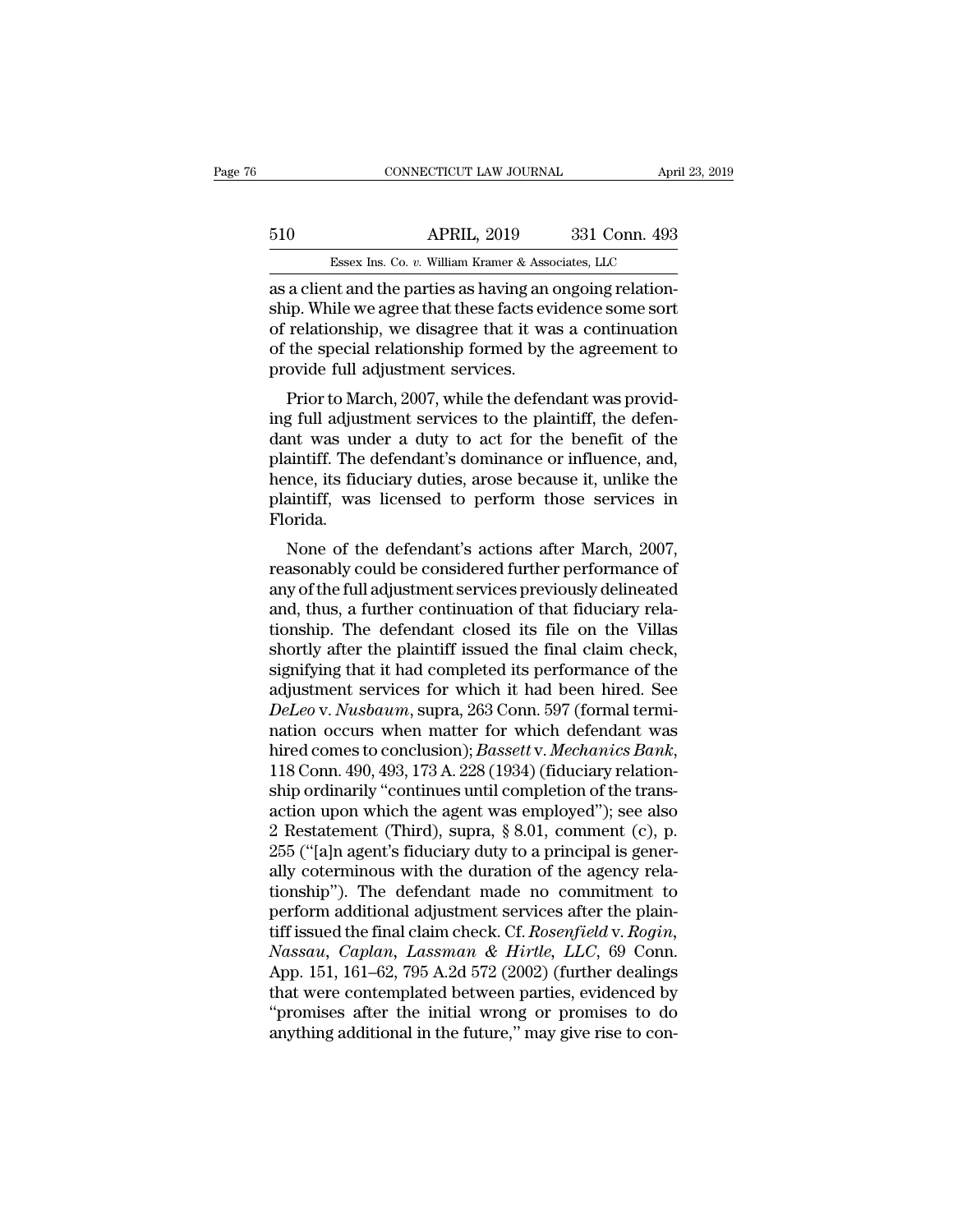as a client and the parties as having an ongoing relationship. While we agree that these facts evidence some sort of relationship, we disagree that it was a continuation of the special relationship formed by the agreement to provide full adjustment services.

Prior to March, 2007, while the defendant was providing full adjustment services to the plaintiff, the defendant was under a duty to act for the benefit of the plaintiff. The defendant's dominance or influence, and, hence, its fiduciary duties, arose because it, unlike the plaintiff, was licensed to perform those services in Florida.

None of the defendant's actions after March, 2007, reasonably could be considered further performance of any of the full adjustment services previously delineated and, thus, a further continuation of that fiduciary relationship. The defendant closed its file on the Villas shortly after the plaintiff issued the final claim check, signifying that it had completed its performance of the adjustment services for which it had been hired. See *DeLeo* v. *Nusbaum*, supra, 263 Conn. 597 (formal termination occurs when matter for which defendant was hired comes to conclusion); *Bassett* v. *Mechanics Bank*, 118 Conn. 490, 493, 173 A. 228 (1934) (fiduciary relationship ordinarily "continues until completion of the transaction upon which the agent was employed"); see also 2 Restatement (Third), supra, § 8.01, comment (c), p. 255 ("[a]n agent's fiduciary duty to a principal is generally coterminous with the duration of the agency relationship"). The defendant made no commitment to perform additional adjustment services after the plaintiff issued the final claim check. Cf. *Rosenfield* v. *Rogin, Nassau, Caplan, Lassman & Hirtle, LLC*, 69 Conn. App. 151, 161–62, 795 A.2d 572 (2002) (further dealings that were contemplated between parties, evidenced by "promises after the initial wrong or promises to do anything additional in the future," may give rise to con-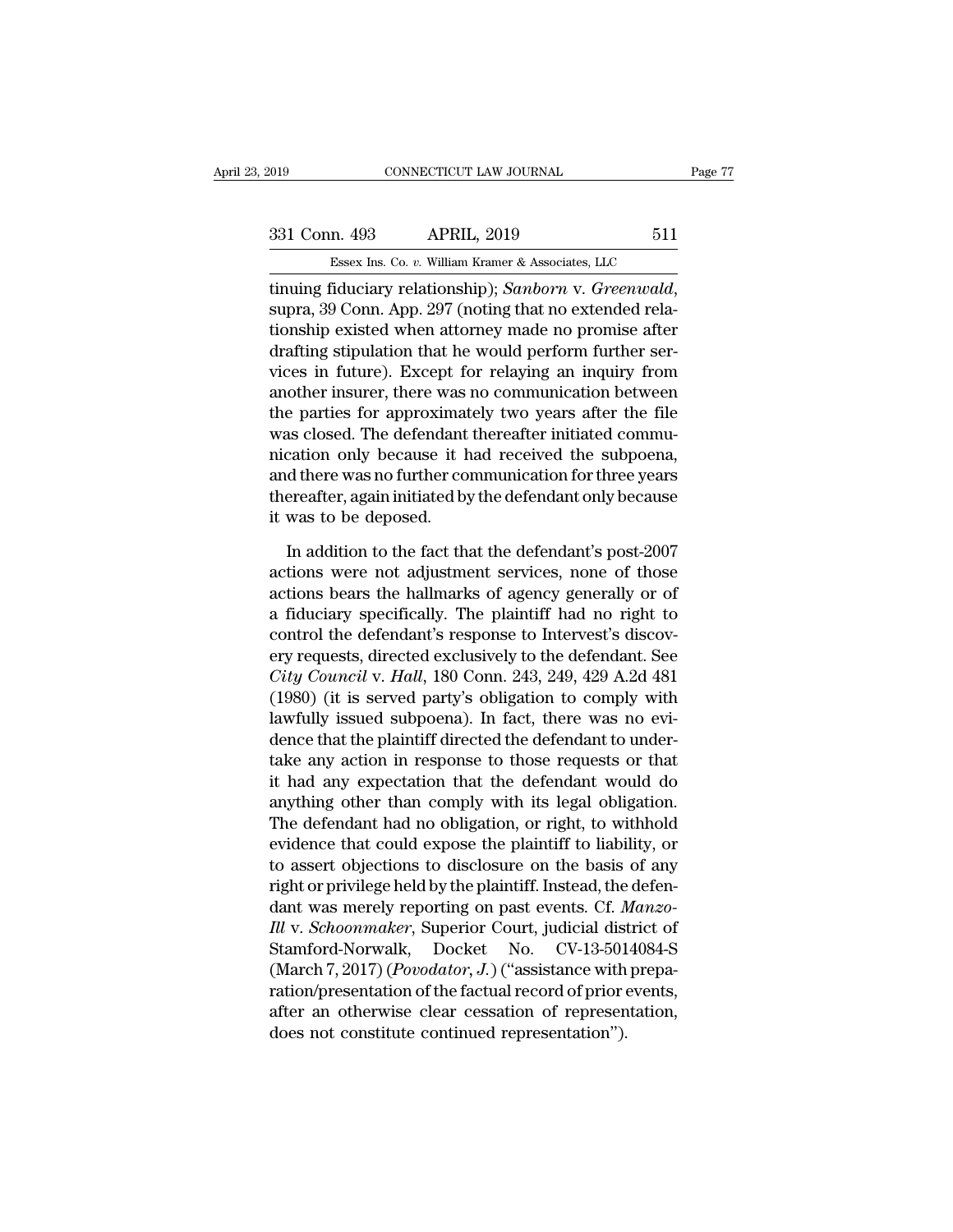tinuing fiduciary relationship); *Sanborn* v. *Greenwald*, supra, 39 Conn. App. 297 (noting that no extended relationship existed when attorney made no promise after drafting stipulation that he would perform further services in future). Except for relaying an inquiry from another insurer, there was no communication between the parties for approximately two years after the file was closed. The defendant thereafter initiated communication only because it had received the subpoena, and there was no further communication for three years thereafter, again initiated by the defendant only because it was to be deposed.

In addition to the fact that the defendant's post-2007 actions were not adjustment services, none of those actions bears the hallmarks of agency generally or of a fiduciary specifically. The plaintiff had no right to control the defendant's response to Intervest's discovery requests, directed exclusively to the defendant. See *City Council* v. *Hall*, 180 Conn. 243, 249, 429 A.2d 481 (1980) (it is served party's obligation to comply with lawfully issued subpoena). In fact, there was no evidence that the plaintiff directed the defendant to undertake any action in response to those requests or that it had any expectation that the defendant would do anything other than comply with its legal obligation. The defendant had no obligation, or right, to withhold evidence that could expose the plaintiff to liability, or to assert objections to disclosure on the basis of any right or privilege held by the plaintiff. Instead, the defendant was merely reporting on past events. Cf. *Manzo-Ill* v. *Schoonmaker*, Superior Court, judicial district of Stamford-Norwalk, Docket No. CV-13-5014084-S (March 7, 2017) (*Povodator, J.*) ("assistance with preparation/presentation of the factual record of prior events, after an otherwise clear cessation of representation, does not constitute continued representation").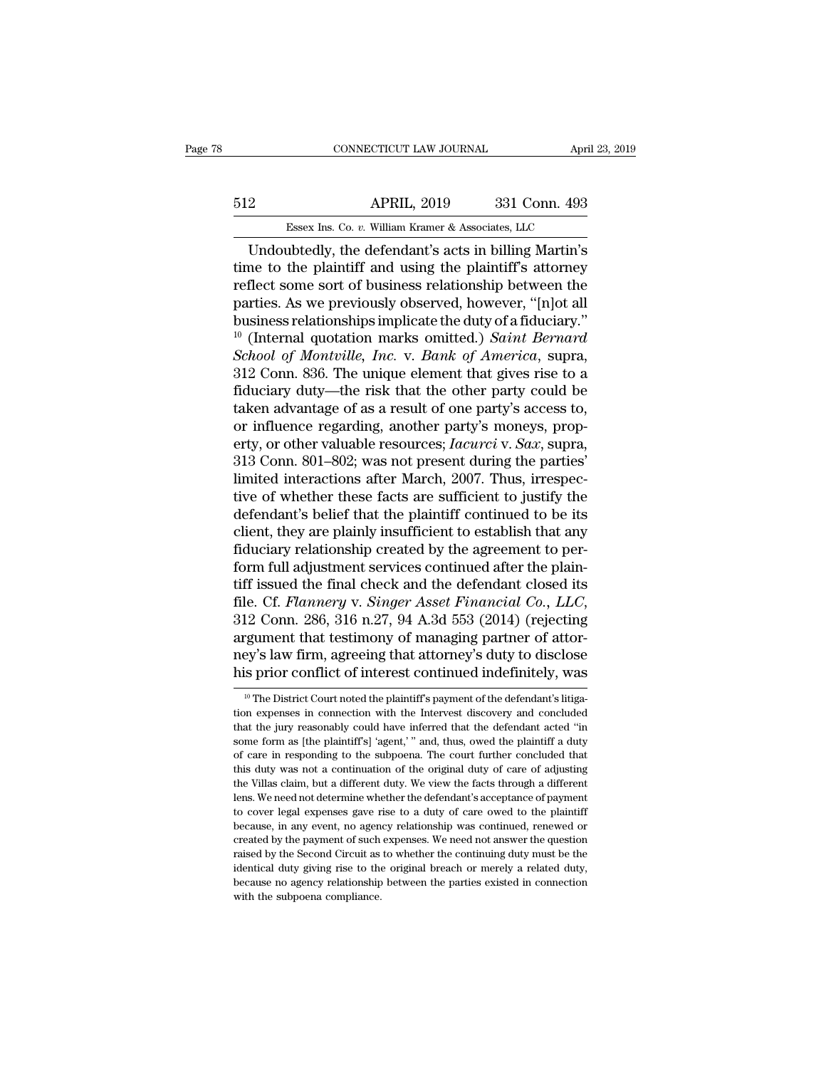Undoubtedly, the defendant's acts in billing Martin's time to the plaintiff and using the plaintiff's attorney reflect some sort of business relationship between the parties. As we previously observed, however, "[n]ot all business relationships implicate the duty of a fiduciary."[10] (Internal quotation marks omitted.) *Saint Bernard School of Montville, Inc.* v. *Bank of America*, supra, 312 Conn. 836. The unique element that gives rise to a fiduciary duty—the risk that the other party could be taken advantage of as a result of one party's access to, or influence regarding, another party's moneys, property, or other valuable resources; *Iacurci* v. *Sax*, supra, 313 Conn. 801–802; was not present during the parties' limited interactions after March, 2007. Thus, irrespective of whether these facts are sufficient to justify the defendant's belief that the plaintiff continued to be its client, they are plainly insufficient to establish that any fiduciary relationship created by the agreement to perform full adjustment services continued after the plaintiff issued the final check and the defendant closed its file. Cf. *Flannery* v. *Singer Asset Financial Co., LLC*, 312 Conn. 286, 316 n.27, 94 A.3d 553 (2014) (rejecting argument that testimony of managing partner of attorney's law firm, agreeing that attorney's duty to disclose his prior conflict of interest continued indefinitely, was

[10] The District Court noted the plaintiff's payment of the defendant's litigation expenses in connection with the Intervest discovery and concluded that the jury reasonably could have inferred that the defendant acted "in some form as [the plaintiff's] 'agent,' " and, thus, owed the plaintiff a duty of care in responding to the subpoena. The court further concluded that this duty was not a continuation of the original duty of care of adjusting the Villas claim, but a different duty. We view the facts through a different lens. We need not determine whether the defendant's acceptance of payment to cover legal expenses gave rise to a duty of care owed to the plaintiff because, in any event, no agency relationship was continued, renewed or created by the payment of such expenses. We need not answer the question raised by the Second Circuit as to whether the continuing duty must be the identical duty giving rise to the original breach or merely a related duty, because no agency relationship between the parties existed in connection with the subpoena compliance.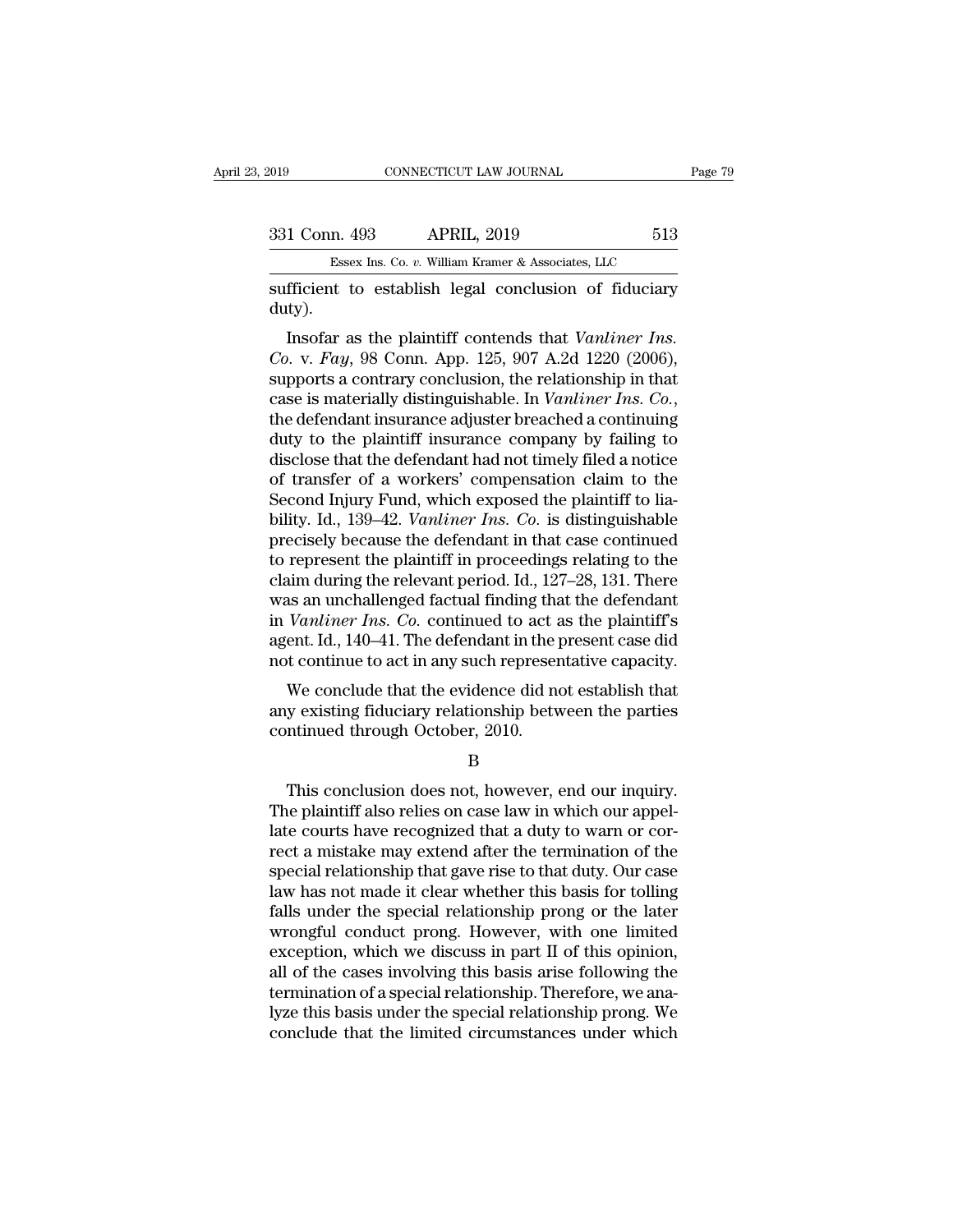sufficient to establish legal conclusion of fiduciary duty).

Insofar as the plaintiff contends that *Vanliner Ins. Co.* v. *Fay*, 98 Conn. App. 125, 907 A.2d 1220 (2006), supports a contrary conclusion, the relationship in that case is materially distinguishable. In *Vanliner Ins. Co.*, the defendant insurance adjuster breached a continuing duty to the plaintiff insurance company by failing to disclose that the defendant had not timely filed a notice of transfer of a workers' compensation claim to the Second Injury Fund, which exposed the plaintiff to liability. Id., 139–42. *Vanliner Ins. Co.* is distinguishable precisely because the defendant in that case continued to represent the plaintiff in proceedings relating to the claim during the relevant period. Id., 127–28, 131. There was an unchallenged factual finding that the defendant in *Vanliner Ins. Co.* continued to act as the plaintiff's agent. Id., 140–41. The defendant in the present case did not continue to act in any such representative capacity.

We conclude that the evidence did not establish that any existing fiduciary relationship between the parties continued through October, 2010.

B

This conclusion does not, however, end our inquiry. The plaintiff also relies on case law in which our appellate courts have recognized that a duty to warn or correct a mistake may extend after the termination of the special relationship that gave rise to that duty. Our case law has not made it clear whether this basis for tolling falls under the special relationship prong or the later wrongful conduct prong. However, with one limited exception, which we discuss in part II of this opinion, all of the cases involving this basis arise following the termination of a special relationship. Therefore, we analyze this basis under the special relationship prong. We conclude that the limited circumstances under which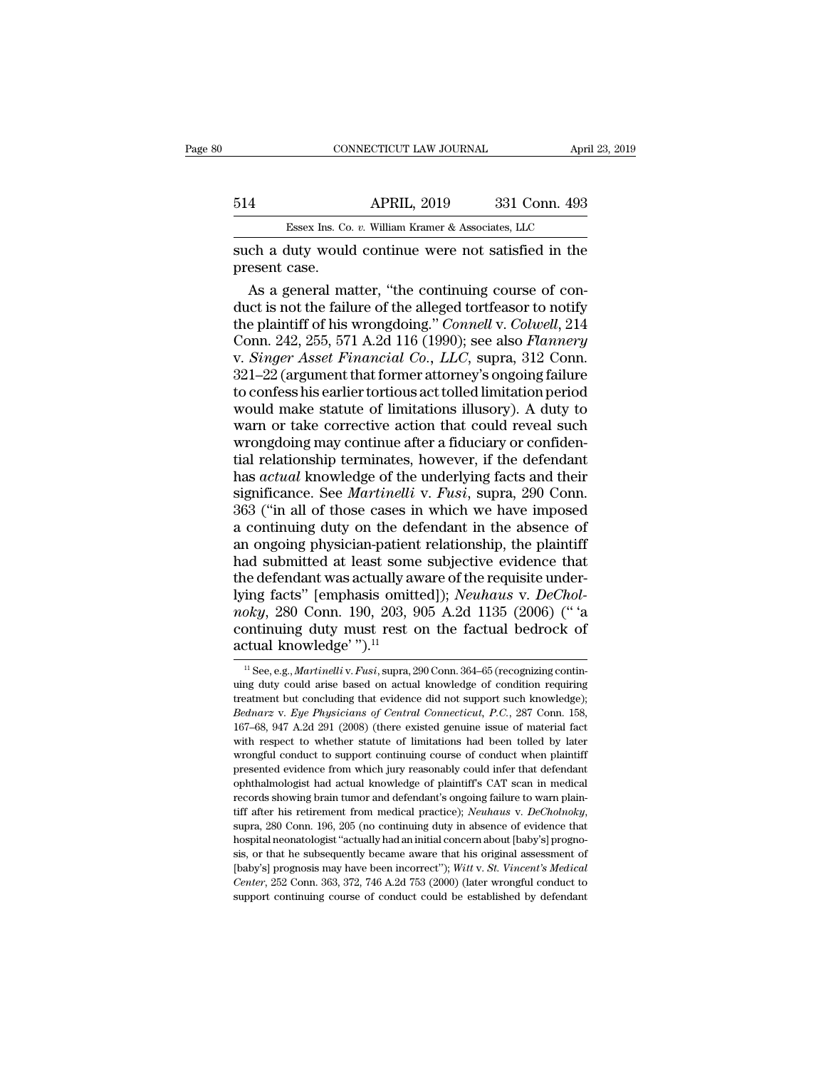such a duty would continue were not satisfied in the present case.

As a general matter, "the continuing course of conduct is not the failure of the alleged tortfeasor to notify the plaintiff of his wrongdoing." *Connell* v. *Colwell*, 214 Conn. 242, 255, 571 A.2d 116 (1990); see also *Flannery* v. *Singer Asset Financial Co., LLC*, supra, 312 Conn. 321–22 (argument that former attorney's ongoing failure to confess his earlier tortious act tolled limitation period would make statute of limitations illusory). A duty to warn or take corrective action that could reveal such wrongdoing may continue after a fiduciary or confidential relationship terminates, however, if the defendant has *actual* knowledge of the underlying facts and their significance. See *Martinelli* v. *Fusi*, supra, 290 Conn. 363 ("in all of those cases in which we have imposed a continuing duty on the defendant in the absence of an ongoing physician-patient relationship, the plaintiff had submitted at least some subjective evidence that the defendant was actually aware of the requisite underlying facts" [emphasis omitted]); *Neuhaus* v. *DeCholnoky*, 280 Conn. 190, 203, 905 A.2d 1135 (2006) (" 'a continuing duty must rest on the factual bedrock of actual knowledge' ").[11]

[11] See, e.g., *Martinelli* v. *Fusi*, supra, 290 Conn. 364–65 (recognizing continuing duty could arise based on actual knowledge of condition requiring treatment but concluding that evidence did not support such knowledge); *Bednarz* v. *Eye Physicians of Central Connecticut, P.C.*, 287 Conn. 158, 167–68, 947 A.2d 291 (2008) (there existed genuine issue of material fact with respect to whether statute of limitations had been tolled by later wrongful conduct to support continuing course of conduct when plaintiff presented evidence from which jury reasonably could infer that defendant ophthalmologist had actual knowledge of plaintiff's CAT scan in medical records showing brain tumor and defendant's ongoing failure to warn plaintiff after his retirement from medical practice); *Neuhaus* v. *DeCholnoky*, supra, 280 Conn. 196, 205 (no continuing duty in absence of evidence that hospital neonatologist "actually had an initial concern about [baby's] prognosis, or that he subsequently became aware that his original assessment of [baby's] prognosis may have been incorrect"); *Witt* v. *St. Vincent's Medical Center*, 252 Conn. 363, 372, 746 A.2d 753 (2000) (later wrongful conduct to support continuing course of conduct could be established by defendant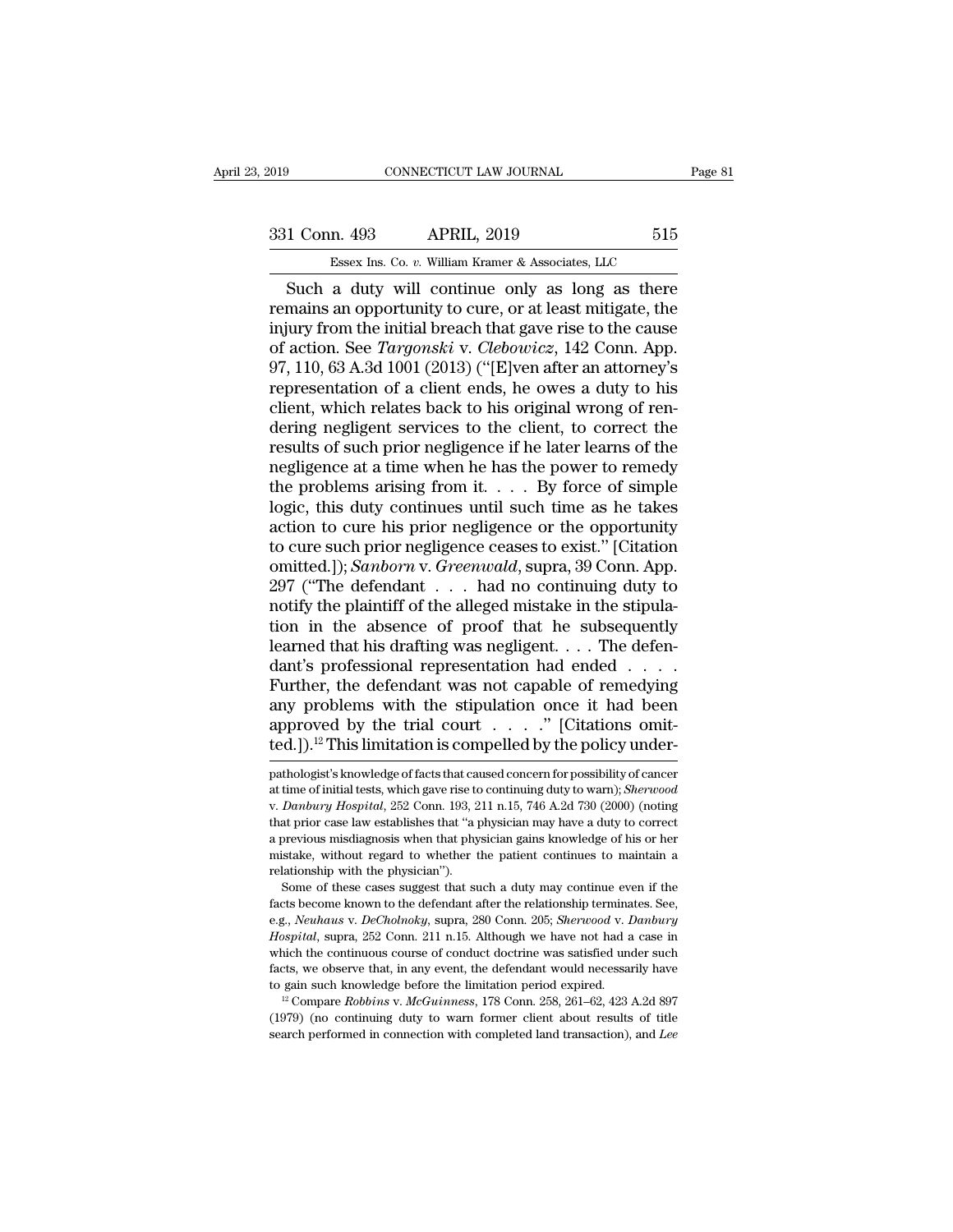Such a duty will continue only as long as there remains an opportunity to cure, or at least mitigate, the injury from the initial breach that gave rise to the cause of action. See *Targonski* v. *Clebowicz*, 142 Conn. App. 97, 110, 63 A.3d 1001 (2013) ("[E]ven after an attorney's representation of a client ends, he owes a duty to his client, which relates back to his original wrong of rendering negligent services to the client, to correct the results of such prior negligence if he later learns of the negligence at a time when he has the power to remedy the problems arising from it. . . . By force of simple logic, this duty continues until such time as he takes action to cure his prior negligence or the opportunity to cure such prior negligence ceases to exist." [Citation omitted.]); *Sanborn* v. *Greenwald*, supra, 39 Conn. App. 297 ("The defendant . . . had no continuing duty to notify the plaintiff of the alleged mistake in the stipulation in the absence of proof that he subsequently learned that his drafting was negligent. . . . The defendant's professional representation had ended . . . . Further, the defendant was not capable of remedying any problems with the stipulation once it had been approved by the trial court . . . ." [Citations omitted.]).[12] This limitation is compelled by the policy under-

pathologist's knowledge of facts that caused concern for possibility of cancer at time of initial tests, which gave rise to continuing duty to warn); *Sherwood* v. *Danbury Hospital*, 252 Conn. 193, 211 n.15, 746 A.2d 730 (2000) (noting that prior case law establishes that "a physician may have a duty to correct a previous misdiagnosis when that physician gains knowledge of his or her mistake, without regard to whether the patient continues to maintain a relationship with the physician").

Some of these cases suggest that such a duty may continue even if the facts become known to the defendant after the relationship terminates. See, e.g., *Neuhaus* v. *DeCholnoky*, supra, 280 Conn. 205; *Sherwood* v. *Danbury Hospital*, supra, 252 Conn. 211 n.15. Although we have not had a case in which the continuous course of conduct doctrine was satisfied under such facts, we observe that, in any event, the defendant would necessarily have to gain such knowledge before the limitation period expired.

[12] Compare *Robbins* v. *McGuinness*, 178 Conn. 258, 261–62, 423 A.2d 897 (1979) (no continuing duty to warn former client about results of title search performed in connection with completed land transaction), and *Lee*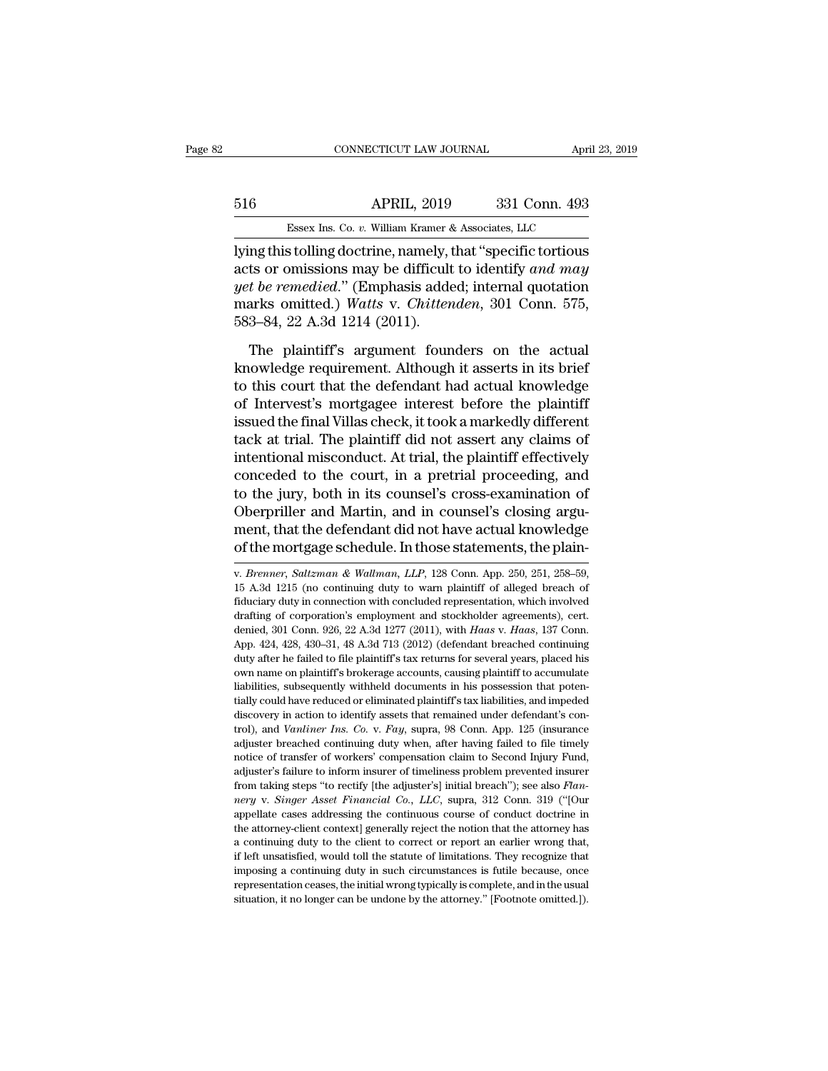lying this tolling doctrine, namely, that "specific tortious acts or omissions may be difficult to identify *and may yet be remedied*." (Emphasis added; internal quotation marks omitted.) *Watts* v. *Chittenden*, 301 Conn. 575, 583–84, 22 A.3d 1214 (2011).

The plaintiff's argument founders on the actual knowledge requirement. Although it asserts in its brief to this court that the defendant had actual knowledge of Intervest's mortgagee interest before the plaintiff issued the final Villas check, it took a markedly different tack at trial. The plaintiff did not assert any claims of intentional misconduct. At trial, the plaintiff effectively conceded to the court, in a pretrial proceeding, and to the jury, both in its counsel's cross-examination of Oberpriller and Martin, and in counsel's closing argument, that the defendant did not have actual knowledge of the mortgage schedule. In those statements, the plain-

v. *Brenner, Saltzman & Wallman, LLP*, 128 Conn. App. 250, 251, 258–59, 15 A.3d 1215 (no continuing duty to warn plaintiff of alleged breach of fiduciary duty in connection with concluded representation, which involved drafting of corporation's employment and stockholder agreements), cert. denied, 301 Conn. 926, 22 A.3d 1277 (2011), with *Haas* v. *Haas*, 137 Conn. App. 424, 428, 430–31, 48 A.3d 713 (2012) (defendant breached continuing duty after he failed to file plaintiff's tax returns for several years, placed his own name on plaintiff's brokerage accounts, causing plaintiff to accumulate liabilities, subsequently withheld documents in his possession that potentially could have reduced or eliminated plaintiff's tax liabilities, and impeded discovery in action to identify assets that remained under defendant's control), and *Vanliner Ins. Co.* v. *Fay*, supra, 98 Conn. App. 125 (insurance adjuster breached continuing duty when, after having failed to file timely notice of transfer of workers' compensation claim to Second Injury Fund, adjuster's failure to inform insurer of timeliness problem prevented insurer from taking steps "to rectify [the adjuster's] initial breach"); see also *Flannery* v. *Singer Asset Financial Co., LLC*, supra, 312 Conn. 319 ("[Our appellate cases addressing the continuous course of conduct doctrine in the attorney-client context] generally reject the notion that the attorney has a continuing duty to the client to correct or report an earlier wrong that, if left unsatisfied, would toll the statute of limitations. They recognize that imposing a continuing duty in such circumstances is futile because, once representation ceases, the initial wrong typically is complete, and in the usual situation, it no longer can be undone by the attorney." [Footnote omitted.]).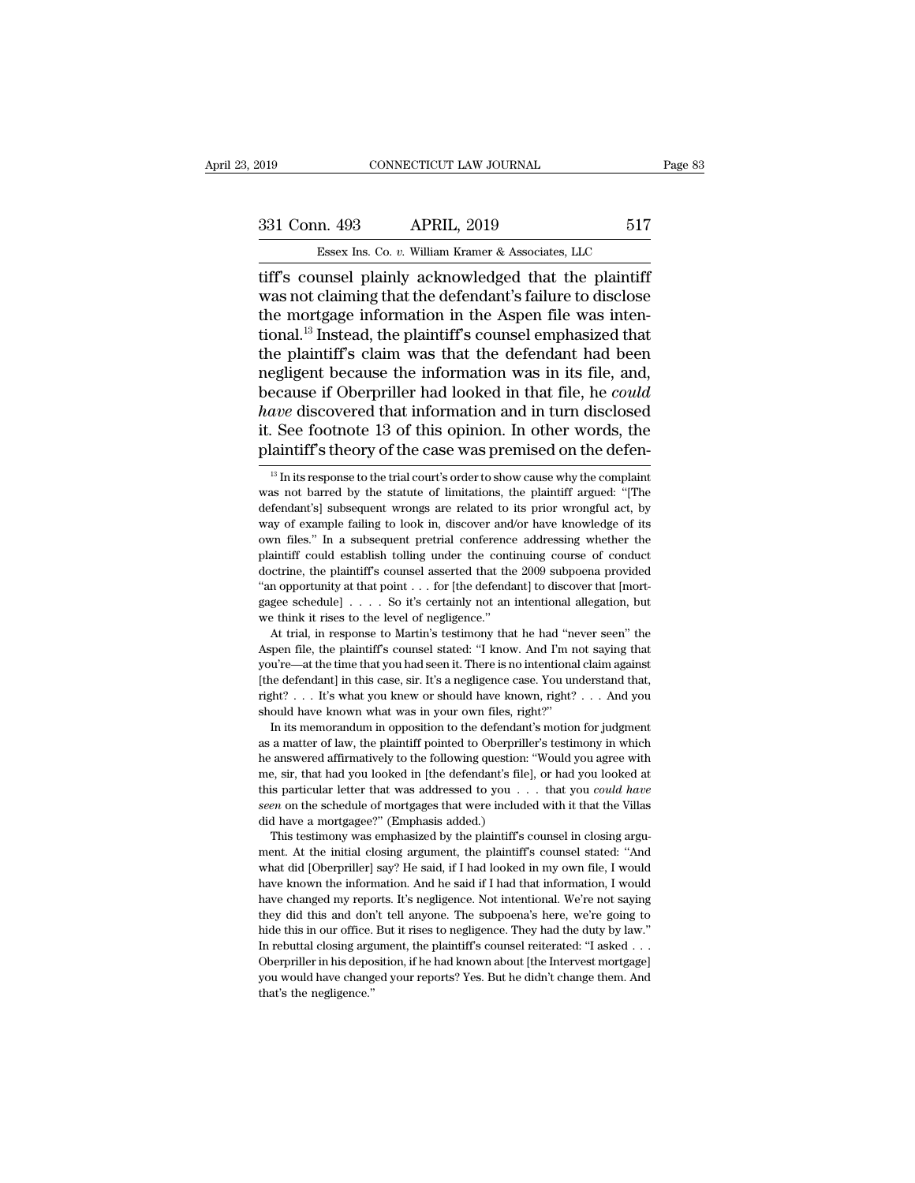tiff's counsel plainly acknowledged that the plaintiff was not claiming that the defendant's failure to disclose the mortgage information in the Aspen file was intentional.[13] Instead, the plaintiff's counsel emphasized that the plaintiff's claim was that the defendant had been negligent because the information was in its file, and, because if Oberpriller had looked in that file, he *could have* discovered that information and in turn disclosed it. See footnote 13 of this opinion. In other words, the plaintiff's theory of the case was premised on the defen-

[13] In its response to the trial court's order to show cause why the complaint was not barred by the statute of limitations, the plaintiff argued: "[The defendant's] subsequent wrongs are related to its prior wrongful act, by way of example failing to look in, discover and/or have knowledge of its own files." In a subsequent pretrial conference addressing whether the plaintiff could establish tolling under the continuing course of conduct doctrine, the plaintiff's counsel asserted that the 2009 subpoena provided "an opportunity at that point . . . for [the defendant] to discover that [mortgagee schedule] . . . . So it's certainly not an intentional allegation, but we think it rises to the level of negligence."

At trial, in response to Martin's testimony that he had "never seen" the Aspen file, the plaintiff's counsel stated: "I know. And I'm not saying that you're—at the time that you had seen it. There is no intentional claim against [the defendant] in this case, sir. It's a negligence case. You understand that, right? . . . It's what you knew or should have known, right? . . . And you should have known what was in your own files, right?"

In its memorandum in opposition to the defendant's motion for judgment as a matter of law, the plaintiff pointed to Oberpriller's testimony in which he answered affirmatively to the following question: "Would you agree with me, sir, that had you looked in [the defendant's file], or had you looked at this particular letter that was addressed to you . . . that you *could have seen* on the schedule of mortgages that were included with it that the Villas did have a mortgagee?" (Emphasis added.)

This testimony was emphasized by the plaintiff's counsel in closing argument. At the initial closing argument, the plaintiff's counsel stated: "And what did [Oberpriller] say? He said, if I had looked in my own file, I would have known the information. And he said if I had that information, I would have changed my reports. It's negligence. Not intentional. We're not saying they did this and don't tell anyone. The subpoena's here, we're going to hide this in our office. But it rises to negligence. They had the duty by law." In rebuttal closing argument, the plaintiff's counsel reiterated: "I asked . . . Oberpriller in his deposition, if he had known about [the Intervest mortgage] you would have changed your reports? Yes. But he didn't change them. And that's the negligence."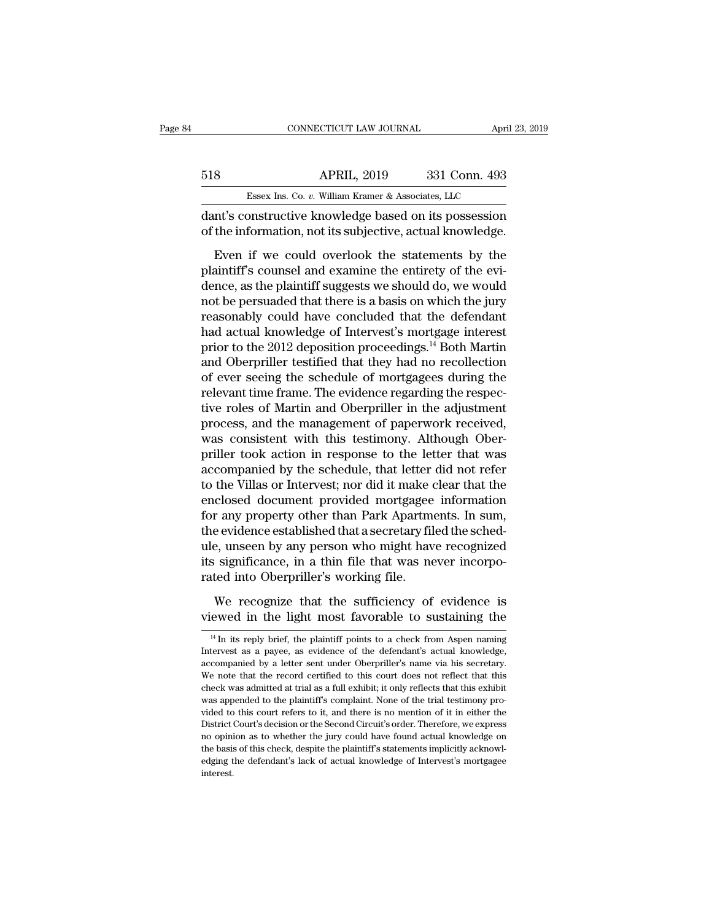dant's constructive knowledge based on its possession of the information, not its subjective, actual knowledge.

Even if we could overlook the statements by the plaintiff's counsel and examine the entirety of the evidence, as the plaintiff suggests we should do, we would not be persuaded that there is a basis on which the jury reasonably could have concluded that the defendant had actual knowledge of Intervest's mortgage interest prior to the 2012 deposition proceedings.[14] Both Martin and Oberpriller testified that they had no recollection of ever seeing the schedule of mortgagees during the relevant time frame. The evidence regarding the respective roles of Martin and Oberpriller in the adjustment process, and the management of paperwork received, was consistent with this testimony. Although Oberpriller took action in response to the letter that was accompanied by the schedule, that letter did not refer to the Villas or Intervest; nor did it make clear that the enclosed document provided mortgagee information for any property other than Park Apartments. In sum, the evidence established that a secretary filed the schedule, unseen by any person who might have recognized its significance, in a thin file that was never incorporated into Oberpriller's working file.

We recognize that the sufficiency of evidence is viewed in the light most favorable to sustaining the

[14] In its reply brief, the plaintiff points to a check from Aspen naming Intervest as a payee, as evidence of the defendant's actual knowledge, accompanied by a letter sent under Oberpriller's name via his secretary. We note that the record certified to this court does not reflect that this check was admitted at trial as a full exhibit; it only reflects that this exhibit was appended to the plaintiff's complaint. None of the trial testimony provided to this court refers to it, and there is no mention of it in either the District Court's decision or the Second Circuit's order. Therefore, we express no opinion as to whether the jury could have found actual knowledge on the basis of this check, despite the plaintiff's statements implicitly acknowledging the defendant's lack of actual knowledge of Intervest's mortgagee interest.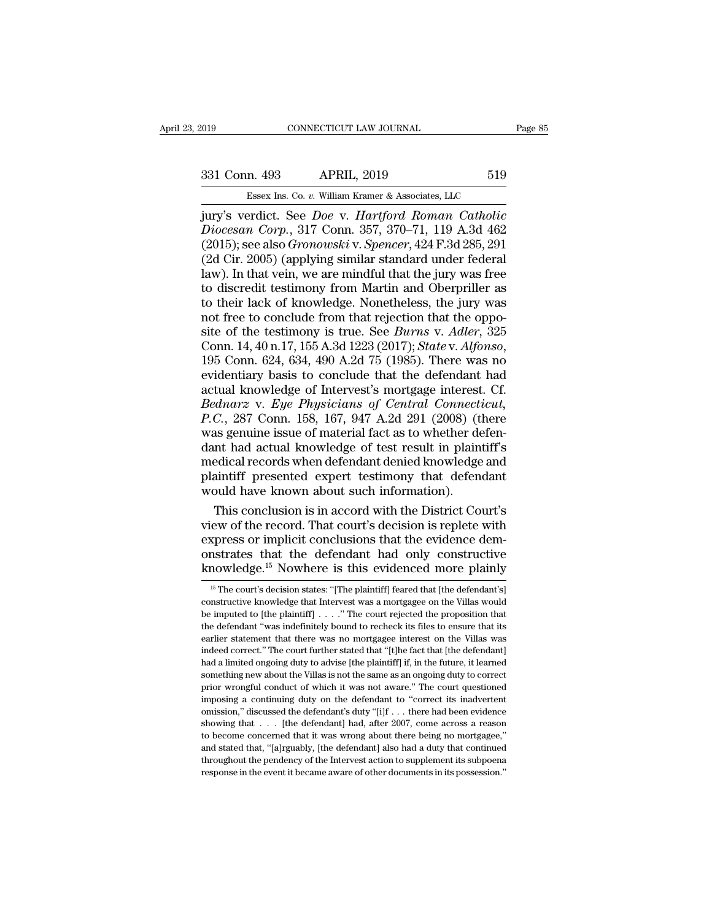jury's verdict. See *Doe* v. *Hartford Roman Catholic Diocesan Corp.*, 317 Conn. 357, 370–71, 119 A.3d 462 (2015); see also *Gronowski* v. *Spencer*, 424 F.3d 285, 291 (2d Cir. 2005) (applying similar standard under federal law). In that vein, we are mindful that the jury was free to discredit testimony from Martin and Oberpriller as to their lack of knowledge. Nonetheless, the jury was not free to conclude from that rejection that the opposite of the testimony is true. See *Burns* v. *Adler*, 325 Conn. 14, 40 n.17, 155 A.3d 1223 (2017); *State* v. *Alfonso*, 195 Conn. 624, 634, 490 A.2d 75 (1985). There was no evidentiary basis to conclude that the defendant had actual knowledge of Intervest's mortgage interest. Cf. *Bednarz* v. *Eye Physicians of Central Connecticut, P.C.*, 287 Conn. 158, 167, 947 A.2d 291 (2008) (there was genuine issue of material fact as to whether defendant had actual knowledge of test result in plaintiff's medical records when defendant denied knowledge and plaintiff presented expert testimony that defendant would have known about such information).

This conclusion is in accord with the District Court's view of the record. That court's decision is replete with express or implicit conclusions that the evidence demonstrates that the defendant had only constructive knowledge.[15] Nowhere is this evidenced more plainly

[15] The court's decision states: "[The plaintiff] feared that [the defendant's] constructive knowledge that Intervest was a mortgagee on the Villas would be imputed to [the plaintiff] . . . ." The court rejected the proposition that the defendant "was indefinitely bound to recheck its files to ensure that its earlier statement that there was no mortgagee interest on the Villas was indeed correct." The court further stated that "[t]he fact that [the defendant] had a limited ongoing duty to advise [the plaintiff] if, in the future, it learned something new about the Villas is not the same as an ongoing duty to correct prior wrongful conduct of which it was not aware." The court questioned imposing a continuing duty on the defendant to "correct its inadvertent omission," discussed the defendant's duty "[i]f . . . there had been evidence showing that . . . [the defendant] had, after 2007, come across a reason to become concerned that it was wrong about there being no mortgagee," and stated that, "[a]rguably, [the defendant] also had a duty that continued throughout the pendency of the Intervest action to supplement its subpoena response in the event it became aware of other documents in its possession."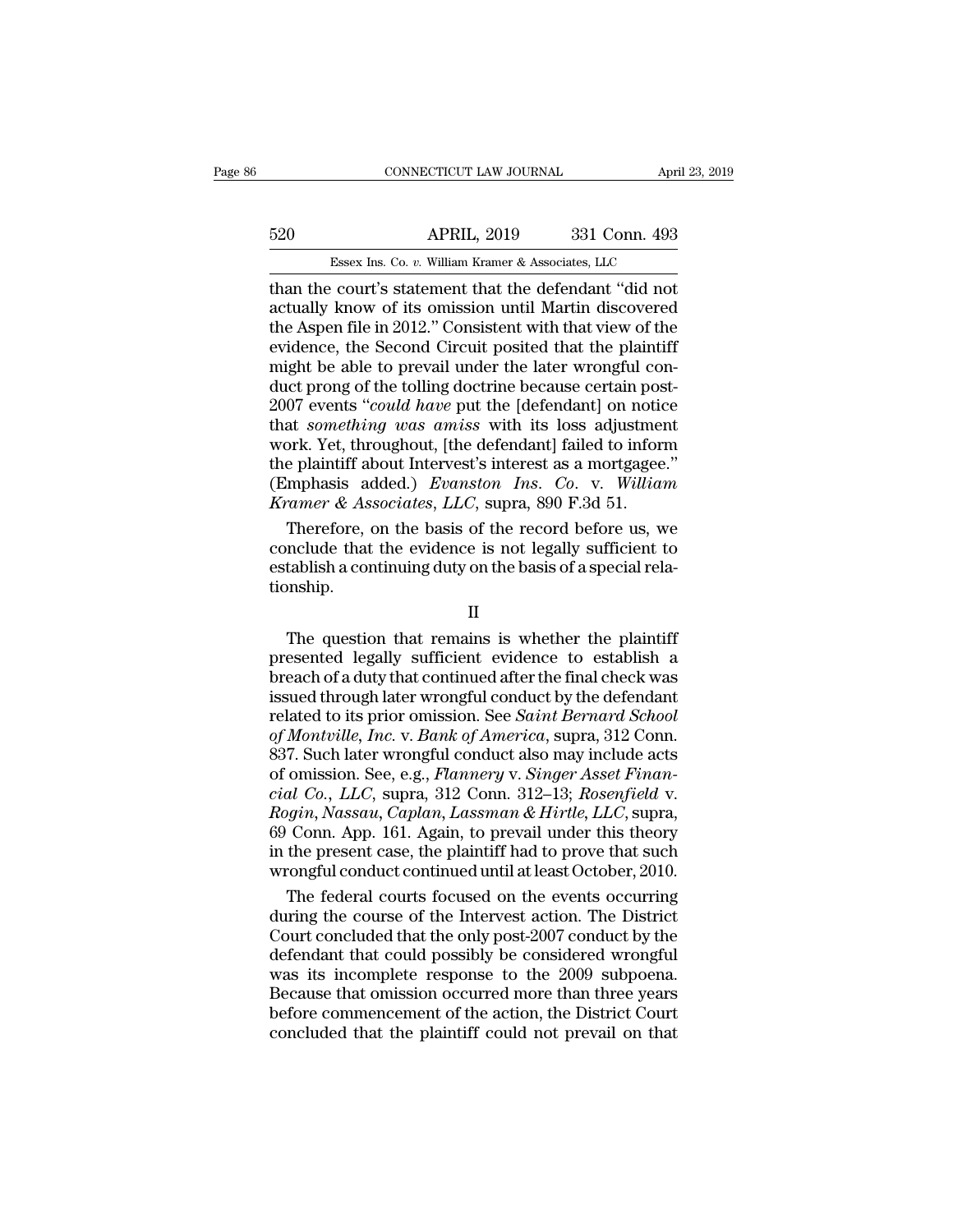than the court's statement that the defendant "did not actually know of its omission until Martin discovered the Aspen file in 2012." Consistent with that view of the evidence, the Second Circuit posited that the plaintiff might be able to prevail under the later wrongful conduct prong of the tolling doctrine because certain post-2007 events "*could have* put the [defendant] on notice that *something was amiss* with its loss adjustment work. Yet, throughout, [the defendant] failed to inform the plaintiff about Intervest's interest as a mortgagee." (Emphasis added.) *Evanston Ins. Co.* v. *William Kramer & Associates, LLC*, supra, 890 F.3d 51.

Therefore, on the basis of the record before us, we conclude that the evidence is not legally sufficient to establish a continuing duty on the basis of a special relationship.

II

The question that remains is whether the plaintiff presented legally sufficient evidence to establish a breach of a duty that continued after the final check was issued through later wrongful conduct by the defendant related to its prior omission. See *Saint Bernard School of Montville, Inc.* v. *Bank of America*, supra, 312 Conn. 837. Such later wrongful conduct also may include acts of omission. See, e.g., *Flannery* v. *Singer Asset Financial Co., LLC*, supra, 312 Conn. 312–13; *Rosenfield* v. *Rogin, Nassau, Caplan, Lassman & Hirtle, LLC*, supra, 69 Conn. App. 161. Again, to prevail under this theory in the present case, the plaintiff had to prove that such wrongful conduct continued until at least October, 2010.

The federal courts focused on the events occurring during the course of the Intervest action. The District Court concluded that the only post-2007 conduct by the defendant that could possibly be considered wrongful was its incomplete response to the 2009 subpoena. Because that omission occurred more than three years before commencement of the action, the District Court concluded that the plaintiff could not prevail on that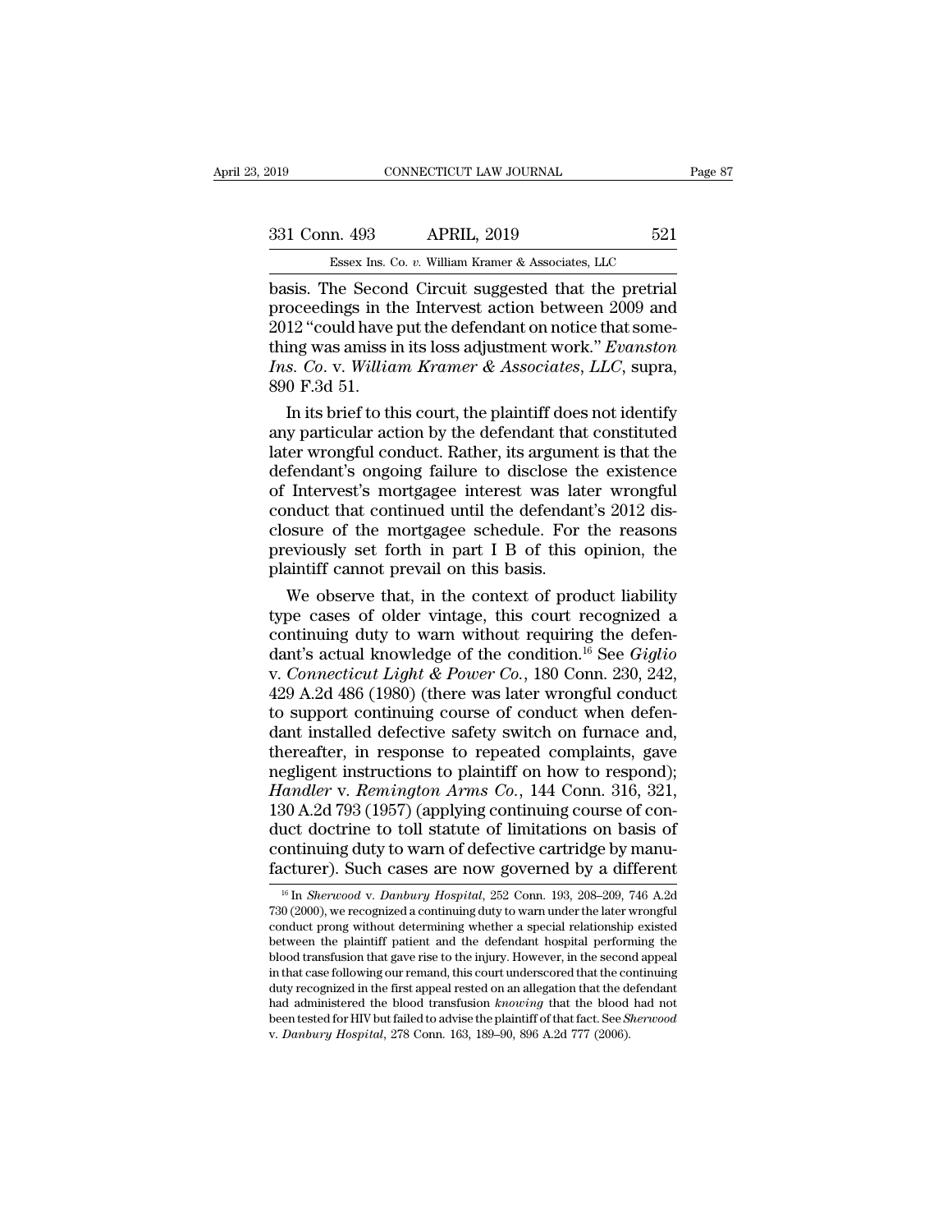basis. The Second Circuit suggested that the pretrial proceedings in the Intervest action between 2009 and 2012 "could have put the defendant on notice that something was amiss in its loss adjustment work." *Evanston Ins. Co.* v. *William Kramer & Associates, LLC*, supra, 890 F.3d 51.

In its brief to this court, the plaintiff does not identify any particular action by the defendant that constituted later wrongful conduct. Rather, its argument is that the defendant's ongoing failure to disclose the existence of Intervest's mortgagee interest was later wrongful conduct that continued until the defendant's 2012 disclosure of the mortgagee schedule. For the reasons previously set forth in part I B of this opinion, the plaintiff cannot prevail on this basis.

We observe that, in the context of product liability type cases of older vintage, this court recognized a continuing duty to warn without requiring the defendant's actual knowledge of the condition.[16] See *Giglio* v. *Connecticut Light & Power Co.*, 180 Conn. 230, 242, 429 A.2d 486 (1980) (there was later wrongful conduct to support continuing course of conduct when defendant installed defective safety switch on furnace and, thereafter, in response to repeated complaints, gave negligent instructions to plaintiff on how to respond); *Handler* v. *Remington Arms Co.*, 144 Conn. 316, 321, 130 A.2d 793 (1957) (applying continuing course of conduct doctrine to toll statute of limitations on basis of continuing duty to warn of defective cartridge by manufacturer). Such cases are now governed by a different

[16] In *Sherwood* v. *Danbury Hospital*, 252 Conn. 193, 208–209, 746 A.2d 730 (2000), we recognized a continuing duty to warn under the later wrongful conduct prong without determining whether a special relationship existed between the plaintiff patient and the defendant hospital performing the blood transfusion that gave rise to the injury. However, in the second appeal in that case following our remand, this court underscored that the continuing duty recognized in the first appeal rested on an allegation that the defendant had administered the blood transfusion *knowing* that the blood had not been tested for HIV but failed to advise the plaintiff of that fact. See *Sherwood* v. *Danbury Hospital*, 278 Conn. 163, 189–90, 896 A.2d 777 (2006).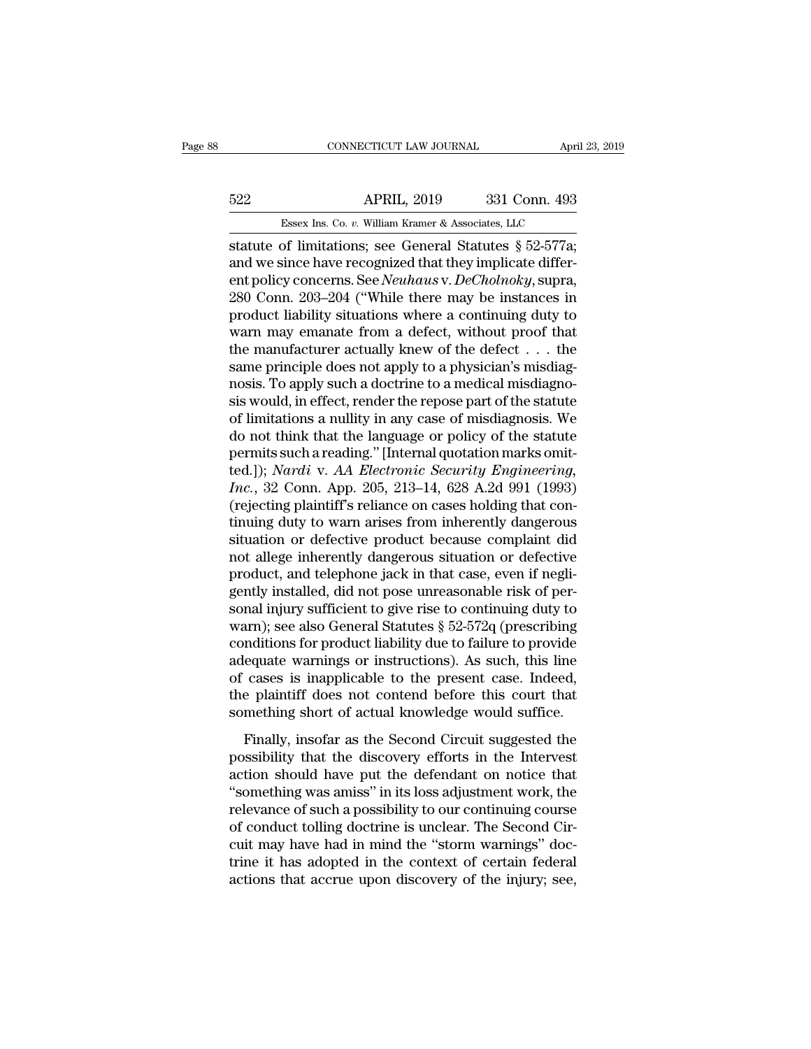statute of limitations; see General Statutes § 52-577a; and we since have recognized that they implicate different policy concerns. See *Neuhaus* v. *DeCholnoky*, supra, 280 Conn. 203–204 ("While there may be instances in product liability situations where a continuing duty to warn may emanate from a defect, without proof that the manufacturer actually knew of the defect . . . the same principle does not apply to a physician's misdiagnosis. To apply such a doctrine to a medical misdiagnosis would, in effect, render the repose part of the statute of limitations a nullity in any case of misdiagnosis. We do not think that the language or policy of the statute permits such a reading." [Internal quotation marks omitted.]); *Nardi* v. *AA Electronic Security Engineering, Inc.*, 32 Conn. App. 205, 213–14, 628 A.2d 991 (1993) (rejecting plaintiff's reliance on cases holding that continuing duty to warn arises from inherently dangerous situation or defective product because complaint did not allege inherently dangerous situation or defective product, and telephone jack in that case, even if negligently installed, did not pose unreasonable risk of personal injury sufficient to give rise to continuing duty to warn); see also General Statutes § 52-572q (prescribing conditions for product liability due to failure to provide adequate warnings or instructions). As such, this line of cases is inapplicable to the present case. Indeed, the plaintiff does not contend before this court that something short of actual knowledge would suffice.

Finally, insofar as the Second Circuit suggested the possibility that the discovery efforts in the Intervest action should have put the defendant on notice that "something was amiss" in its loss adjustment work, the relevance of such a possibility to our continuing course of conduct tolling doctrine is unclear. The Second Circuit may have had in mind the "storm warnings" doctrine it has adopted in the context of certain federal actions that accrue upon discovery of the injury; see,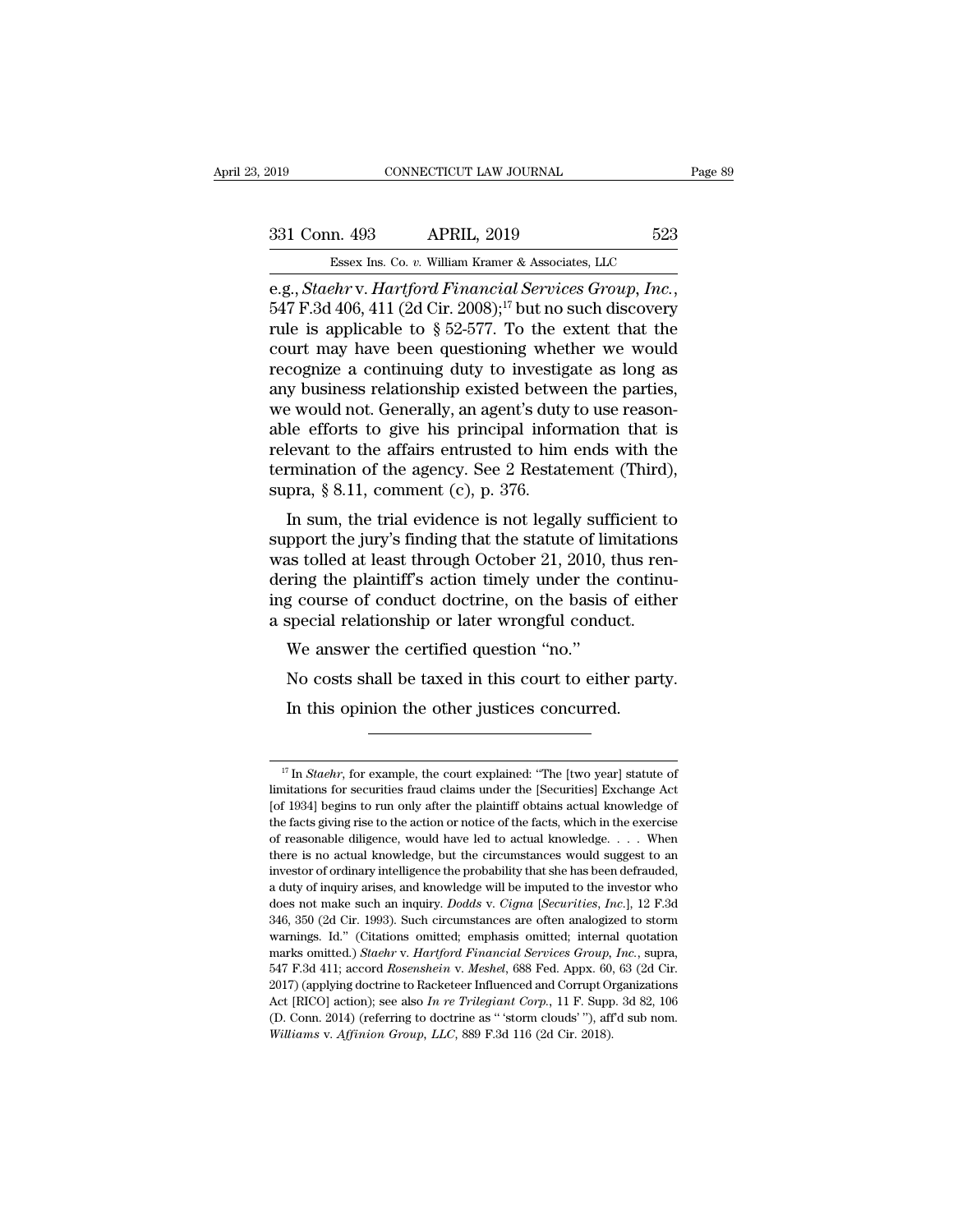e.g., *Staehr* v. *Hartford Financial Services Group, Inc.*, 547 F.3d 406, 411 (2d Cir. 2008);[17] but no such discovery rule is applicable to § 52-577. To the extent that the court may have been questioning whether we would recognize a continuing duty to investigate as long as any business relationship existed between the parties, we would not. Generally, an agent's duty to use reasonable efforts to give his principal information that is relevant to the affairs entrusted to him ends with the termination of the agency. See 2 Restatement (Third), supra, § 8.11, comment (c), p. 376.

In sum, the trial evidence is not legally sufficient to support the jury's finding that the statute of limitations was tolled at least through October 21, 2010, thus rendering the plaintiff's action timely under the continuing course of conduct doctrine, on the basis of either a special relationship or later wrongful conduct.

We answer the certified question "no."

No costs shall be taxed in this court to either party.

In this opinion the other justices concurred.

---

[17] In *Staehr*, for example, the court explained: "The [two year] statute of limitations for securities fraud claims under the [Securities] Exchange Act [of 1934] begins to run only after the plaintiff obtains actual knowledge of the facts giving rise to the action or notice of the facts, which in the exercise of reasonable diligence, would have led to actual knowledge. . . . When there is no actual knowledge, but the circumstances would suggest to an investor of ordinary intelligence the probability that she has been defrauded, a duty of inquiry arises, and knowledge will be imputed to the investor who does not make such an inquiry. *Dodds* v. *Cigna* [*Securities, Inc.*], 12 F.3d 346, 350 (2d Cir. 1993). Such circumstances are often analogized to storm warnings. Id." (Citations omitted; emphasis omitted; internal quotation marks omitted.) *Staehr* v. *Hartford Financial Services Group, Inc.*, supra, 547 F.3d 411; accord *Rosenshein* v. *Meshel*, 688 Fed. Appx. 60, 63 (2d Cir. 2017) (applying doctrine to Racketeer Influenced and Corrupt Organizations Act [RICO] action); see also *In re Trilegiant Corp.*, 11 F. Supp. 3d 82, 106 (D. Conn. 2014) (referring to doctrine as " 'storm clouds' "), aff'd sub nom. *Williams* v. *Affinion Group, LLC*, 889 F.3d 116 (2d Cir. 2018).